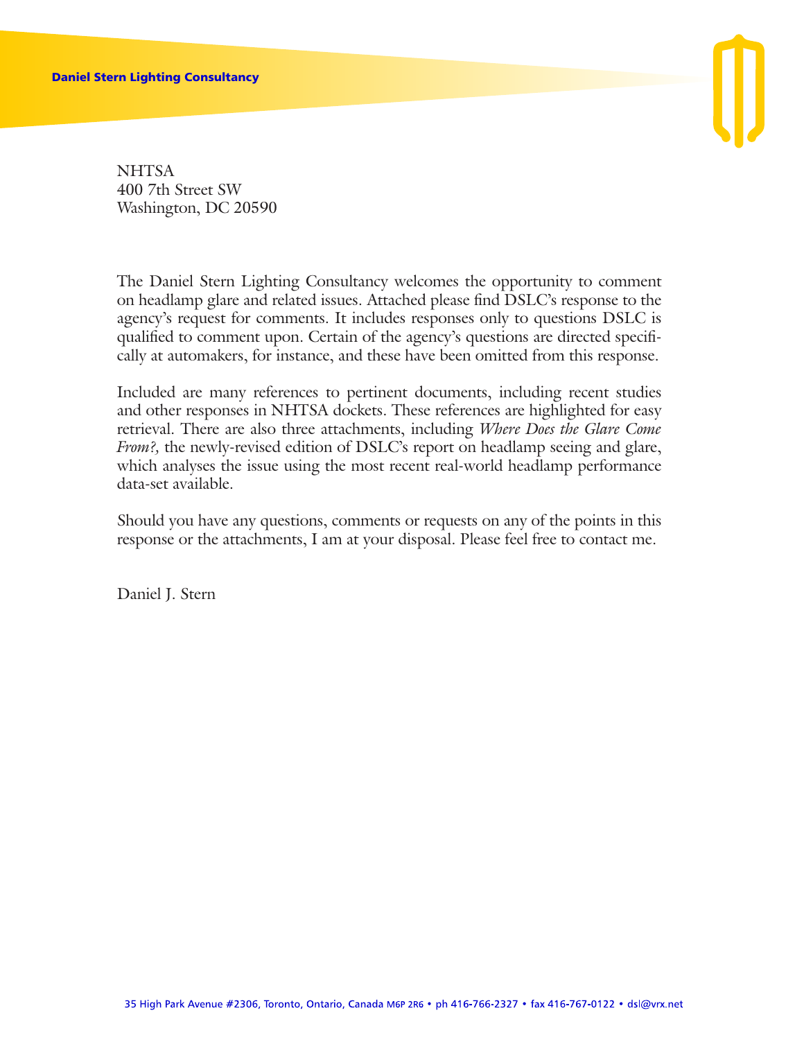Daniel Stern Lighting Consultancy

NHTSA
400 7th Street SW
Washington, DC 20590

The Daniel Stern Lighting Consultancy welcomes the opportunity to comment on headlamp glare and related issues. Attached please find DSLC's response to the agency's request for comments. It includes responses only to questions DSLC is qualified to comment upon. Certain of the agency's questions are directed specifically at automakers, for instance, and these have been omitted from this response.

Included are many references to pertinent documents, including recent studies and other responses in NHTSA dockets. These references are highlighted for easy retrieval. There are also three attachments, including *Where Does the Glare Come From?,* the newly-revised edition of DSLC's report on headlamp seeing and glare, which analyses the issue using the most recent real-world headlamp performance data-set available.

Should you have any questions, comments or requests on any of the points in this response or the attachments, I am at your disposal. Please feel free to contact me.

Daniel J. Stern

35 High Park Avenue #2306, Toronto, Ontario, Canada M6P 2R6 • ph 416-766-2327 • fax 416-767-0122 • dsl@vrx.net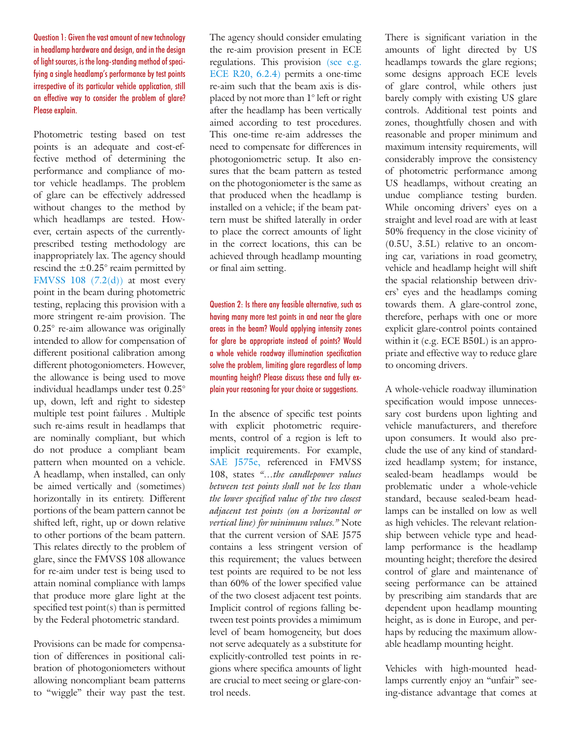**Question 1: Given the vast amount of new technology in headlamp hardware and design, and in the design of light sources, is the long-standing method of specifying a single headlamp's performance by test points irrespective of its particular vehicle application, still an effective way to consider the problem of glare? Please explain.**

Photometric testing based on test points is an adequate and cost-effective method of determining the performance and compliance of motor vehicle headlamps. The problem of glare can be effectively addressed without changes to the method by which headlamps are tested. However, certain aspects of the currently-prescribed testing methodology are inappropriately lax. The agency should rescind the ±0.25° reaim permitted by FMVSS 108 (7.2(d)) at most every point in the beam during photometric testing, replacing this provision with a more stringent re-aim provision. The 0.25° re-aim allowance was originally intended to allow for compensation of different positional calibration among different photogoniometers. However, the allowance is being used to move individual headlamps under test 0.25° up, down, left and right to sidestep multiple test point failures . Multiple such re-aims result in headlamps that are nominally compliant, but which do not produce a compliant beam pattern when mounted on a vehicle. A headlamp, when installed, can only be aimed vertically and (sometimes) horizontally in its entirety. Different portions of the beam pattern cannot be shifted left, right, up or down relative to other portions of the beam pattern. This relates directly to the problem of glare, since the FMVSS 108 allowance for re-aim under test is being used to attain nominal compliance with lamps that produce more glare light at the specified test point(s) than is permitted by the Federal photometric standard.

Provisions can be made for compensation of differences in positional calibration of photogoniometers without allowing noncompliant beam patterns to "wiggle" their way past the test. The agency should consider emulating the re-aim provision present in ECE regulations. This provision (see e.g. ECE R20, 6.2.4) permits a one-time re-aim such that the beam axis is displaced by not more than 1° left or right after the headlamp has been vertically aimed according to test procedures. This one-time re-aim addresses the need to compensate for differences in photogoniometric setup. It also ensures that the beam pattern as tested on the photogoniometer is the same as that produced when the headlamp is installed on a vehicle; if the beam pattern must be shifted laterally in order to place the correct amounts of light in the correct locations, this can be achieved through headlamp mounting or final aim setting.

**Question 2: Is there any feasible alternative, such as having many more test points in and near the glare areas in the beam? Would applying intensity zones for glare be appropriate instead of points? Would a whole vehicle roadway illumination specification solve the problem, limiting glare regardless of lamp mounting height? Please discuss these and fully explain your reasoning for your choice or suggestions.**

In the absence of specific test points with explicit photometric requirements, control of a region is left to implicit requirements. For example, SAE J575e, referenced in FMVSS 108, states *"...the candlepower values between test points shall not be less than the lower specified value of the two closest adjacent test points (on a horizontal or vertical line) for minimum values."* Note that the current version of SAE J575 contains a less stringent version of this requirement; the values between test points are required to be not less than 60% of the lower specified value of the two closest adjacent test points. Implicit control of regions falling between test points provides a mimimum level of beam homogeneity, but does not serve adequately as a substitute for explicitly-controlled test points in regions where specifica amounts of light are crucial to meet seeing or glare-control needs.

There is significant variation in the amounts of light directed by US headlamps towards the glare regions; some designs approach ECE levels of glare control, while others just barely comply with existing US glare controls. Additional test points and zones, thoughtfully chosen and with reasonable and proper minimum and maximum intensity requirements, will considerably improve the consistency of photometric performance among US headlamps, without creating an undue compliance testing burden. While oncoming drivers' eyes on a straight and level road are with at least 50% frequency in the close vicinity of (0.5U, 3.5L) relative to an oncoming car, variations in road geometry, vehicle and headlamp height will shift the spacial relationship between drivers' eyes and the headlamps coming towards them. A glare-control zone, therefore, perhaps with one or more explicit glare-control points contained within it (e.g. ECE B50L) is an appropriate and effective way to reduce glare to oncoming drivers.

A whole-vehicle roadway illumination specification would impose unnecessary cost burdens upon lighting and vehicle manufacturers, and therefore upon consumers. It would also preclude the use of any kind of standardized headlamp system; for instance, sealed-beam headlamps would be problematic under a whole-vehicle standard, because sealed-beam headlamps can be installed on low as well as high vehicles. The relevant relationship between vehicle type and headlamp performance is the headlamp mounting height; therefore the desired control of glare and maintenance of seeing performance can be attained by prescribing aim standards that are dependent upon headlamp mounting height, as is done in Europe, and perhaps by reducing the maximum allowable headlamp mounting height.

Vehicles with high-mounted headlamps currently enjoy an "unfair" seeing-distance advantage that comes at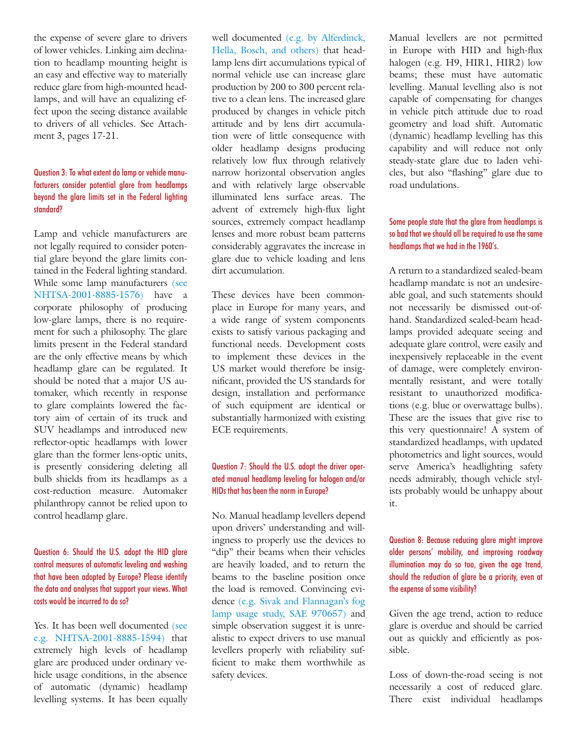the expense of severe glare to drivers of lower vehicles. Linking aim declination to headlamp mounting height is an easy and effective way to materially reduce glare from high-mounted headlamps, and will have an equalizing effect upon the seeing distance available to drivers of all vehicles. See Attachment 3, pages 17-21.

#### Question 3: To what extent do lamp or vehicle manufacturers consider potential glare from headlamps beyond the glare limits set in the Federal lighting standard?

Lamp and vehicle manufacturers are not legally required to consider potential glare beyond the glare limits contained in the Federal lighting standard. While some lamp manufacturers (see NHTSA-2001-8885-1576) have a corporate philosophy of producing low-glare lamps, there is no requirement for such a philosophy. The glare limits present in the Federal standard are the only effective means by which headlamp glare can be regulated. It should be noted that a major US automaker, which recently in response to glare complaints lowered the factory aim of certain of its truck and SUV headlamps and introduced new reflector-optic headlamps with lower glare than the former lens-optic units, is presently considering deleting all bulb shields from its headlamps as a cost-reduction measure. Automaker philanthropy cannot be relied upon to control headlamp glare.

#### Question 6: Should the U.S. adopt the HID glare control measures of automatic leveling and washing that have been adopted by Europe? Please identify the data and analyses that support your views. What costs would be incurred to do so?

Yes. It has been well documented (see e.g. NHTSA-2001-8885-1594) that extremely high levels of headlamp glare are produced under ordinary vehicle usage conditions, in the absence of automatic (dynamic) headlamp levelling systems. It has been equally well documented (e.g. by Alferdinck, Hella, Bosch, and others) that headlamp lens dirt accumulations typical of normal vehicle use can increase glare production by 200 to 300 percent relative to a clean lens. The increased glare produced by changes in vehicle pitch attitude and by lens dirt accumulation were of little consequence with older headlamp designs producing relatively low flux through relatively narrow horizontal observation angles and with relatively large observable illuminated lens surface areas. The advent of extremely high-flux light sources, extremely compact headlamp lenses and more robust beam patterns considerably aggravates the increase in glare due to vehicle loading and lens dirt accumulation.

These devices have been commonplace in Europe for many years, and a wide range of system components exists to satisfy various packaging and functional needs. Development costs to implement these devices in the US market would therefore be insignificant, provided the US standards for design, installation and performance of such equipment are identical or substantially harmonized with existing ECE requirements.

#### Question 7: Should the U.S. adopt the driver operated manual headlamp leveling for halogen and/or HIDs that has been the norm in Europe?

No. Manual headlamp levellers depend upon drivers' understanding and willingness to properly use the devices to "dip" their beams when their vehicles are heavily loaded, and to return the beams to the baseline position once the load is removed. Convincing evidence (e.g. Sivak and Flannagan's fog lamp usage study, SAE 970657) and simple observation suggest it is unrealistic to expect drivers to use manual levellers properly with reliability sufficient to make them worthwhile as safety devices.

Manual levellers are not permitted in Europe with HID and high-flux halogen (e.g. H9, HIR1, HIR2) low beams; these must have automatic levelling. Manual levelling also is not capable of compensating for changes in vehicle pitch attitude due to road geometry and load shift. Automatic (dynamic) headlamp levelling has this capability and will reduce not only steady-state glare due to laden vehicles, but also "flashing" glare due to road undulations.

#### Some people state that the glare from headlamps is so bad that we should all be required to use the same headlamps that we had in the 1960's.

A return to a standardized sealed-beam headlamp mandate is not an undesireable goal, and such statements should not necessarily be dismissed out-of-hand. Standardized sealed-beam headlamps provided adequate seeing and adequate glare control, were easily and inexpensively replaceable in the event of damage, were completely environmentally resistant, and were totally resistant to unauthorized modifications (e.g. blue or overwattage bulbs). These are the issues that give rise to this very questionnaire! A system of standardized headlamps, with updated photometrics and light sources, would serve America's headlighting safety needs admirably, though vehicle stylists probably would be unhappy about it.

#### Question 8: Because reducing glare might improve older persons' mobility, and improving roadway illumination may do so too, given the age trend, should the reduction of glare be a priority, even at the expense of some visibility?

Given the age trend, action to reduce glare is overdue and should be carried out as quickly and efficiently as possible.

Loss of down-the-road seeing is not necessarily a cost of reduced glare. There exist individual headlamps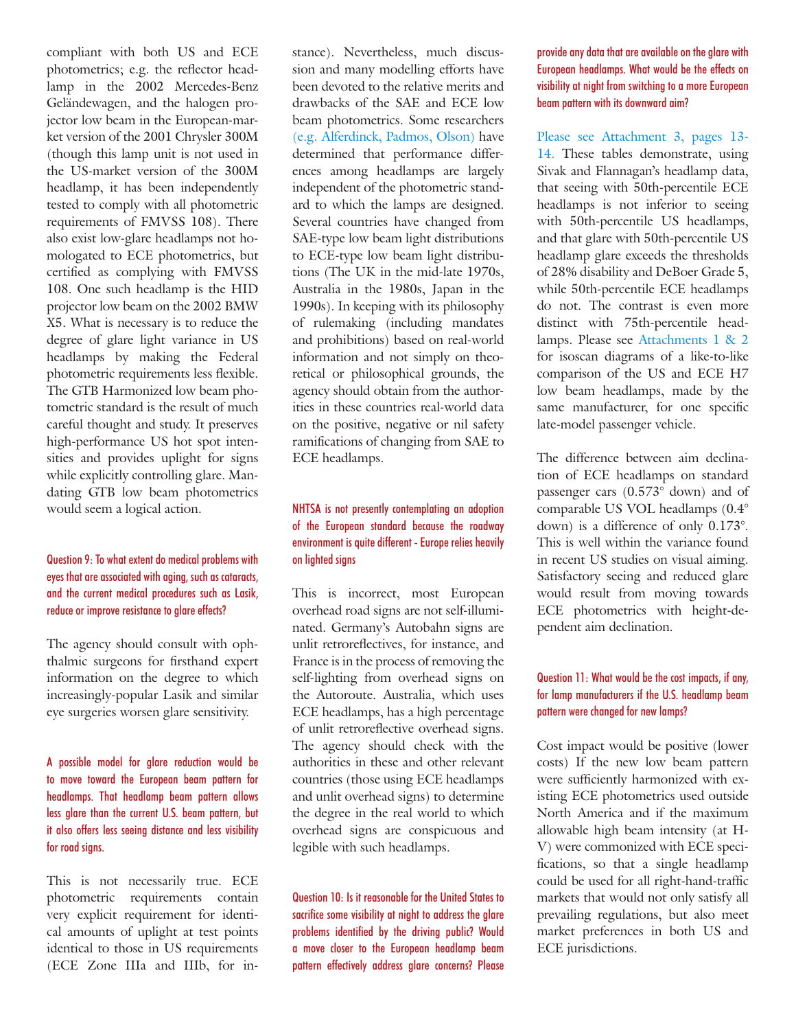compliant with both US and ECE photometrics; e.g. the reflector headlamp in the 2002 Mercedes-Benz Geländewagen, and the halogen projector low beam in the European-market version of the 2001 Chrysler 300M (though this lamp unit is not used in the US-market version of the 300M headlamp, it has been independently tested to comply with all photometric requirements of FMVSS 108). There also exist low-glare headlamps not homologated to ECE photometrics, but certified as complying with FMVSS 108. One such headlamp is the HID projector low beam on the 2002 BMW X5. What is necessary is to reduce the degree of glare light variance in US headlamps by making the Federal photometric requirements less flexible. The GTB Harmonized low beam photometric standard is the result of much careful thought and study. It preserves high-performance US hot spot intensities and provides uplight for signs while explicitly controlling glare. Mandating GTB low beam photometrics would seem a logical action.

#### Question 9: To what extent do medical problems with eyes that are associated with aging, such as cataracts, and the current medical procedures such as Lasik, reduce or improve resistance to glare effects?

The agency should consult with ophthalmic surgeons for firsthand expert information on the degree to which increasingly-popular Lasik and similar eye surgeries worsen glare sensitivity.

#### A possible model for glare reduction would be to move toward the European beam pattern for headlamps. That headlamp beam pattern allows less glare than the current U.S. beam pattern, but it also offers less seeing distance and less visibility for road signs.

This is not necessarily true. ECE photometric requirements contain very explicit requirement for identical amounts of uplight at test points identical to those in US requirements (ECE Zone IIIa and IIIb, for instance). Nevertheless, much discussion and many modelling efforts have been devoted to the relative merits and drawbacks of the SAE and ECE low beam photometrics. Some researchers (e.g. Alferdinck, Padmos, Olson) have determined that performance differences among headlamps are largely independent of the photometric standard to which the lamps are designed. Several countries have changed from SAE-type low beam light distributions to ECE-type low beam light distributions (The UK in the mid-late 1970s, Australia in the 1980s, Japan in the 1990s). In keeping with its philosophy of rulemaking (including mandates and prohibitions) based on real-world information and not simply on theoretical or philosophical grounds, the agency should obtain from the authorities in these countries real-world data on the positive, negative or nil safety ramifications of changing from SAE to ECE headlamps.

#### NHTSA is not presently contemplating an adoption of the European standard because the roadway environment is quite different - Europe relies heavily on lighted signs

This is incorrect, most European overhead road signs are not self-illuminated. Germany's Autobahn signs are unlit retroreflectives, for instance, and France is in the process of removing the self-lighting from overhead signs on the Autoroute. Australia, which uses ECE headlamps, has a high percentage of unlit retroreflective overhead signs. The agency should check with the authorities in these and other relevant countries (those using ECE headlamps and unlit overhead signs) to determine the degree in the real world to which overhead signs are conspicuous and legible with such headlamps.

#### Question 10: Is it reasonable for the United States to sacrifice some visibility at night to address the glare problems identified by the driving public? Would a move closer to the European headlamp beam pattern effectively address glare concerns? Please provide any data that are available on the glare with European headlamps. What would be the effects on visibility at night from switching to a more European beam pattern with its downward aim?

Please see Attachment 3, pages 13-14. These tables demonstrate, using Sivak and Flannagan's headlamp data, that seeing with 50th-percentile ECE headlamps is not inferior to seeing with 50th-percentile US headlamps, and that glare with 50th-percentile US headlamp glare exceeds the thresholds of 28% disability and DeBoer Grade 5, while 50th-percentile ECE headlamps do not. The contrast is even more distinct with 75th-percentile headlamps. Please see Attachments 1 & 2 for isoscan diagrams of a like-to-like comparison of the US and ECE H7 low beam headlamps, made by the same manufacturer, for one specific late-model passenger vehicle.

The difference between aim declination of ECE headlamps on standard passenger cars (0.573° down) and of comparable US VOL headlamps (0.4° down) is a difference of only 0.173°. This is well within the variance found in recent US studies on visual aiming. Satisfactory seeing and reduced glare would result from moving towards ECE photometrics with height-dependent aim declination.

#### Question 11: What would be the cost impacts, if any, for lamp manufacturers if the U.S. headlamp beam pattern were changed for new lamps?

Cost impact would be positive (lower costs) If the new low beam pattern were sufficiently harmonized with existing ECE photometrics used outside North America and if the maximum allowable high beam intensity (at H-V) were commonized with ECE specifications, so that a single headlamp could be used for all right-hand-traffic markets that would not only satisfy all prevailing regulations, but also meet market preferences in both US and ECE jurisdictions.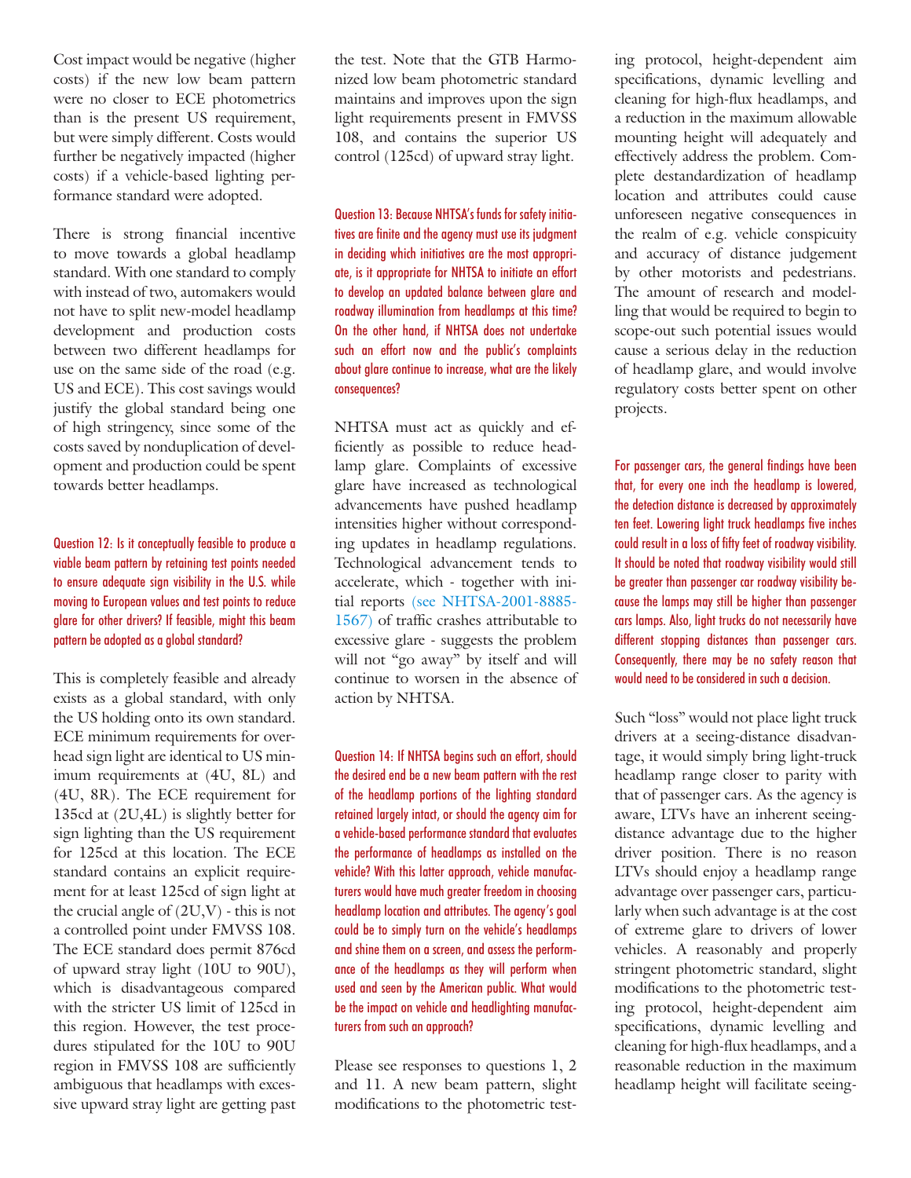Cost impact would be negative (higher costs) if the new low beam pattern were no closer to ECE photometrics than is the present US requirement, but were simply different. Costs would further be negatively impacted (higher costs) if a vehicle-based lighting performance standard were adopted.

There is strong financial incentive to move towards a global headlamp standard. With one standard to comply with instead of two, automakers would not have to split new-model headlamp development and production costs between two different headlamps for use on the same side of the road (e.g. US and ECE). This cost savings would justify the global standard being one of high stringency, since some of the costs saved by nonduplication of development and production could be spent towards better headlamps.

Question 12: Is it conceptually feasible to produce a viable beam pattern by retaining test points needed to ensure adequate sign visibility in the U.S. while moving to European values and test points to reduce glare for other drivers? If feasible, might this beam pattern be adopted as a global standard?

This is completely feasible and already exists as a global standard, with only the US holding onto its own standard. ECE minimum requirements for overhead sign light are identical to US minimum requirements at (4U, 8L) and (4U, 8R). The ECE requirement for 135cd at (2U,4L) is slightly better for sign lighting than the US requirement for 125cd at this location. The ECE standard contains an explicit requirement for at least 125cd of sign light at the crucial angle of (2U,V) - this is not a controlled point under FMVSS 108. The ECE standard does permit 876cd of upward stray light (10U to 90U), which is disadvantageous compared with the stricter US limit of 125cd in this region. However, the test procedures stipulated for the 10U to 90U region in FMVSS 108 are sufficiently ambiguous that headlamps with excessive upward stray light are getting past the test. Note that the GTB Harmonized low beam photometric standard maintains and improves upon the sign light requirements present in FMVSS 108, and contains the superior US control (125cd) of upward stray light.

Question 13: Because NHTSA's funds for safety initiatives are finite and the agency must use its judgment in deciding which initiatives are the most appropriate, is it appropriate for NHTSA to initiate an effort to develop an updated balance between glare and roadway illumination from headlamps at this time? On the other hand, if NHTSA does not undertake such an effort now and the public's complaints about glare continue to increase, what are the likely consequences?

NHTSA must act as quickly and efficiently as possible to reduce headlamp glare. Complaints of excessive glare have increased as technological advancements have pushed headlamp intensities higher without corresponding updates in headlamp regulations. Technological advancement tends to accelerate, which - together with initial reports (see NHTSA-2001-8885-1567) of traffic crashes attributable to excessive glare - suggests the problem will not "go away" by itself and will continue to worsen in the absence of action by NHTSA.

Question 14: If NHTSA begins such an effort, should the desired end be a new beam pattern with the rest of the headlamp portions of the lighting standard retained largely intact, or should the agency aim for a vehicle-based performance standard that evaluates the performance of headlamps as installed on the vehicle? With this latter approach, vehicle manufacturers would have much greater freedom in choosing headlamp location and attributes. The agency's goal could be to simply turn on the vehicle's headlamps and shine them on a screen, and assess the performance of the headlamps as they will perform when used and seen by the American public. What would be the impact on vehicle and headlighting manufacturers from such an approach?

Please see responses to questions 1, 2 and 11. A new beam pattern, slight modifications to the photometric testing protocol, height-dependent aim specifications, dynamic levelling and cleaning for high-flux headlamps, and a reduction in the maximum allowable mounting height will adequately and effectively address the problem. Complete destandardization of headlamp location and attributes could cause unforeseen negative consequences in the realm of e.g. vehicle conspicuity and accuracy of distance judgement by other motorists and pedestrians. The amount of research and modelling that would be required to begin to scope-out such potential issues would cause a serious delay in the reduction of headlamp glare, and would involve regulatory costs better spent on other projects.

For passenger cars, the general findings have been that, for every one inch the headlamp is lowered, the detection distance is decreased by approximately ten feet. Lowering light truck headlamps five inches could result in a loss of fifty feet of roadway visibility. It should be noted that roadway visibility would still be greater than passenger car roadway visibility because the lamps may still be higher than passenger cars lamps. Also, light trucks do not necessarily have different stopping distances than passenger cars. Consequently, there may be no safety reason that would need to be considered in such a decision.

Such "loss" would not place light truck drivers at a seeing-distance disadvantage, it would simply bring light-truck headlamp range closer to parity with that of passenger cars. As the agency is aware, LTVs have an inherent seeing-distance advantage due to the higher driver position. There is no reason LTVs should enjoy a headlamp range advantage over passenger cars, particularly when such advantage is at the cost of extreme glare to drivers of lower vehicles. A reasonably and properly stringent photometric standard, slight modifications to the photometric testing protocol, height-dependent aim specifications, dynamic levelling and cleaning for high-flux headlamps, and a reasonable reduction in the maximum headlamp height will facilitate seeing-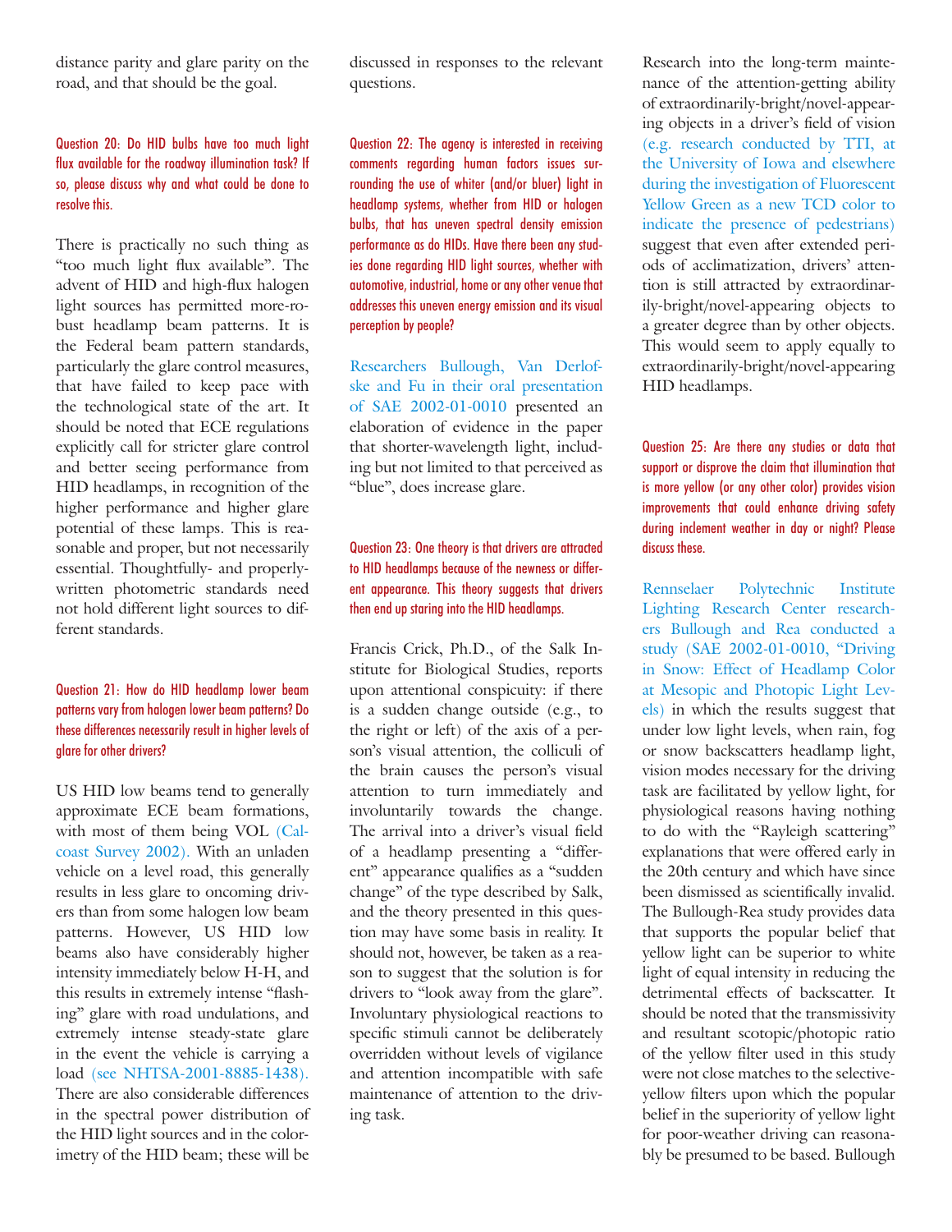distance parity and glare parity on the road, and that should be the goal.

### Question 20: Do HID bulbs have too much light flux available for the roadway illumination task? If so, please discuss why and what could be done to resolve this.

There is practically no such thing as "too much light flux available". The advent of HID and high-flux halogen light sources has permitted more-robust headlamp beam patterns. It is the Federal beam pattern standards, particularly the glare control measures, that have failed to keep pace with the technological state of the art. It should be noted that ECE regulations explicitly call for stricter glare control and better seeing performance from HID headlamps, in recognition of the higher performance and higher glare potential of these lamps. This is reasonable and proper, but not necessarily essential. Thoughtfully- and properly-written photometric standards need not hold different light sources to different standards.

### Question 21: How do HID headlamp lower beam patterns vary from halogen lower beam patterns? Do these differences necessarily result in higher levels of glare for other drivers?

US HID low beams tend to generally approximate ECE beam formations, with most of them being VOL (Calcoast Survey 2002). With an unladen vehicle on a level road, this generally results in less glare to oncoming drivers than from some halogen low beam patterns. However, US HID low beams also have considerably higher intensity immediately below H-H, and this results in extremely intense "flashing" glare with road undulations, and extremely intense steady-state glare in the event the vehicle is carrying a load (see NHTSA-2001-8885-1438). There are also considerable differences in the spectral power distribution of the HID light sources and in the colorimetry of the HID beam; these will be discussed in responses to the relevant questions.

### Question 22: The agency is interested in receiving comments regarding human factors issues surrounding the use of whiter (and/or bluer) light in headlamp systems, whether from HID or halogen bulbs, that has uneven spectral density emission performance as do HIDs. Have there been any studies done regarding HID light sources, whether with automotive, industrial, home or any other venue that addresses this uneven energy emission and its visual perception by people?

Researchers Bullough, Van Derlofske and Fu in their oral presentation of SAE 2002-01-0010 presented an elaboration of evidence in the paper that shorter-wavelength light, including but not limited to that perceived as "blue", does increase glare.

### Question 23: One theory is that drivers are attracted to HID headlamps because of the newness or different appearance. This theory suggests that drivers then end up staring into the HID headlamps.

Francis Crick, Ph.D., of the Salk Institute for Biological Studies, reports upon attentional conspicuity: if there is a sudden change outside (e.g., to the right or left) of the axis of a person's visual attention, the colliculi of the brain causes the person's visual attention to turn immediately and involuntarily towards the change. The arrival into a driver's visual field of a headlamp presenting a "different" appearance qualifies as a "sudden change" of the type described by Salk, and the theory presented in this question may have some basis in reality. It should not, however, be taken as a reason to suggest that the solution is for drivers to "look away from the glare". Involuntary physiological reactions to specific stimuli cannot be deliberately overridden without levels of vigilance and attention incompatible with safe maintenance of attention to the driving task.

Research into the long-term maintenance of the attention-getting ability of extraordinarily-bright/novel-appearing objects in a driver's field of vision (e.g. research conducted by TTI, at the University of Iowa and elsewhere during the investigation of Fluorescent Yellow Green as a new TCD color to indicate the presence of pedestrians) suggest that even after extended periods of acclimatization, drivers' attention is still attracted by extraordinarily-bright/novel-appearing objects to a greater degree than by other objects. This would seem to apply equally to extraordinarily-bright/novel-appearing HID headlamps.

### Question 25: Are there any studies or data that support or disprove the claim that illumination that is more yellow (or any other color) provides vision improvements that could enhance driving safety during inclement weather in day or night? Please discuss these.

Rennselaer Polytechnic Institute Lighting Research Center researchers Bullough and Rea conducted a study (SAE 2002-01-0010, "Driving in Snow: Effect of Headlamp Color at Mesopic and Photopic Light Levels) in which the results suggest that under low light levels, when rain, fog or snow backscatters headlamp light, vision modes necessary for the driving task are facilitated by yellow light, for physiological reasons having nothing to do with the "Rayleigh scattering" explanations that were offered early in the 20th century and which have since been dismissed as scientifically invalid. The Bullough-Rea study provides data that supports the popular belief that yellow light can be superior to white light of equal intensity in reducing the detrimental effects of backscatter. It should be noted that the transmissivity and resultant scotopic/photopic ratio of the yellow filter used in this study were not close matches to the selective-yellow filters upon which the popular belief in the superiority of yellow light for poor-weather driving can reasonably be presumed to be based. Bullough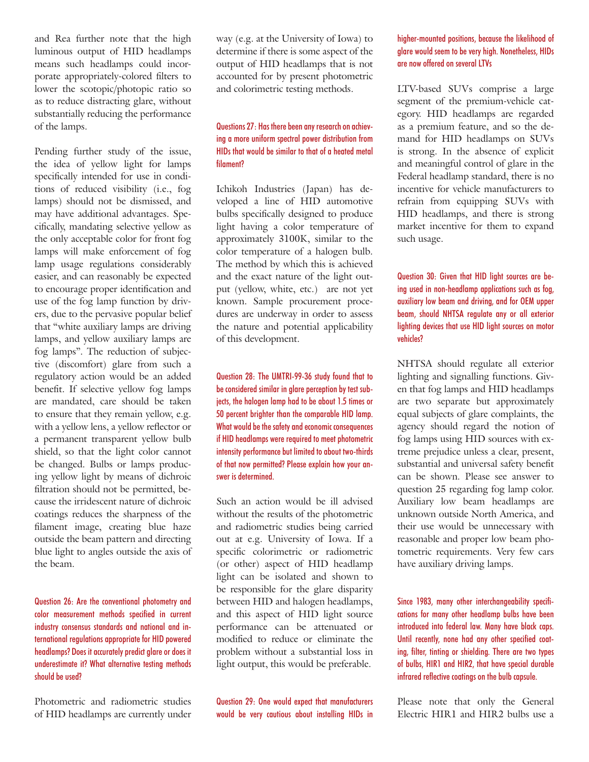and Rea further note that the high luminous output of HID headlamps means such headlamps could incorporate appropriately-colored filters to lower the scotopic/photopic ratio so as to reduce distracting glare, without substantially reducing the performance of the lamps.

Pending further study of the issue, the idea of yellow light for lamps specifically intended for use in conditions of reduced visibility (i.e., fog lamps) should not be dismissed, and may have additional advantages. Specifically, mandating selective yellow as the only acceptable color for front fog lamps will make enforcement of fog lamp usage regulations considerably easier, and can reasonably be expected to encourage proper identification and use of the fog lamp function by drivers, due to the pervasive popular belief that "white auxiliary lamps are driving lamps, and yellow auxiliary lamps are fog lamps". The reduction of subjective (discomfort) glare from such a regulatory action would be an added benefit. If selective yellow fog lamps are mandated, care should be taken to ensure that they remain yellow, e.g. with a yellow lens, a yellow reflector or a permanent transparent yellow bulb shield, so that the light color cannot be changed. Bulbs or lamps producing yellow light by means of dichroic filtration should not be permitted, because the irridescent nature of dichroic coatings reduces the sharpness of the filament image, creating blue haze outside the beam pattern and directing blue light to angles outside the axis of the beam.

### Question 26: Are the conventional photometry and color measurement methods specified in current industry consensus standards and national and international regulations appropriate for HID powered headlamps? Does it accurately predict glare or does it underestimate it? What alternative testing methods should be used?

Photometric and radiometric studies of HID headlamps are currently under way (e.g. at the University of Iowa) to determine if there is some aspect of the output of HID headlamps that is not accounted for by present photometric and colorimetric testing methods.

### Questions 27: Has there been any research on achieving a more uniform spectral power distribution from HIDs that would be similar to that of a heated metal filament?

Ichikoh Industries (Japan) has developed a line of HID automotive bulbs specifically designed to produce light having a color temperature of approximately 3100K, similar to the color temperature of a halogen bulb. The method by which this is achieved and the exact nature of the light output (yellow, white, etc.) are not yet known. Sample procurement procedures are underway in order to assess the nature and potential applicability of this development.

### Question 28: The UMTRI-99-36 study found that to be considered similar in glare perception by test subjects, the halogen lamp had to be about 1.5 times or 50 percent brighter than the comparable HID lamp. What would be the safety and economic consequences if HID headlamps were required to meet photometric intensity performance but limited to about two-thirds of that now permitted? Please explain how your answer is determined.

Such an action would be ill advised without the results of the photometric and radiometric studies being carried out at e.g. University of Iowa. If a specific colorimetric or radiometric (or other) aspect of HID headlamp light can be isolated and shown to be responsible for the glare disparity between HID and halogen headlamps, and this aspect of HID light source performance can be attenuated or modified to reduce or eliminate the problem without a substantial loss in light output, this would be preferable.

### Question 29: One would expect that manufacturers would be very cautious about installing HIDs in higher-mounted positions, because the likelihood of glare would seem to be very high. Nonetheless, HIDs are now offered on several LTVs

LTV-based SUVs comprise a large segment of the premium-vehicle category. HID headlamps are regarded as a premium feature, and so the demand for HID headlamps on SUVs is strong. In the absence of explicit and meaningful control of glare in the Federal headlamp standard, there is no incentive for vehicle manufacturers to refrain from equipping SUVs with HID headlamps, and there is strong market incentive for them to expand such usage.

### Question 30: Given that HID light sources are being used in non-headlamp applications such as fog, auxiliary low beam and driving, and for OEM upper beam, should NHTSA regulate any or all exterior lighting devices that use HID light sources on motor vehicles?

NHTSA should regulate all exterior lighting and signalling functions. Given that fog lamps and HID headlamps are two separate but approximately equal subjects of glare complaints, the agency should regard the notion of fog lamps using HID sources with extreme prejudice unless a clear, present, substantial and universal safety benefit can be shown. Please see answer to question 25 regarding fog lamp color. Auxiliary low beam headlamps are unknown outside North America, and their use would be unnecessary with reasonable and proper low beam photometric requirements. Very few cars have auxiliary driving lamps.

### Since 1983, many other interchangeability specifications for many other headlamp bulbs have been introduced into federal law. Many have black caps. Until recently, none had any other specified coating, filter, tinting or shielding. There are two types of bulbs, HIR1 and HIR2, that have special durable infrared reflective coatings on the bulb capsule.

Please note that only the General Electric HIR1 and HIR2 bulbs use a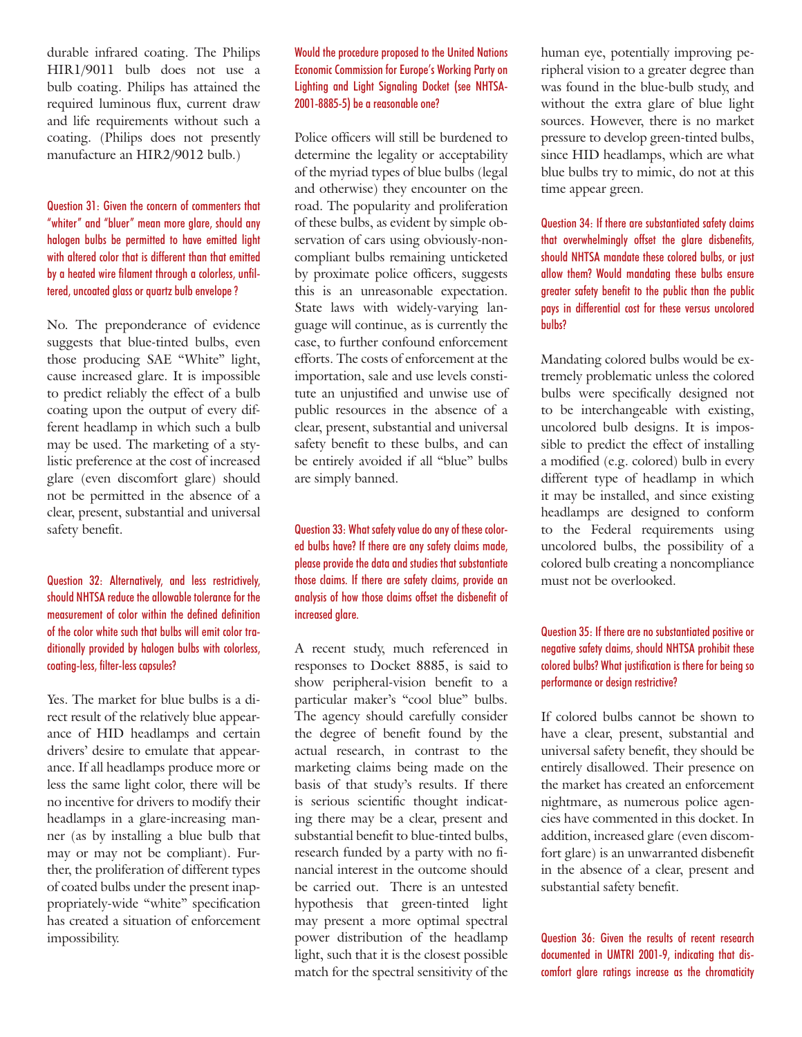durable infrared coating. The Philips HIR1/9011 bulb does not use a bulb coating. Philips has attained the required luminous flux, current draw and life requirements without such a coating. (Philips does not presently manufacture an HIR2/9012 bulb.)

### Question 31: Given the concern of commenters that "whiter" and "bluer" mean more glare, should any halogen bulbs be permitted to have emitted light with altered color that is different than that emitted by a heated wire filament through a colorless, unfiltered, uncoated glass or quartz bulb envelope ?

No. The preponderance of evidence suggests that blue-tinted bulbs, even those producing SAE "White" light, cause increased glare. It is impossible to predict reliably the effect of a bulb coating upon the output of every different headlamp in which such a bulb may be used. The marketing of a stylistic preference at the cost of increased glare (even discomfort glare) should not be permitted in the absence of a clear, present, substantial and universal safety benefit.

### Question 32: Alternatively, and less restrictively, should NHTSA reduce the allowable tolerance for the measurement of color within the defined definition of the color white such that bulbs will emit color traditionally provided by halogen bulbs with colorless, coating-less, filter-less capsules?

Yes. The market for blue bulbs is a direct result of the relatively blue appearance of HID headlamps and certain drivers' desire to emulate that appearance. If all headlamps produce more or less the same light color, there will be no incentive for drivers to modify their headlamps in a glare-increasing manner (as by installing a blue bulb that may or may not be compliant). Further, the proliferation of different types of coated bulbs under the present inappropriately-wide "white" specification has created a situation of enforcement impossibility.

### Would the procedure proposed to the United Nations Economic Commission for Europe's Working Party on Lighting and Light Signaling Docket (see NHTSA-2001-8885-5) be a reasonable one?

Police officers will still be burdened to determine the legality or acceptability of the myriad types of blue bulbs (legal and otherwise) they encounter on the road. The popularity and proliferation of these bulbs, as evident by simple observation of cars using obviously-noncompliant bulbs remaining unticketed by proximate police officers, suggests this is an unreasonable expectation. State laws with widely-varying language will continue, as is currently the case, to further confound enforcement efforts. The costs of enforcement at the importation, sale and use levels constitute an unjustified and unwise use of public resources in the absence of a clear, present, substantial and universal safety benefit to these bulbs, and can be entirely avoided if all "blue" bulbs are simply banned.

### Question 33: What safety value do any of these colored bulbs have? If there are any safety claims made, please provide the data and studies that substantiate those claims. If there are safety claims, provide an analysis of how those claims offset the disbenefit of increased glare.

A recent study, much referenced in responses to Docket 8885, is said to show peripheral-vision benefit to a particular maker's "cool blue" bulbs. The agency should carefully consider the degree of benefit found by the actual research, in contrast to the marketing claims being made on the basis of that study's results. If there is serious scientific thought indicating there may be a clear, present and substantial benefit to blue-tinted bulbs, research funded by a party with no financial interest in the outcome should be carried out. There is an untested hypothesis that green-tinted light may present a more optimal spectral power distribution of the headlamp light, such that it is the closest possible match for the spectral sensitivity of the human eye, potentially improving peripheral vision to a greater degree than was found in the blue-bulb study, and without the extra glare of blue light sources. However, there is no market pressure to develop green-tinted bulbs, since HID headlamps, which are what blue bulbs try to mimic, do not at this time appear green.

### Question 34: If there are substantiated safety claims that overwhelmingly offset the glare disbenefits, should NHTSA mandate these colored bulbs, or just allow them? Would mandating these bulbs ensure greater safety benefit to the public than the public pays in differential cost for these versus uncolored bulbs?

Mandating colored bulbs would be extremely problematic unless the colored bulbs were specifically designed not to be interchangeable with existing, uncolored bulb designs. It is impossible to predict the effect of installing a modified (e.g. colored) bulb in every different type of headlamp in which it may be installed, and since existing headlamps are designed to conform to the Federal requirements using uncolored bulbs, the possibility of a colored bulb creating a noncompliance must not be overlooked.

### Question 35: If there are no substantiated positive or negative safety claims, should NHTSA prohibit these colored bulbs? What justification is there for being so performance or design restrictive?

If colored bulbs cannot be shown to have a clear, present, substantial and universal safety benefit, they should be entirely disallowed. Their presence on the market has created an enforcement nightmare, as numerous police agencies have commented in this docket. In addition, increased glare (even discomfort glare) is an unwarranted disbenefit in the absence of a clear, present and substantial safety benefit.

### Question 36: Given the results of recent research documented in UMTRI 2001-9, indicating that discomfort glare ratings increase as the chromaticity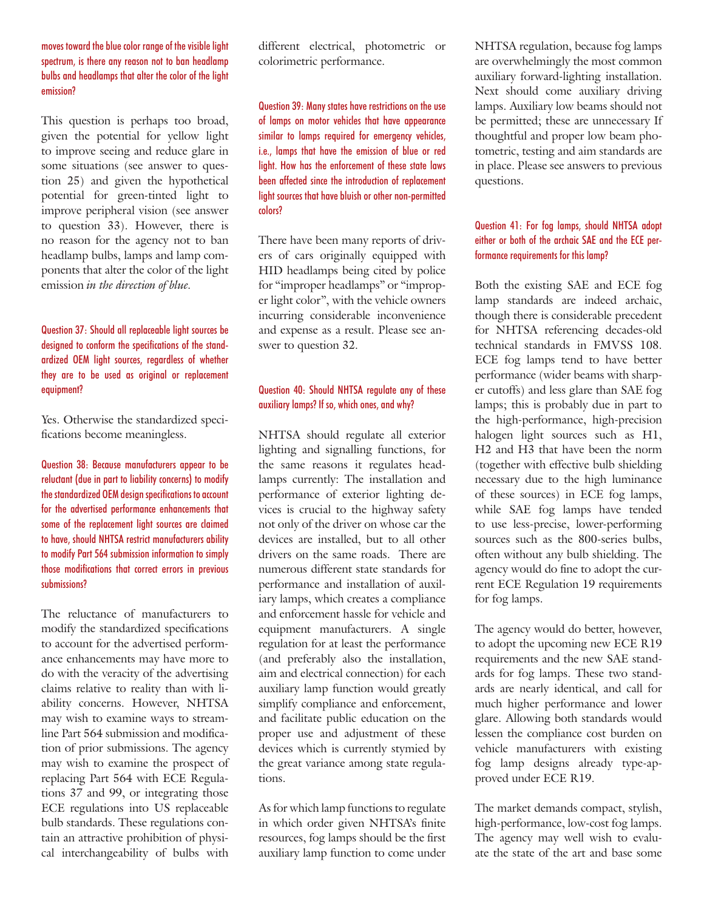moves toward the blue color range of the visible light spectrum, is there any reason not to ban headlamp bulbs and headlamps that alter the color of the light emission?

This question is perhaps too broad, given the potential for yellow light to improve seeing and reduce glare in some situations (see answer to question 25) and given the hypothetical potential for green-tinted light to improve peripheral vision (see answer to question 33). However, there is no reason for the agency not to ban headlamp bulbs, lamps and lamp components that alter the color of the light emission *in the direction of blue*.

### Question 37: Should all replaceable light sources be designed to conform the specifications of the standardized OEM light sources, regardless of whether they are to be used as original or replacement equipment?

Yes. Otherwise the standardized specifications become meaningless.

### Question 38: Because manufacturers appear to be reluctant (due in part to liability concerns) to modify the standardized OEM design specifications to account for the advertised performance enhancements that some of the replacement light sources are claimed to have, should NHTSA restrict manufacturers ability to modify Part 564 submission information to simply those modifications that correct errors in previous submissions?

The reluctance of manufacturers to modify the standardized specifications to account for the advertised performance enhancements may have more to do with the veracity of the advertising claims relative to reality than with liability concerns. However, NHTSA may wish to examine ways to streamline Part 564 submission and modification of prior submissions. The agency may wish to examine the prospect of replacing Part 564 with ECE Regulations 37 and 99, or integrating those ECE regulations into US replaceable bulb standards. These regulations contain an attractive prohibition of physical interchangeability of bulbs with different electrical, photometric or colorimetric performance.

### Question 39: Many states have restrictions on the use of lamps on motor vehicles that have appearance similar to lamps required for emergency vehicles, i.e., lamps that have the emission of blue or red light. How has the enforcement of these state laws been affected since the introduction of replacement light sources that have bluish or other non-permitted colors?

There have been many reports of drivers of cars originally equipped with HID headlamps being cited by police for "improper headlamps" or "improper light color", with the vehicle owners incurring considerable inconvenience and expense as a result. Please see answer to question 32.

### Question 40: Should NHTSA regulate any of these auxiliary lamps? If so, which ones, and why?

NHTSA should regulate all exterior lighting and signalling functions, for the same reasons it regulates headlamps currently: The installation and performance of exterior lighting devices is crucial to the highway safety not only of the driver on whose car the devices are installed, but to all other drivers on the same roads. There are numerous different state standards for performance and installation of auxiliary lamps, which creates a compliance and enforcement hassle for vehicle and equipment manufacturers. A single regulation for at least the performance (and preferably also the installation, aim and electrical connection) for each auxiliary lamp function would greatly simplify compliance and enforcement, and facilitate public education on the proper use and adjustment of these devices which is currently stymied by the great variance among state regulations.

As for which lamp functions to regulate in which order given NHTSA's finite resources, fog lamps should be the first auxiliary lamp function to come under NHTSA regulation, because fog lamps are overwhelmingly the most common auxiliary forward-lighting installation. Next should come auxiliary driving lamps. Auxiliary low beams should not be permitted; these are unnecessary If thoughtful and proper low beam photometric, testing and aim standards are in place. Please see answers to previous questions.

### Question 41: For fog lamps, should NHTSA adopt either or both of the archaic SAE and the ECE performance requirements for this lamp?

Both the existing SAE and ECE fog lamp standards are indeed archaic, though there is considerable precedent for NHTSA referencing decades-old technical standards in FMVSS 108. ECE fog lamps tend to have better performance (wider beams with sharper cutoffs) and less glare than SAE fog lamps; this is probably due in part to the high-performance, high-precision halogen light sources such as H1, H2 and H3 that have been the norm (together with effective bulb shielding necessary due to the high luminance of these sources) in ECE fog lamps, while SAE fog lamps have tended to use less-precise, lower-performing sources such as the 800-series bulbs, often without any bulb shielding. The agency would do fine to adopt the current ECE Regulation 19 requirements for fog lamps.

The agency would do better, however, to adopt the upcoming new ECE R19 requirements and the new SAE standards for fog lamps. These two standards are nearly identical, and call for much higher performance and lower glare. Allowing both standards would lessen the compliance cost burden on vehicle manufacturers with existing fog lamp designs already type-approved under ECE R19.

The market demands compact, stylish, high-performance, low-cost fog lamps. The agency may well wish to evaluate the state of the art and base some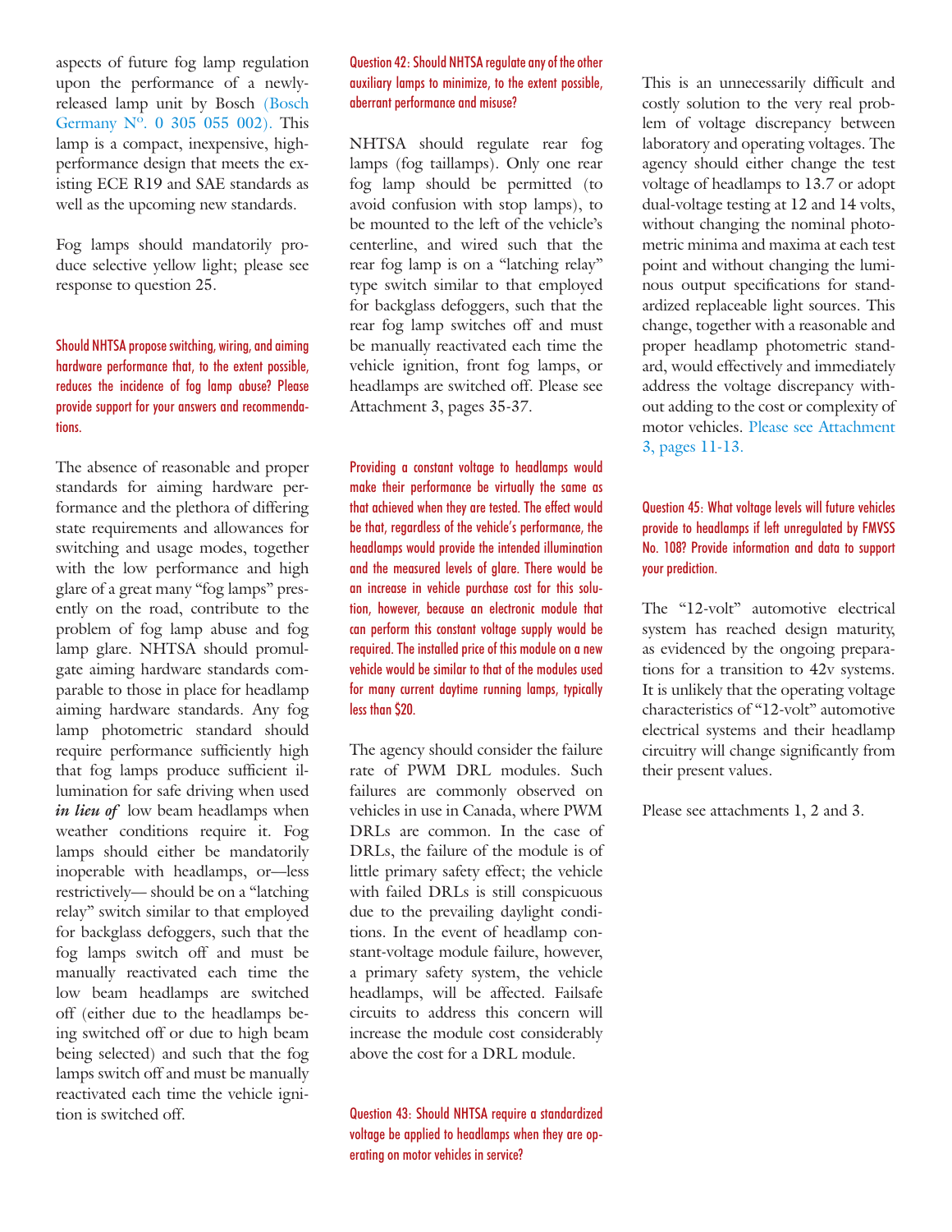aspects of future fog lamp regulation upon the performance of a newly-released lamp unit by Bosch (Bosch Germany Nº. 0 305 055 002). This lamp is a compact, inexpensive, high-performance design that meets the existing ECE R19 and SAE standards as well as the upcoming new standards.

Fog lamps should mandatorily produce selective yellow light; please see response to question 25.

### Should NHTSA propose switching, wiring, and aiming hardware performance that, to the extent possible, reduces the incidence of fog lamp abuse? Please provide support for your answers and recommendations.

The absence of reasonable and proper standards for aiming hardware performance and the plethora of differing state requirements and allowances for switching and usage modes, together with the low performance and high glare of a great many "fog lamps" presently on the road, contribute to the problem of fog lamp abuse and fog lamp glare. NHTSA should promulgate aiming hardware standards comparable to those in place for headlamp aiming hardware standards. Any fog lamp photometric standard should require performance sufficiently high that fog lamps produce sufficient illumination for safe driving when used ***in lieu of*** low beam headlamps when weather conditions require it. Fog lamps should either be mandatorily inoperable with headlamps, or—less restrictively— should be on a "latching relay" switch similar to that employed for backglass defoggers, such that the fog lamps switch off and must be manually reactivated each time the low beam headlamps are switched off (either due to the headlamps being switched off or due to high beam being selected) and such that the fog lamps switch off and must be manually reactivated each time the vehicle ignition is switched off.

### Question 42: Should NHTSA regulate any of the other auxiliary lamps to minimize, to the extent possible, aberrant performance and misuse?

NHTSA should regulate rear fog lamps (fog taillamps). Only one rear fog lamp should be permitted (to avoid confusion with stop lamps), to be mounted to the left of the vehicle's centerline, and wired such that the rear fog lamp is on a "latching relay" type switch similar to that employed for backglass defoggers, such that the rear fog lamp switches off and must be manually reactivated each time the vehicle ignition, front fog lamps, or headlamps are switched off. Please see Attachment 3, pages 35-37.

### Providing a constant voltage to headlamps would make their performance be virtually the same as that achieved when they are tested. The effect would be that, regardless of the vehicle's performance, the headlamps would provide the intended illumination and the measured levels of glare. There would be an increase in vehicle purchase cost for this solution, however, because an electronic module that can perform this constant voltage supply would be required. The installed price of this module on a new vehicle would be similar to that of the modules used for many current daytime running lamps, typically less than $20.

The agency should consider the failure rate of PWM DRL modules. Such failures are commonly observed on vehicles in use in Canada, where PWM DRLs are common. In the case of DRLs, the failure of the module is of little primary safety effect; the vehicle with failed DRLs is still conspicuous due to the prevailing daylight conditions. In the event of headlamp constant-voltage module failure, however, a primary safety system, the vehicle headlamps, will be affected. Failsafe circuits to address this concern will increase the module cost considerably above the cost for a DRL module.

### Question 43: Should NHTSA require a standardized voltage be applied to headlamps when they are operating on motor vehicles in service?

This is an unnecessarily difficult and costly solution to the very real problem of voltage discrepancy between laboratory and operating voltages. The agency should either change the test voltage of headlamps to 13.7 or adopt dual-voltage testing at 12 and 14 volts, without changing the nominal photometric minima and maxima at each test point and without changing the luminous output specifications for standardized replaceable light sources. This change, together with a reasonable and proper headlamp photometric standard, would effectively and immediately address the voltage discrepancy without adding to the cost or complexity of motor vehicles. Please see Attachment 3, pages 11-13.

### Question 45: What voltage levels will future vehicles provide to headlamps if left unregulated by FMVSS No. 108? Provide information and data to support your prediction.

The "12-volt" automotive electrical system has reached design maturity, as evidenced by the ongoing preparations for a transition to 42v systems. It is unlikely that the operating voltage characteristics of "12-volt" automotive electrical systems and their headlamp circuitry will change significantly from their present values.

Please see attachments 1, 2 and 3.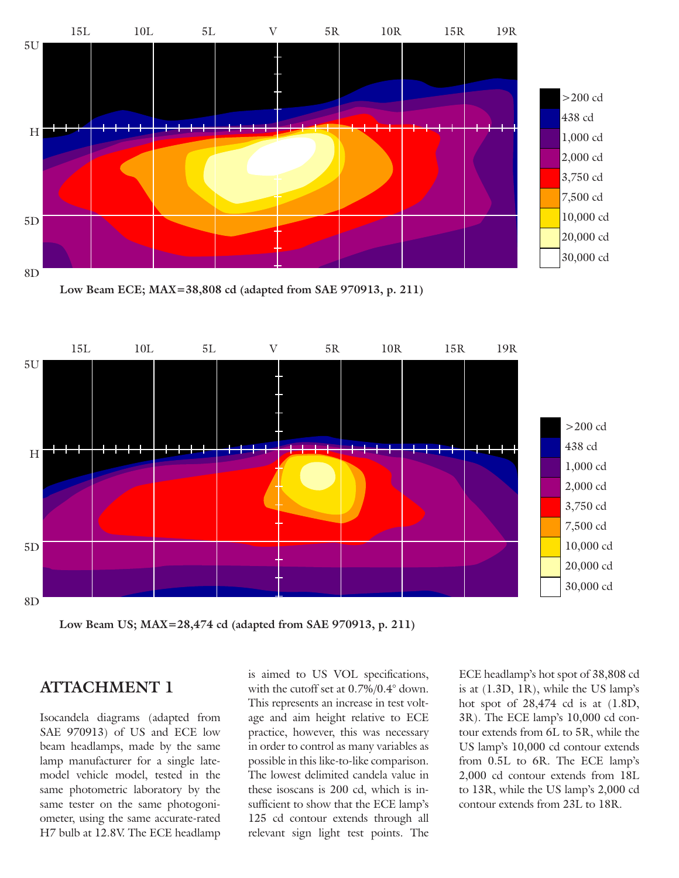**Low Beam ECE; MAX=38,808 cd (adapted from SAE 970913, p. 211)**

**Low Beam US; MAX=28,474 cd (adapted from SAE 970913, p. 211)**

## ATTACHMENT 1

Isocandela diagrams (adapted from SAE 970913) of US and ECE low beam headlamps, made by the same lamp manufacturer for a single late-model vehicle model, tested in the same photometric laboratory by the same tester on the same photogoniometer, using the same accurate-rated H7 bulb at 12.8V. The ECE headlamp is aimed to US VOL specifications, with the cutoff set at 0.7%/0.4° down. This represents an increase in test voltage and aim height relative to ECE practice, however, this was necessary in order to control as many variables as possible in this like-to-like comparison. The lowest delimited candela value in these isoscans is 200 cd, which is insufficient to show that the ECE lamp's 125 cd contour extends through all relevant sign light test points. The ECE headlamp's hot spot of 38,808 cd is at (1.3D, 1R), while the US lamp's hot spot of 28,474 cd is at (1.8D, 3R). The ECE lamp's 10,000 cd contour extends from 6L to 5R, while the US lamp's 10,000 cd contour extends from 0.5L to 6R. The ECE lamp's 2,000 cd contour extends from 18L to 13R, while the US lamp's 2,000 cd contour extends from 23L to 18R.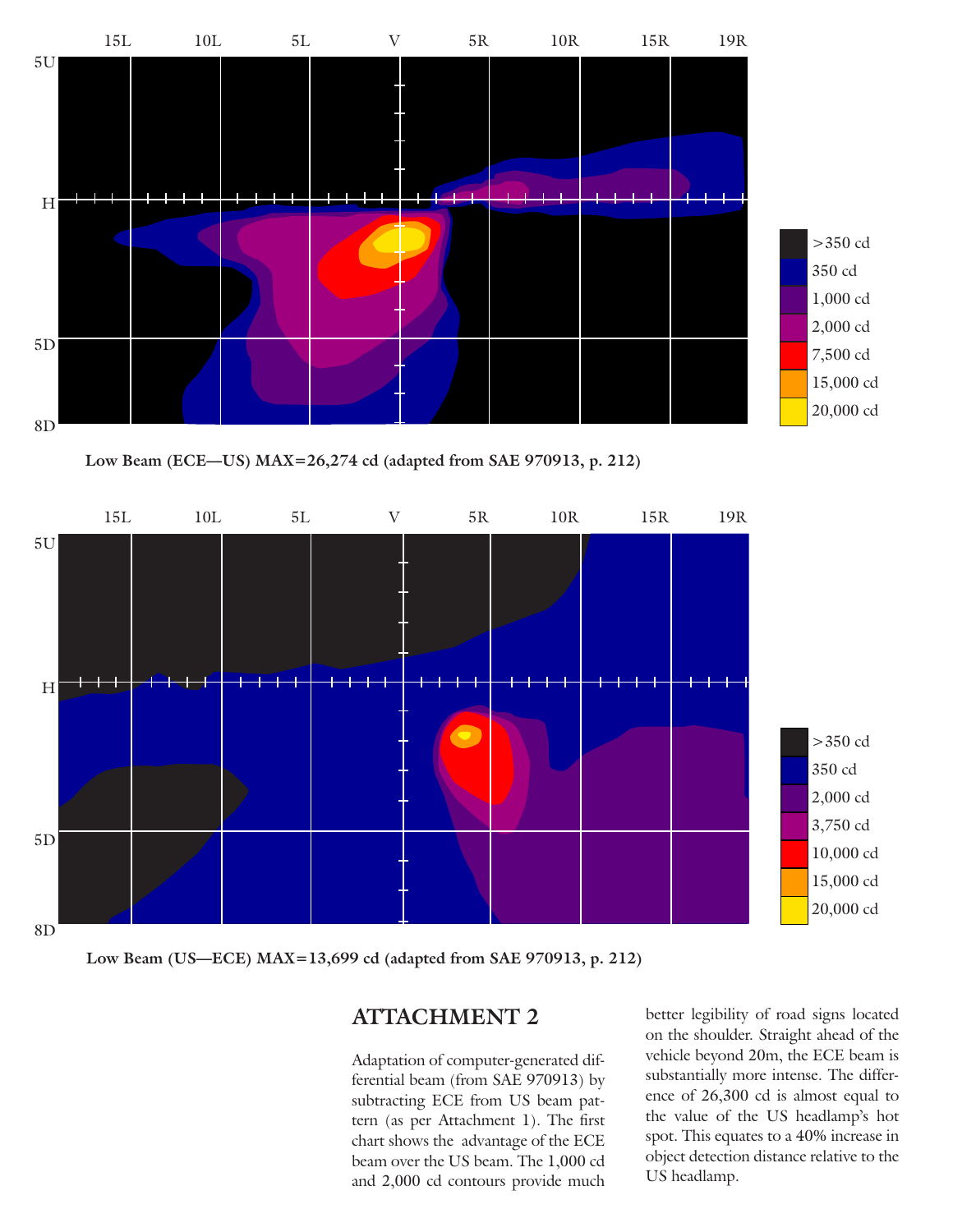Low Beam (ECE—US) MAX=26,274 cd (adapted from SAE 970913, p. 212)

Low Beam (US—ECE) MAX=13,699 cd (adapted from SAE 970913, p. 212)

## ATTACHMENT 2

Adaptation of computer-generated differential beam (from SAE 970913) by subtracting ECE from US beam pattern (as per Attachment 1). The first chart shows the advantage of the ECE beam over the US beam. The 1,000 cd and 2,000 cd contours provide much better legibility of road signs located on the shoulder. Straight ahead of the vehicle beyond 20m, the ECE beam is substantially more intense. The difference of 26,300 cd is almost equal to the value of the US headlamp's hot spot. This equates to a 40% increase in object detection distance relative to the US headlamp.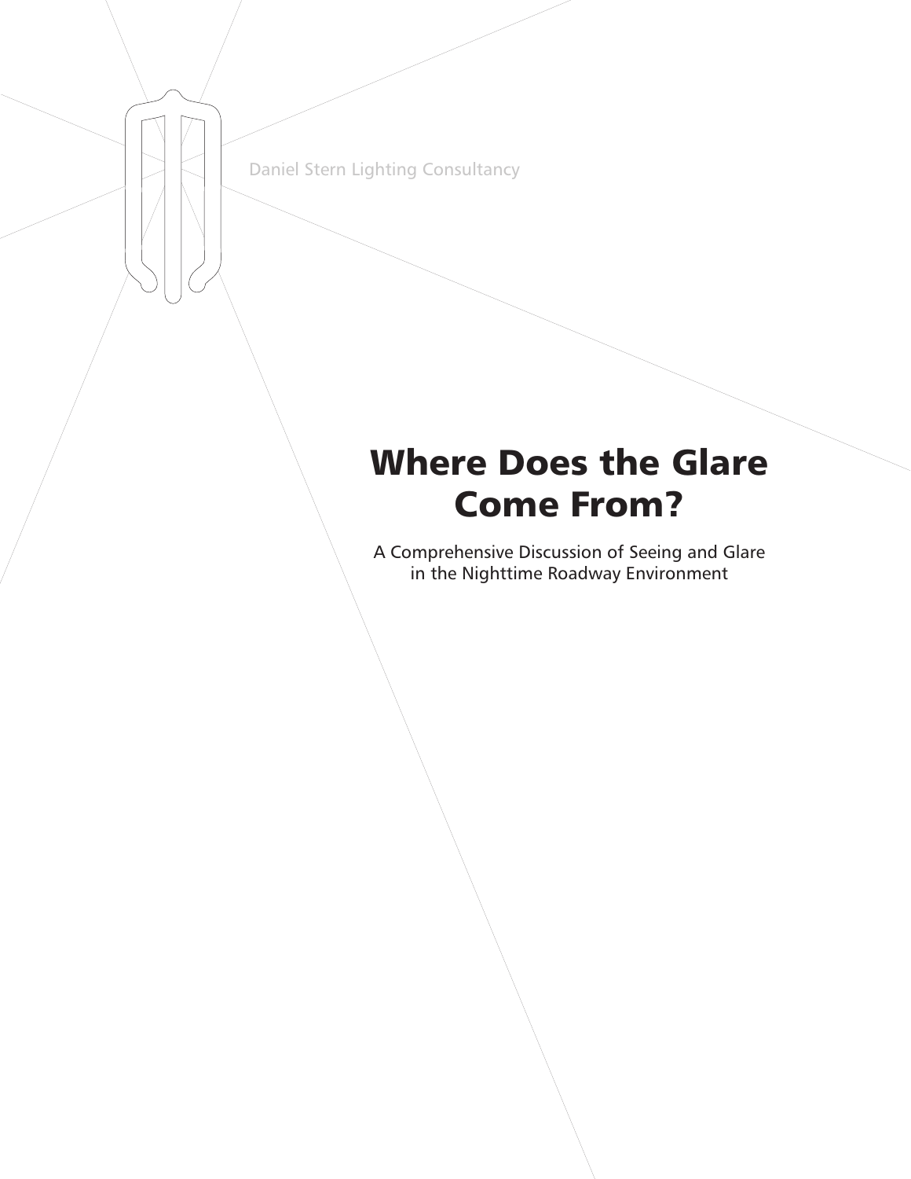Daniel Stern Lighting Consultancy

# Where Does the Glare Come From?

A Comprehensive Discussion of Seeing and Glare in the Nighttime Roadway Environment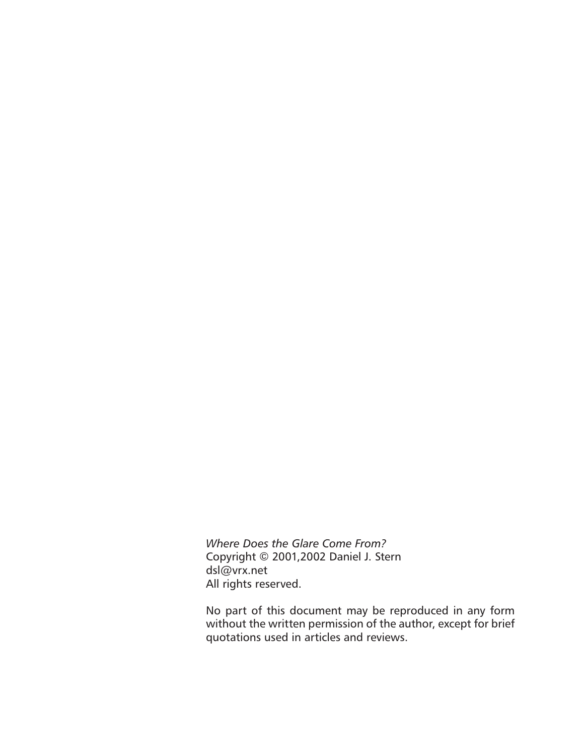*Where Does the Glare Come From?*
Copyright © 2001,2002 Daniel J. Stern
dsl@vrx.net
All rights reserved.

No part of this document may be reproduced in any form without the written permission of the author, except for brief quotations used in articles and reviews.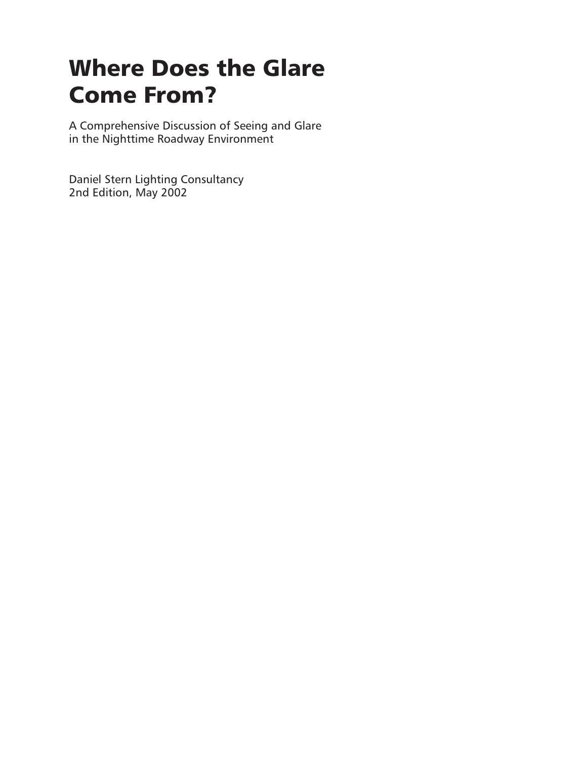# Where Does the Glare Come From?

A Comprehensive Discussion of Seeing and Glare in the Nighttime Roadway Environment

Daniel Stern Lighting Consultancy
2nd Edition, May 2002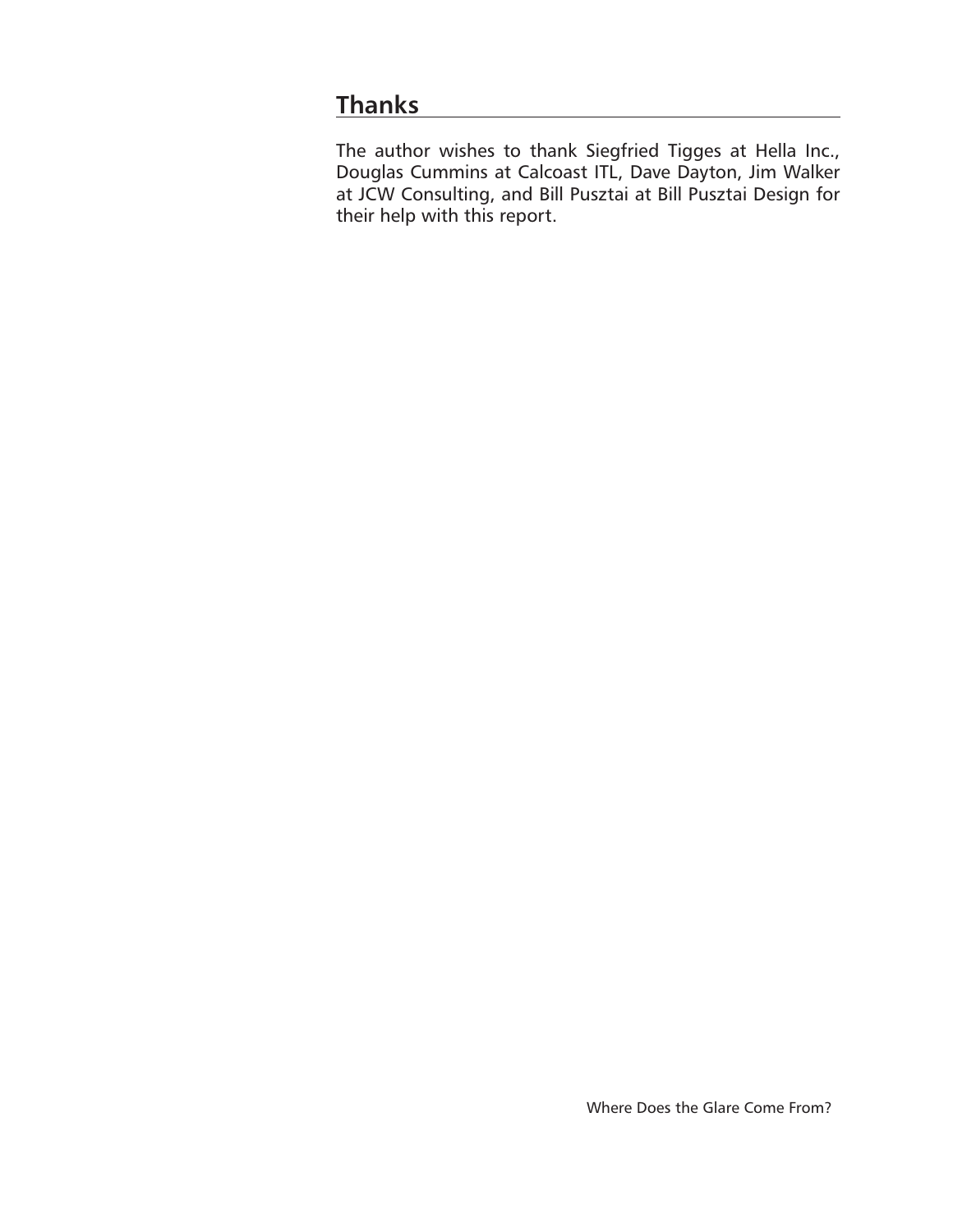## Thanks

The author wishes to thank Siegfried Tigges at Hella Inc., Douglas Cummins at Calcoast ITL, Dave Dayton, Jim Walker at JCW Consulting, and Bill Pusztai at Bill Pusztai Design for their help with this report.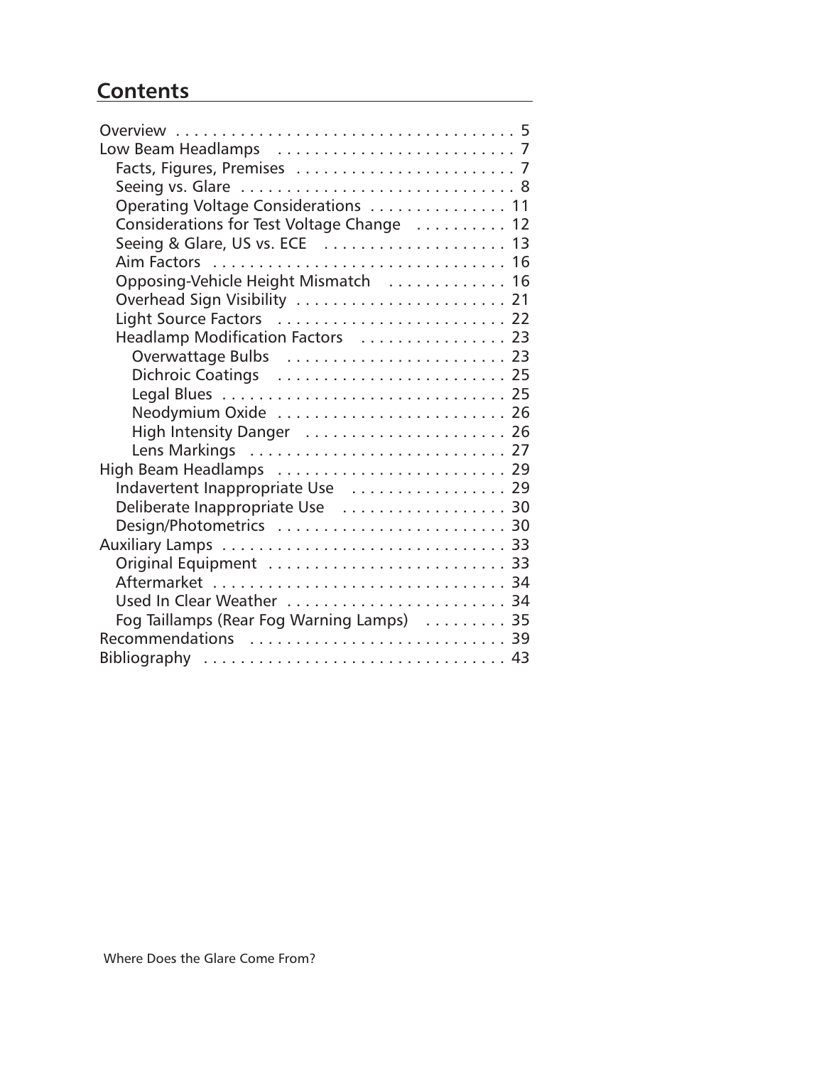## Contents

- Overview . . . . . . . . . . . . . . . . . . . . . . . . . . . . . . . . . . . . 5
- Low Beam Headlamps . . . . . . . . . . . . . . . . . . . . . . . . . . 7
  - Facts, Figures, Premises . . . . . . . . . . . . . . . . . . . . . . . . 7
  - Seeing vs. Glare . . . . . . . . . . . . . . . . . . . . . . . . . . . . . 8
  - Operating Voltage Considerations . . . . . . . . . . . . . . . 11
  - Considerations for Test Voltage Change . . . . . . . . . . 12
  - Seeing & Glare, US vs. ECE . . . . . . . . . . . . . . . . . . . . 13
  - Aim Factors . . . . . . . . . . . . . . . . . . . . . . . . . . . . . . . . 16
  - Opposing-Vehicle Height Mismatch . . . . . . . . . . . . . 16
  - Overhead Sign Visibility . . . . . . . . . . . . . . . . . . . . . . . 21
  - Light Source Factors . . . . . . . . . . . . . . . . . . . . . . . . . 22
  - Headlamp Modification Factors . . . . . . . . . . . . . . . . 23
    - Overwattage Bulbs . . . . . . . . . . . . . . . . . . . . . . . . 23
    - Dichroic Coatings . . . . . . . . . . . . . . . . . . . . . . . . . 25
    - Legal Blues . . . . . . . . . . . . . . . . . . . . . . . . . . . . . . 25
    - Neodymium Oxide . . . . . . . . . . . . . . . . . . . . . . . . . 26
    - High Intensity Danger . . . . . . . . . . . . . . . . . . . . . . 26
    - Lens Markings . . . . . . . . . . . . . . . . . . . . . . . . . . . 27
- High Beam Headlamps . . . . . . . . . . . . . . . . . . . . . . . . . 29
  - Indavertent Inappropriate Use . . . . . . . . . . . . . . . . . 29
  - Deliberate Inappropriate Use . . . . . . . . . . . . . . . . . . 30
  - Design/Photometrics . . . . . . . . . . . . . . . . . . . . . . . . . 30
- Auxiliary Lamps . . . . . . . . . . . . . . . . . . . . . . . . . . . . . . 33
  - Original Equipment . . . . . . . . . . . . . . . . . . . . . . . . . . 33
  - Aftermarket . . . . . . . . . . . . . . . . . . . . . . . . . . . . . . . . 34
  - Used In Clear Weather . . . . . . . . . . . . . . . . . . . . . . . . 34
  - Fog Taillamps (Rear Fog Warning Lamps) . . . . . . . . . 35
- Recommendations . . . . . . . . . . . . . . . . . . . . . . . . . . . . 39
- Bibliography . . . . . . . . . . . . . . . . . . . . . . . . . . . . . . . . 43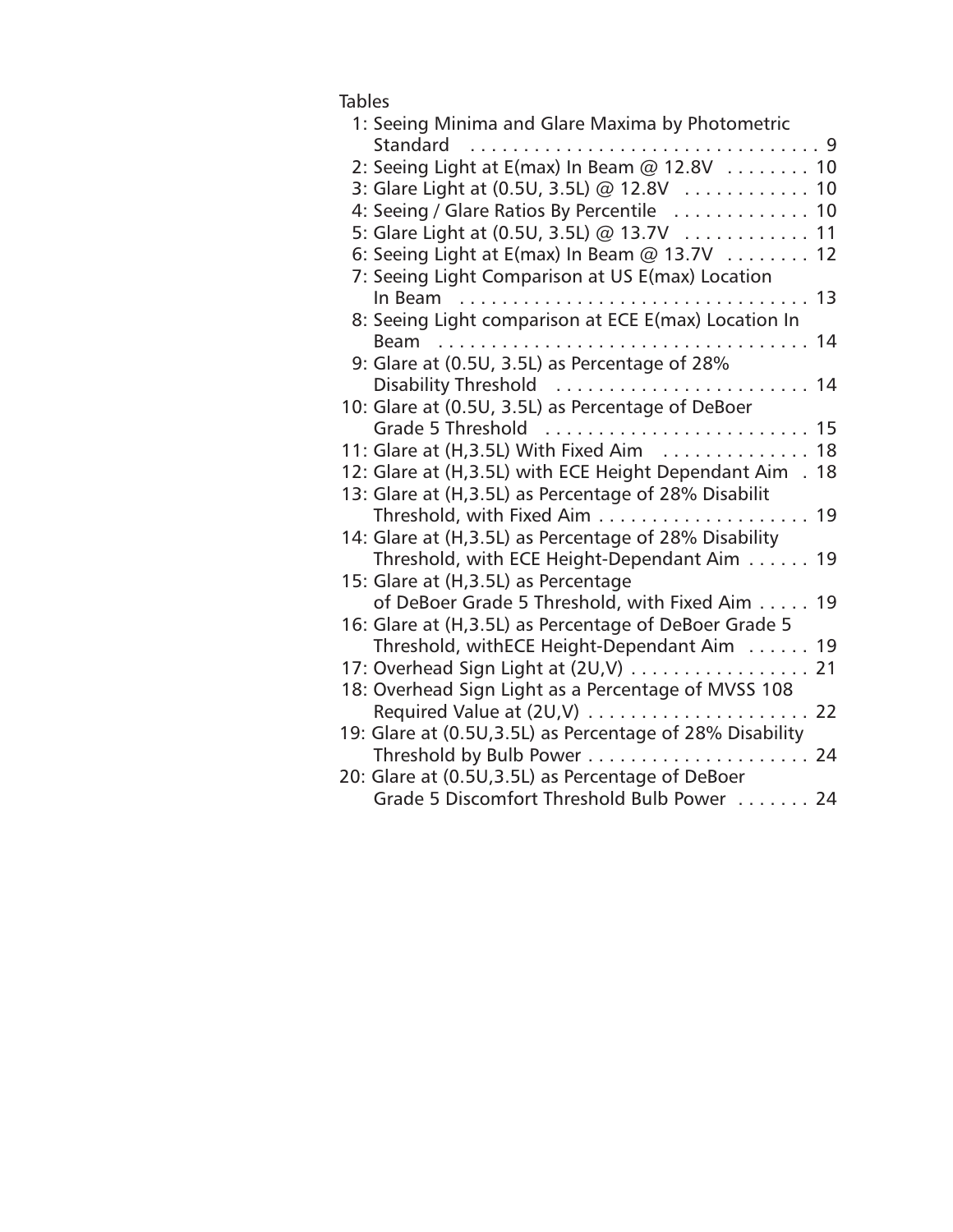Tables

1: Seeing Minima and Glare Maxima by Photometric Standard . . . . . . . . . . . . . . . . . . . . . . . . . . . . . . . . . 9
2: Seeing Light at E(max) In Beam @ 12.8V . . . . . . . . 10
3: Glare Light at (0.5U, 3.5L) @ 12.8V . . . . . . . . . . . . 10
4: Seeing / Glare Ratios By Percentile . . . . . . . . . . . . . 10
5: Glare Light at (0.5U, 3.5L) @ 13.7V . . . . . . . . . . . . 11
6: Seeing Light at E(max) In Beam @ 13.7V . . . . . . . . 12
7: Seeing Light Comparison at US E(max) Location In Beam . . . . . . . . . . . . . . . . . . . . . . . . . . . . . . . . . 13
8: Seeing Light comparison at ECE E(max) Location In Beam . . . . . . . . . . . . . . . . . . . . . . . . . . . . . . . . . . . 14
9: Glare at (0.5U, 3.5L) as Percentage of 28% Disability Threshold . . . . . . . . . . . . . . . . . . . . . . . . 14
10: Glare at (0.5U, 3.5L) as Percentage of DeBoer Grade 5 Threshold . . . . . . . . . . . . . . . . . . . . . . . . . 15
11: Glare at (H,3.5L) With Fixed Aim . . . . . . . . . . . . . . 18
12: Glare at (H,3.5L) with ECE Height Dependant Aim . 18
13: Glare at (H,3.5L) as Percentage of 28% Disabilit Threshold, with Fixed Aim . . . . . . . . . . . . . . . . . . . . 19
14: Glare at (H,3.5L) as Percentage of 28% Disability Threshold, with ECE Height-Dependant Aim . . . . . . 19
15: Glare at (H,3.5L) as Percentage of DeBoer Grade 5 Threshold, with Fixed Aim . . . . . 19
16: Glare at (H,3.5L) as Percentage of DeBoer Grade 5 Threshold, withECE Height-Dependant Aim . . . . . . 19
17: Overhead Sign Light at (2U,V) . . . . . . . . . . . . . . . . . 21
18: Overhead Sign Light as a Percentage of MVSS 108 Required Value at (2U,V) . . . . . . . . . . . . . . . . . . . . . 22
19: Glare at (0.5U,3.5L) as Percentage of 28% Disability Threshold by Bulb Power . . . . . . . . . . . . . . . . . . . . . 24
20: Glare at (0.5U,3.5L) as Percentage of DeBoer Grade 5 Discomfort Threshold Bulb Power . . . . . . . 24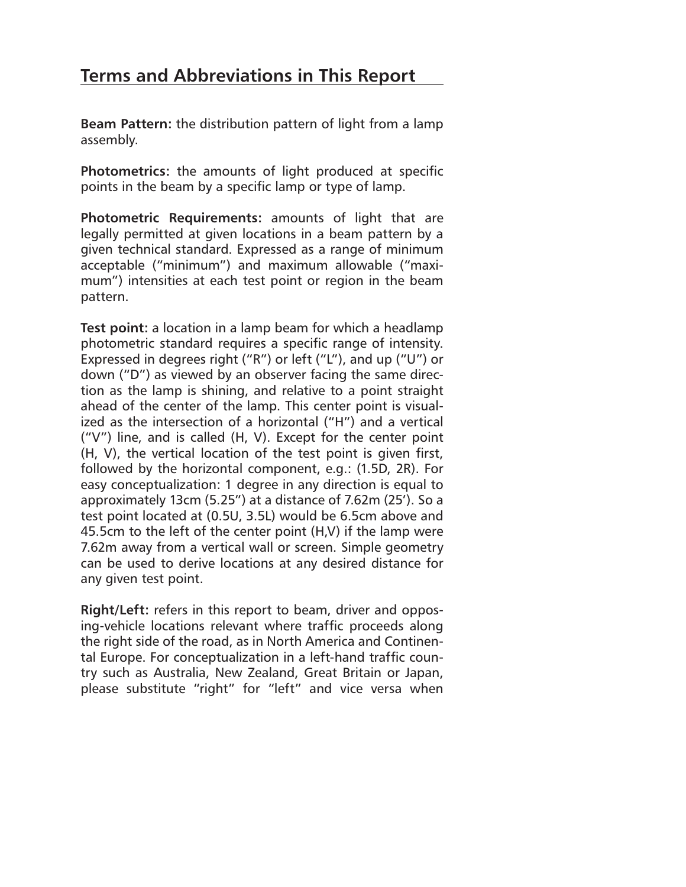## Terms and Abbreviations in This Report

**Beam Pattern:** the distribution pattern of light from a lamp assembly.

**Photometrics:** the amounts of light produced at specific points in the beam by a specific lamp or type of lamp.

**Photometric Requirements:** amounts of light that are legally permitted at given locations in a beam pattern by a given technical standard. Expressed as a range of minimum acceptable ("minimum") and maximum allowable ("maximum") intensities at each test point or region in the beam pattern.

**Test point:** a location in a lamp beam for which a headlamp photometric standard requires a specific range of intensity. Expressed in degrees right ("R") or left ("L"), and up ("U") or down ("D") as viewed by an observer facing the same direction as the lamp is shining, and relative to a point straight ahead of the center of the lamp. This center point is visualized as the intersection of a horizontal ("H") and a vertical ("V") line, and is called (H, V). Except for the center point (H, V), the vertical location of the test point is given first, followed by the horizontal component, e.g.: (1.5D, 2R). For easy conceptualization: 1 degree in any direction is equal to approximately 13cm (5.25") at a distance of 7.62m (25'). So a test point located at (0.5U, 3.5L) would be 6.5cm above and 45.5cm to the left of the center point (H,V) if the lamp were 7.62m away from a vertical wall or screen. Simple geometry can be used to derive locations at any desired distance for any given test point.

**Right/Left:** refers in this report to beam, driver and opposing-vehicle locations relevant where traffic proceeds along the right side of the road, as in North America and Continental Europe. For conceptualization in a left-hand traffic country such as Australia, New Zealand, Great Britain or Japan, please substitute "right" for "left" and vice versa when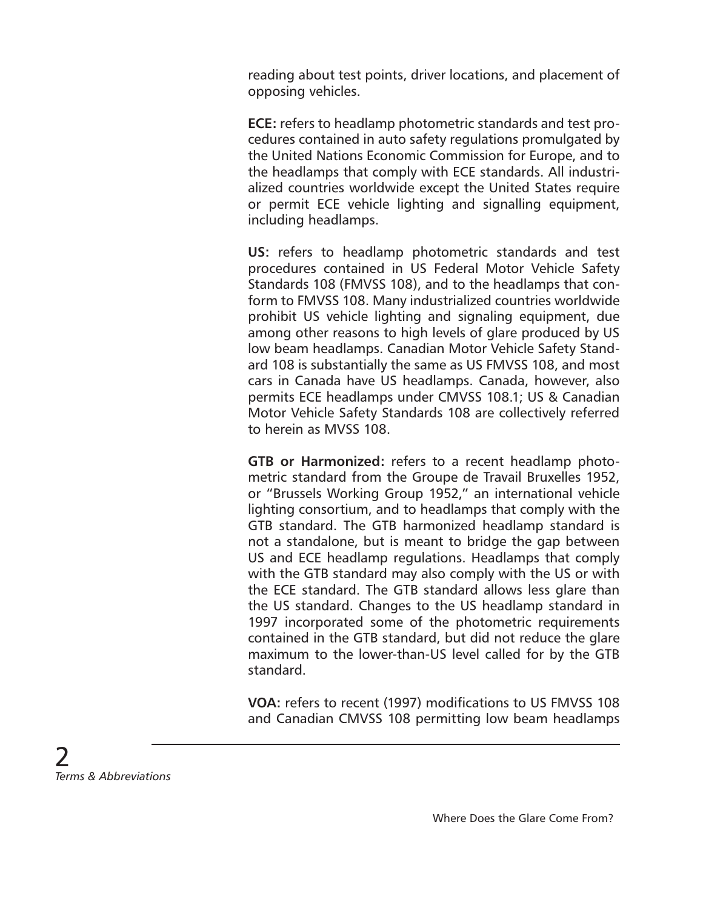reading about test points, driver locations, and placement of opposing vehicles.

**ECE:** refers to headlamp photometric standards and test procedures contained in auto safety regulations promulgated by the United Nations Economic Commission for Europe, and to the headlamps that comply with ECE standards. All industrialized countries worldwide except the United States require or permit ECE vehicle lighting and signalling equipment, including headlamps.

**US:** refers to headlamp photometric standards and test procedures contained in US Federal Motor Vehicle Safety Standards 108 (FMVSS 108), and to the headlamps that conform to FMVSS 108. Many industrialized countries worldwide prohibit US vehicle lighting and signaling equipment, due among other reasons to high levels of glare produced by US low beam headlamps. Canadian Motor Vehicle Safety Standard 108 is substantially the same as US FMVSS 108, and most cars in Canada have US headlamps. Canada, however, also permits ECE headlamps under CMVSS 108.1; US & Canadian Motor Vehicle Safety Standards 108 are collectively referred to herein as MVSS 108.

**GTB or Harmonized:** refers to a recent headlamp photometric standard from the Groupe de Travail Bruxelles 1952, or "Brussels Working Group 1952," an international vehicle lighting consortium, and to headlamps that comply with the GTB standard. The GTB harmonized headlamp standard is not a standalone, but is meant to bridge the gap between US and ECE headlamp regulations. Headlamps that comply with the GTB standard may also comply with the US or with the ECE standard. The GTB standard allows less glare than the US standard. Changes to the US headlamp standard in 1997 incorporated some of the photometric requirements contained in the GTB standard, but did not reduce the glare maximum to the lower-than-US level called for by the GTB standard.

**VOA:** refers to recent (1997) modifications to US FMVSS 108 and Canadian CMVSS 108 permitting low beam headlamps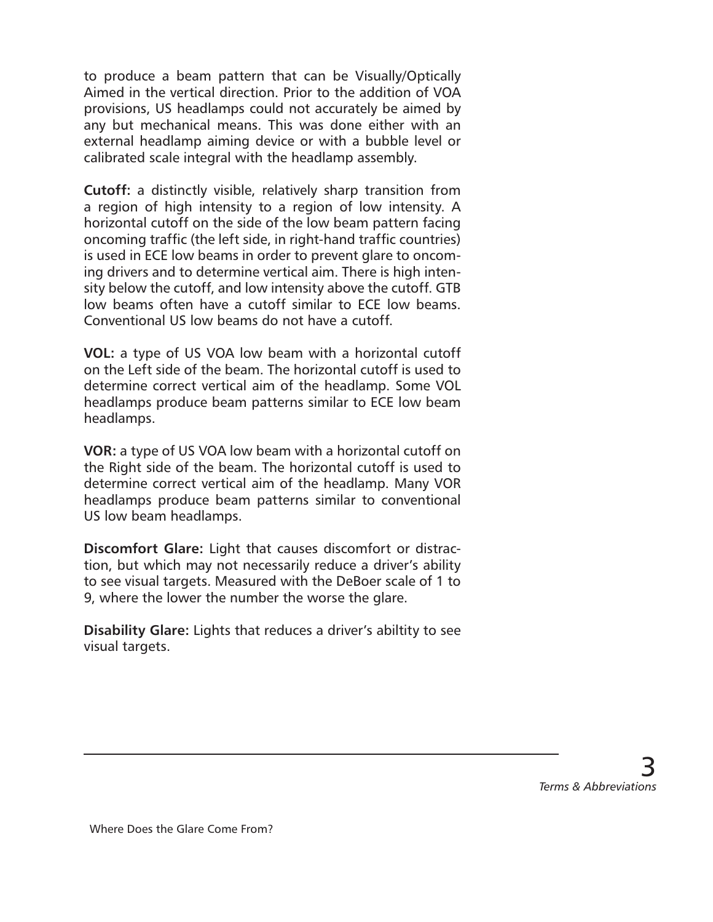to produce a beam pattern that can be Visually/Optically Aimed in the vertical direction. Prior to the addition of VOA provisions, US headlamps could not accurately be aimed by any but mechanical means. This was done either with an external headlamp aiming device or with a bubble level or calibrated scale integral with the headlamp assembly.

**Cutoff:** a distinctly visible, relatively sharp transition from a region of high intensity to a region of low intensity. A horizontal cutoff on the side of the low beam pattern facing oncoming traffic (the left side, in right-hand traffic countries) is used in ECE low beams in order to prevent glare to oncoming drivers and to determine vertical aim. There is high intensity below the cutoff, and low intensity above the cutoff. GTB low beams often have a cutoff similar to ECE low beams. Conventional US low beams do not have a cutoff.

**VOL:** a type of US VOA low beam with a horizontal cutoff on the Left side of the beam. The horizontal cutoff is used to determine correct vertical aim of the headlamp. Some VOL headlamps produce beam patterns similar to ECE low beam headlamps.

**VOR:** a type of US VOA low beam with a horizontal cutoff on the Right side of the beam. The horizontal cutoff is used to determine correct vertical aim of the headlamp. Many VOR headlamps produce beam patterns similar to conventional US low beam headlamps.

**Discomfort Glare:** Light that causes discomfort or distraction, but which may not necessarily reduce a driver's ability to see visual targets. Measured with the DeBoer scale of 1 to 9, where the lower the number the worse the glare.

**Disability Glare:** Lights that reduces a driver's abiltity to see visual targets.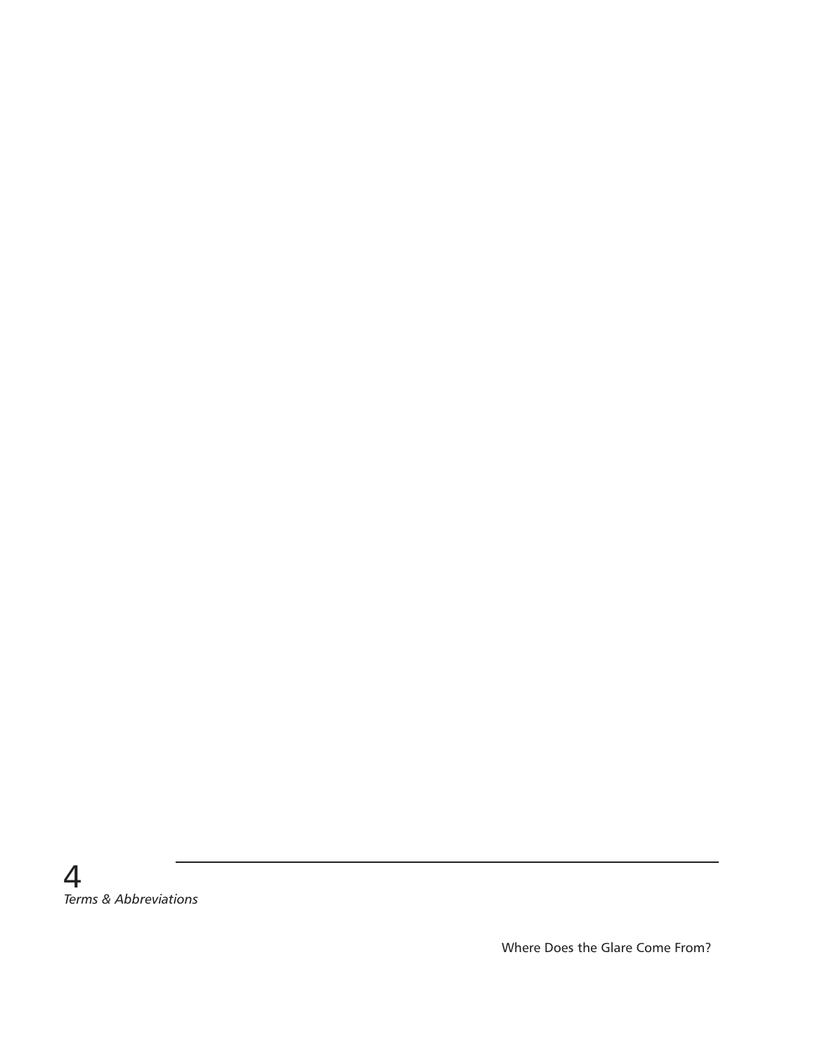# 4

*Terms & Abbreviations*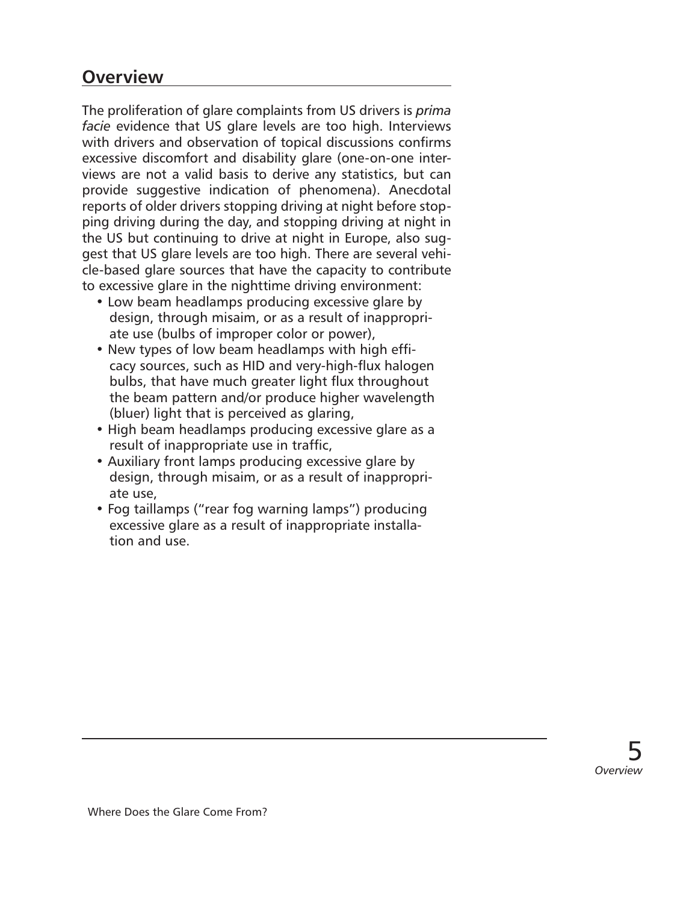## Overview

The proliferation of glare complaints from US drivers is *prima facie* evidence that US glare levels are too high. Interviews with drivers and observation of topical discussions confirms excessive discomfort and disability glare (one-on-one interviews are not a valid basis to derive any statistics, but can provide suggestive indication of phenomena). Anecdotal reports of older drivers stopping driving at night before stopping driving during the day, and stopping driving at night in the US but continuing to drive at night in Europe, also suggest that US glare levels are too high. There are several vehicle-based glare sources that have the capacity to contribute to excessive glare in the nighttime driving environment:

- Low beam headlamps producing excessive glare by design, through misaim, or as a result of inappropriate use (bulbs of improper color or power),
- New types of low beam headlamps with high efficacy sources, such as HID and very-high-flux halogen bulbs, that have much greater light flux throughout the beam pattern and/or produce higher wavelength (bluer) light that is perceived as glaring,
- High beam headlamps producing excessive glare as a result of inappropriate use in traffic,
- Auxiliary front lamps producing excessive glare by design, through misaim, or as a result of inappropriate use,
- Fog taillamps ("rear fog warning lamps") producing excessive glare as a result of inappropriate installation and use.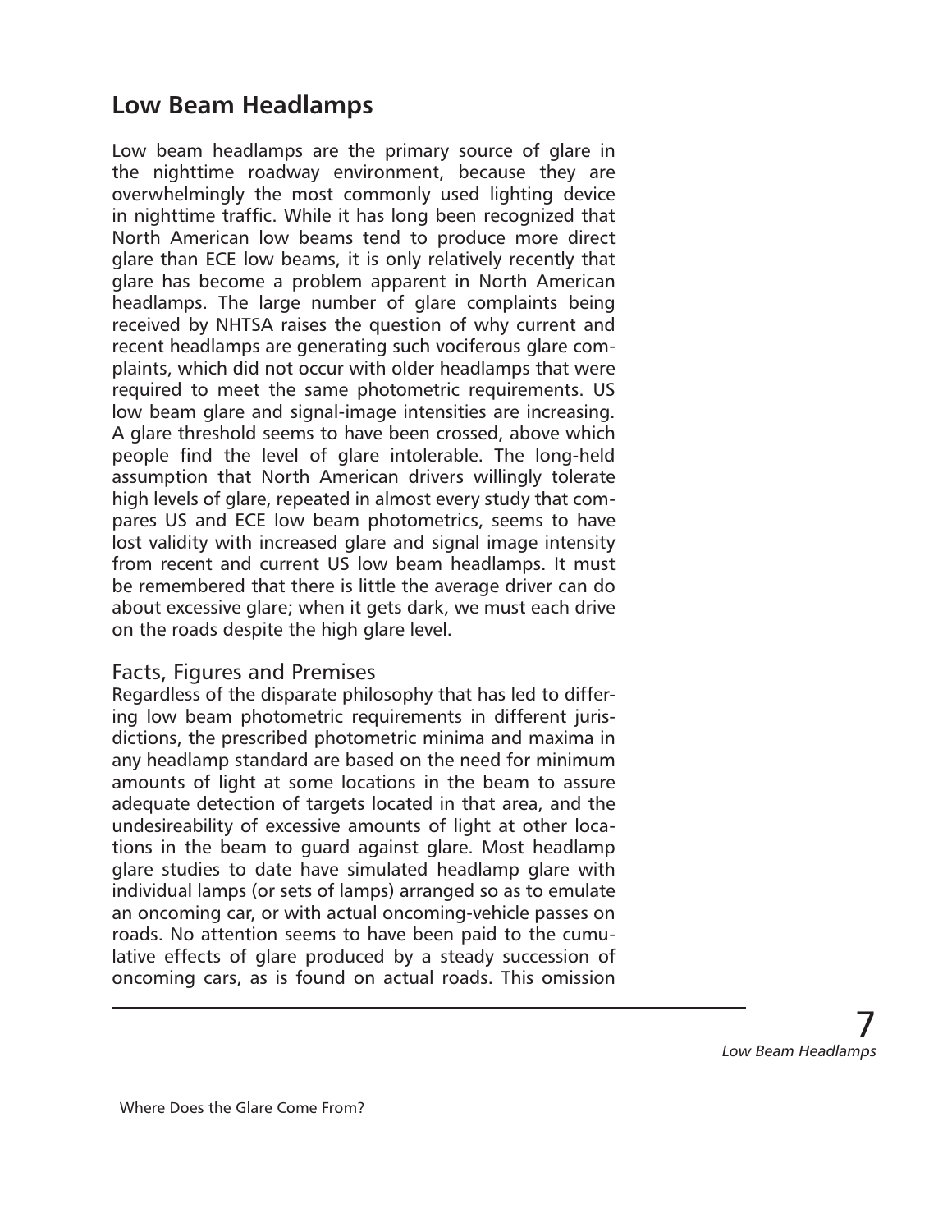## Low Beam Headlamps

Low beam headlamps are the primary source of glare in the nighttime roadway environment, because they are overwhelmingly the most commonly used lighting device in nighttime traffic. While it has long been recognized that North American low beams tend to produce more direct glare than ECE low beams, it is only relatively recently that glare has become a problem apparent in North American headlamps. The large number of glare complaints being received by NHTSA raises the question of why current and recent headlamps are generating such vociferous glare complaints, which did not occur with older headlamps that were required to meet the same photometric requirements. US low beam glare and signal-image intensities are increasing. A glare threshold seems to have been crossed, above which people find the level of glare intolerable. The long-held assumption that North American drivers willingly tolerate high levels of glare, repeated in almost every study that compares US and ECE low beam photometrics, seems to have lost validity with increased glare and signal image intensity from recent and current US low beam headlamps. It must be remembered that there is little the average driver can do about excessive glare; when it gets dark, we must each drive on the roads despite the high glare level.

### Facts, Figures and Premises

Regardless of the disparate philosophy that has led to differing low beam photometric requirements in different jurisdictions, the prescribed photometric minima and maxima in any headlamp standard are based on the need for minimum amounts of light at some locations in the beam to assure adequate detection of targets located in that area, and the undesireability of excessive amounts of light at other locations in the beam to guard against glare. Most headlamp glare studies to date have simulated headlamp glare with individual lamps (or sets of lamps) arranged so as to emulate an oncoming car, or with actual oncoming-vehicle passes on roads. No attention seems to have been paid to the cumulative effects of glare produced by a steady succession of oncoming cars, as is found on actual roads. This omission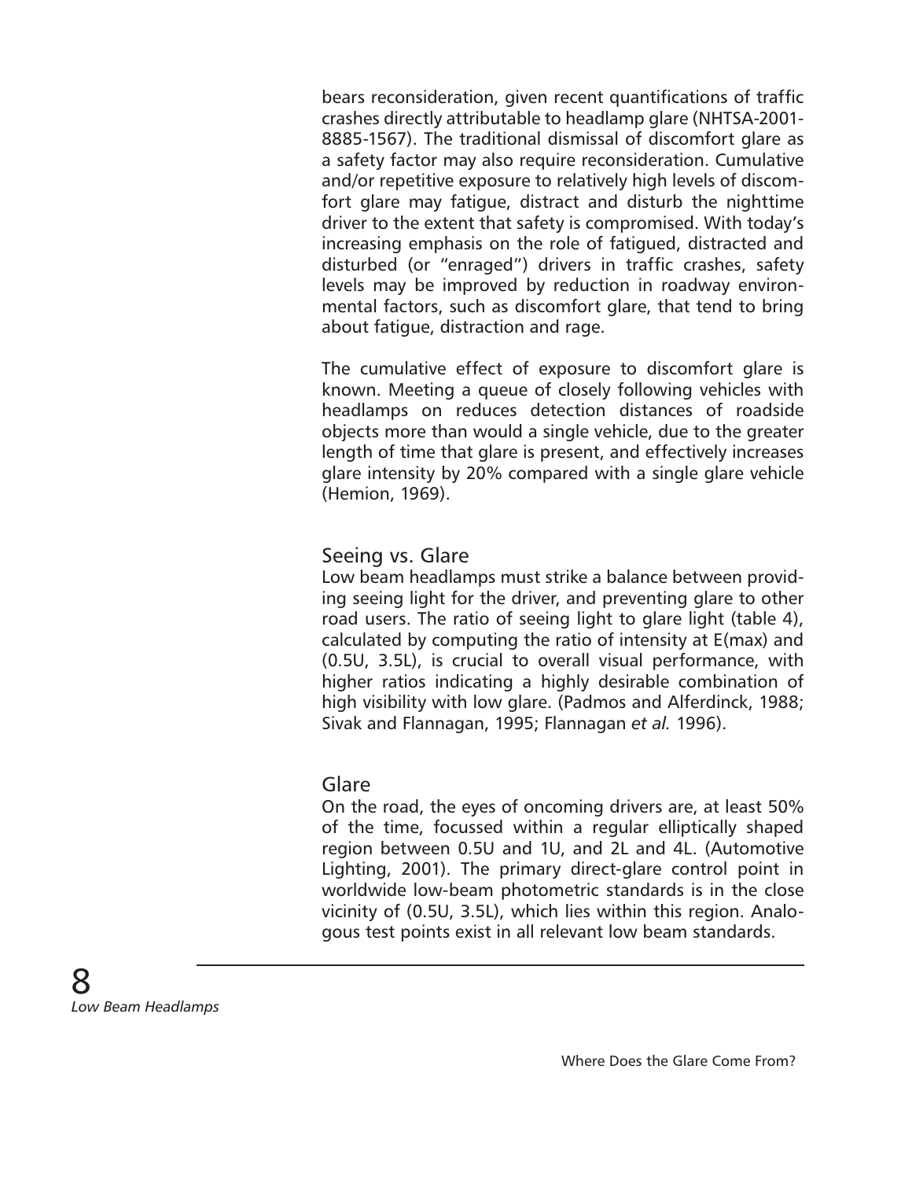bears reconsideration, given recent quantifications of traffic crashes directly attributable to headlamp glare (NHTSA-2001-8885-1567). The traditional dismissal of discomfort glare as a safety factor may also require reconsideration. Cumulative and/or repetitive exposure to relatively high levels of discomfort glare may fatigue, distract and disturb the nighttime driver to the extent that safety is compromised. With today's increasing emphasis on the role of fatigued, distracted and disturbed (or "enraged") drivers in traffic crashes, safety levels may be improved by reduction in roadway environmental factors, such as discomfort glare, that tend to bring about fatigue, distraction and rage.

The cumulative effect of exposure to discomfort glare is known. Meeting a queue of closely following vehicles with headlamps on reduces detection distances of roadside objects more than would a single vehicle, due to the greater length of time that glare is present, and effectively increases glare intensity by 20% compared with a single glare vehicle (Hemion, 1969).

## Seeing vs. Glare

Low beam headlamps must strike a balance between providing seeing light for the driver, and preventing glare to other road users. The ratio of seeing light to glare light (table 4), calculated by computing the ratio of intensity at E(max) and (0.5U, 3.5L), is crucial to overall visual performance, with higher ratios indicating a highly desirable combination of high visibility with low glare. (Padmos and Alferdinck, 1988; Sivak and Flannagan, 1995; Flannagan *et al.* 1996).

## Glare

On the road, the eyes of oncoming drivers are, at least 50% of the time, focussed within a regular elliptically shaped region between 0.5U and 1U, and 2L and 4L. (Automotive Lighting, 2001). The primary direct-glare control point in worldwide low-beam photometric standards is in the close vicinity of (0.5U, 3.5L), which lies within this region. Analogous test points exist in all relevant low beam standards.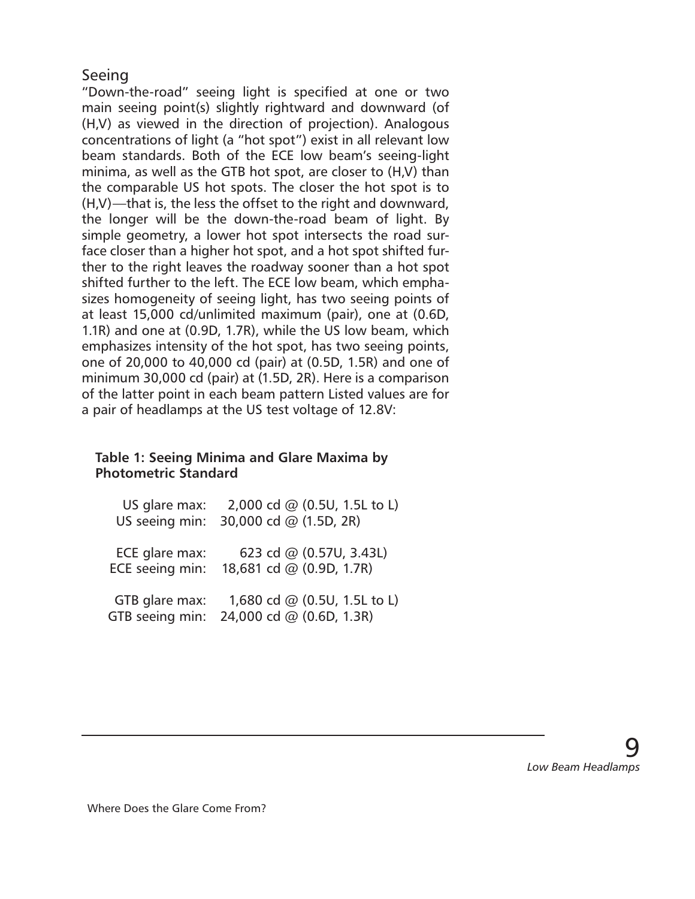## Seeing

"Down-the-road" seeing light is specified at one or two main seeing point(s) slightly rightward and downward (of (H,V) as viewed in the direction of projection). Analogous concentrations of light (a "hot spot") exist in all relevant low beam standards. Both of the ECE low beam's seeing-light minima, as well as the GTB hot spot, are closer to (H,V) than the comparable US hot spots. The closer the hot spot is to (H,V)—that is, the less the offset to the right and downward, the longer will be the down-the-road beam of light. By simple geometry, a lower hot spot intersects the road surface closer than a higher hot spot, and a hot spot shifted further to the right leaves the roadway sooner than a hot spot shifted further to the left. The ECE low beam, which emphasizes homogeneity of seeing light, has two seeing points of at least 15,000 cd/unlimited maximum (pair), one at (0.6D, 1.1R) and one at (0.9D, 1.7R), while the US low beam, which emphasizes intensity of the hot spot, has two seeing points, one of 20,000 to 40,000 cd (pair) at (0.5D, 1.5R) and one of minimum 30,000 cd (pair) at (1.5D, 2R). Here is a comparison of the latter point in each beam pattern Listed values are for a pair of headlamps at the US test voltage of 12.8V:

**Table 1: Seeing Minima and Glare Maxima by Photometric Standard**

| | |
|---|---|
| US glare max: | 2,000 cd @ (0.5U, 1.5L to L) |
| US seeing min: | 30,000 cd @ (1.5D, 2R) |
| ECE glare max: | 623 cd @ (0.57U, 3.43L) |
| ECE seeing min: | 18,681 cd @ (0.9D, 1.7R) |
| GTB glare max: | 1,680 cd @ (0.5U, 1.5L to L) |
| GTB seeing min: | 24,000 cd @ (0.6D, 1.3R) |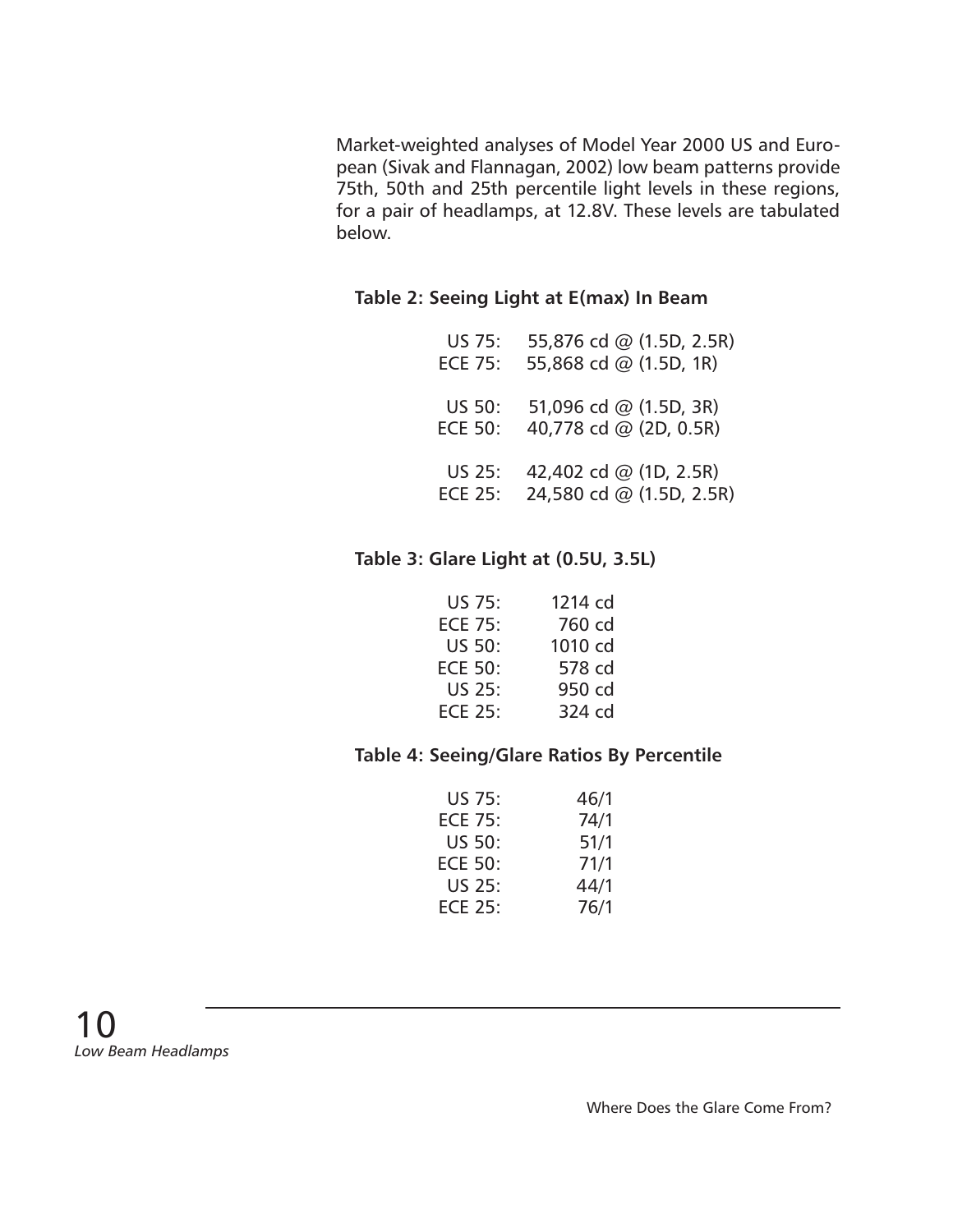Market-weighted analyses of Model Year 2000 US and European (Sivak and Flannagan, 2002) low beam patterns provide 75th, 50th and 25th percentile light levels in these regions, for a pair of headlamps, at 12.8V. These levels are tabulated below.

**Table 2: Seeing Light at E(max) In Beam**

| | |
|---|---|
| US 75: | 55,876 cd @ (1.5D, 2.5R) |
| ECE 75: | 55,868 cd @ (1.5D, 1R) |
| US 50: | 51,096 cd @ (1.5D, 3R) |
| ECE 50: | 40,778 cd @ (2D, 0.5R) |
| US 25: | 42,402 cd @ (1D, 2.5R) |
| ECE 25: | 24,580 cd @ (1.5D, 2.5R) |

**Table 3: Glare Light at (0.5U, 3.5L)**

| | |
|---|---|
| US 75: | 1214 cd |
| ECE 75: | 760 cd |
| US 50: | 1010 cd |
| ECE 50: | 578 cd |
| US 25: | 950 cd |
| ECE 25: | 324 cd |

**Table 4: Seeing/Glare Ratios By Percentile**

| | |
|---|---|
| US 75: | 46/1 |
| ECE 75: | 74/1 |
| US 50: | 51/1 |
| ECE 50: | 71/1 |
| US 25: | 44/1 |
| ECE 25: | 76/1 |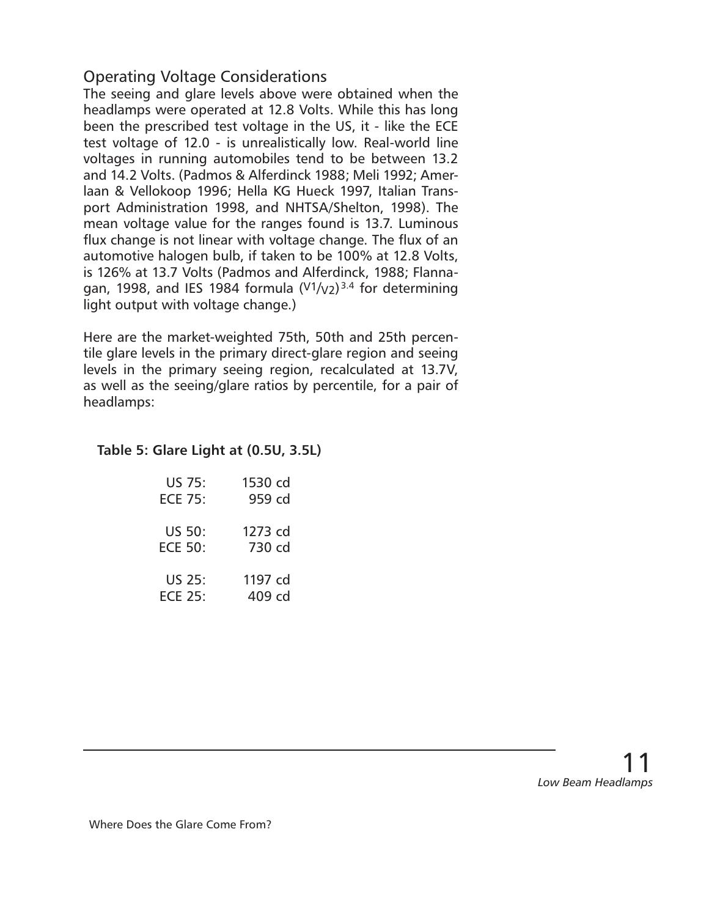## Operating Voltage Considerations

The seeing and glare levels above were obtained when the headlamps were operated at 12.8 Volts. While this has long been the prescribed test voltage in the US, it - like the ECE test voltage of 12.0 - is unrealistically low. Real-world line voltages in running automobiles tend to be between 13.2 and 14.2 Volts. (Padmos & Alferdinck 1988; Meli 1992; Amerlaan & Vellokoop 1996; Hella KG Hueck 1997, Italian Transport Administration 1998, and NHTSA/Shelton, 1998). The mean voltage value for the ranges found is 13.7. Luminous flux change is not linear with voltage change. The flux of an automotive halogen bulb, if taken to be 100% at 12.8 Volts, is 126% at 13.7 Volts (Padmos and Alferdinck, 1988; Flannagan, 1998, and IES 1984 formula $(V1/V2)^{3.4}$ for determining light output with voltage change.)

Here are the market-weighted 75th, 50th and 25th percentile glare levels in the primary direct-glare region and seeing levels in the primary seeing region, recalculated at 13.7V, as well as the seeing/glare ratios by percentile, for a pair of headlamps:

**Table 5: Glare Light at (0.5U, 3.5L)**

| | |
|---|---|
| US 75: | 1530 cd |
| ECE 75: | 959 cd |
| US 50: | 1273 cd |
| ECE 50: | 730 cd |
| US 25: | 1197 cd |
| ECE 25: | 409 cd |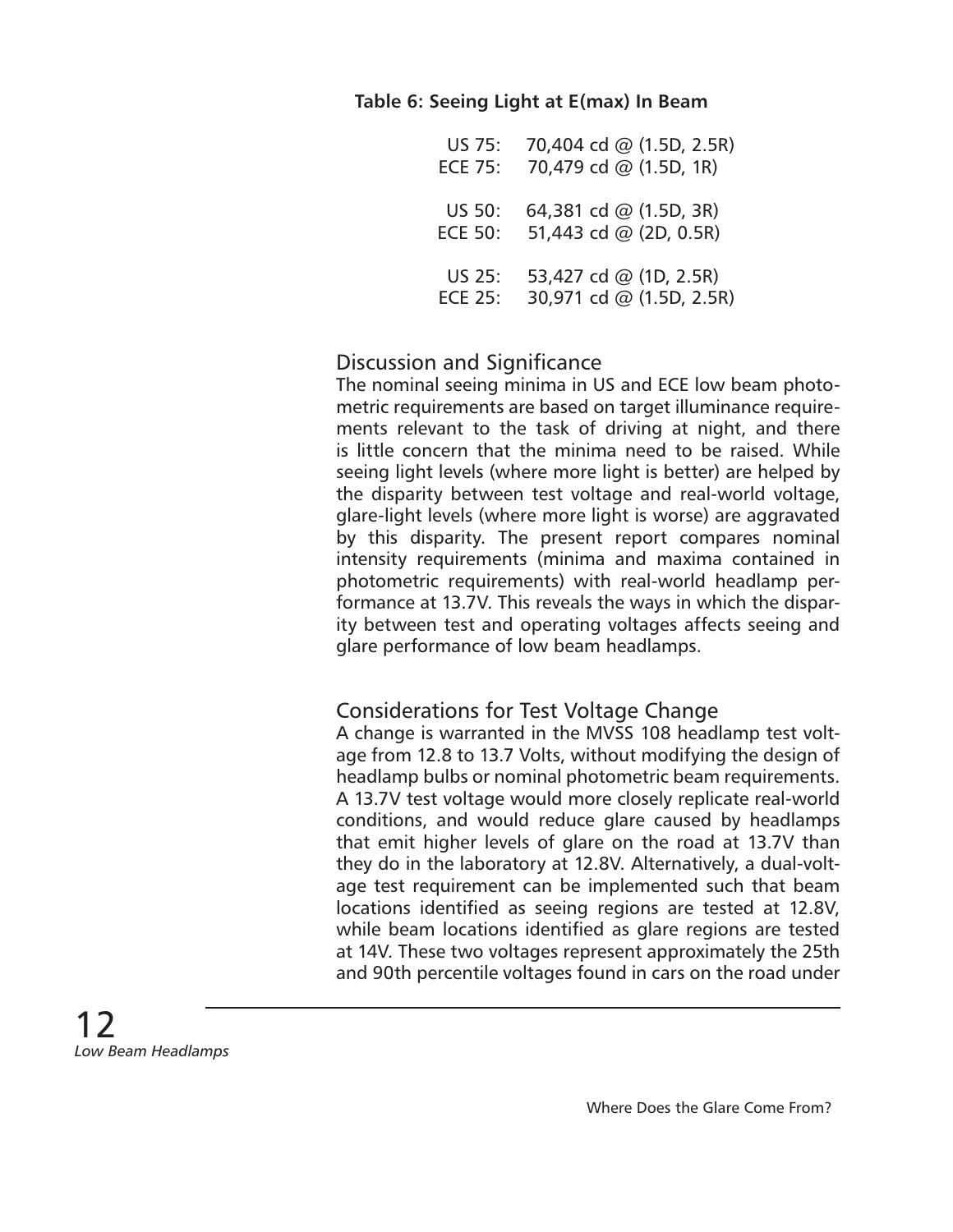**Table 6: Seeing Light at E(max) In Beam**

| | |
|---|---|
| US 75: | 70,404 cd @ (1.5D, 2.5R) |
| ECE 75: | 70,479 cd @ (1.5D, 1R) |
| US 50: | 64,381 cd @ (1.5D, 3R) |
| ECE 50: | 51,443 cd @ (2D, 0.5R) |
| US 25: | 53,427 cd @ (1D, 2.5R) |
| ECE 25: | 30,971 cd @ (1.5D, 2.5R) |

## Discussion and Significance

The nominal seeing minima in US and ECE low beam photometric requirements are based on target illuminance requirements relevant to the task of driving at night, and there is little concern that the minima need to be raised. While seeing light levels (where more light is better) are helped by the disparity between test voltage and real-world voltage, glare-light levels (where more light is worse) are aggravated by this disparity. The present report compares nominal intensity requirements (minima and maxima contained in photometric requirements) with real-world headlamp performance at 13.7V. This reveals the ways in which the disparity between test and operating voltages affects seeing and glare performance of low beam headlamps.

## Considerations for Test Voltage Change

A change is warranted in the MVSS 108 headlamp test voltage from 12.8 to 13.7 Volts, without modifying the design of headlamp bulbs or nominal photometric beam requirements. A 13.7V test voltage would more closely replicate real-world conditions, and would reduce glare caused by headlamps that emit higher levels of glare on the road at 13.7V than they do in the laboratory at 12.8V. Alternatively, a dual-voltage test requirement can be implemented such that beam locations identified as seeing regions are tested at 12.8V, while beam locations identified as glare regions are tested at 14V. These two voltages represent approximately the 25th and 90th percentile voltages found in cars on the road under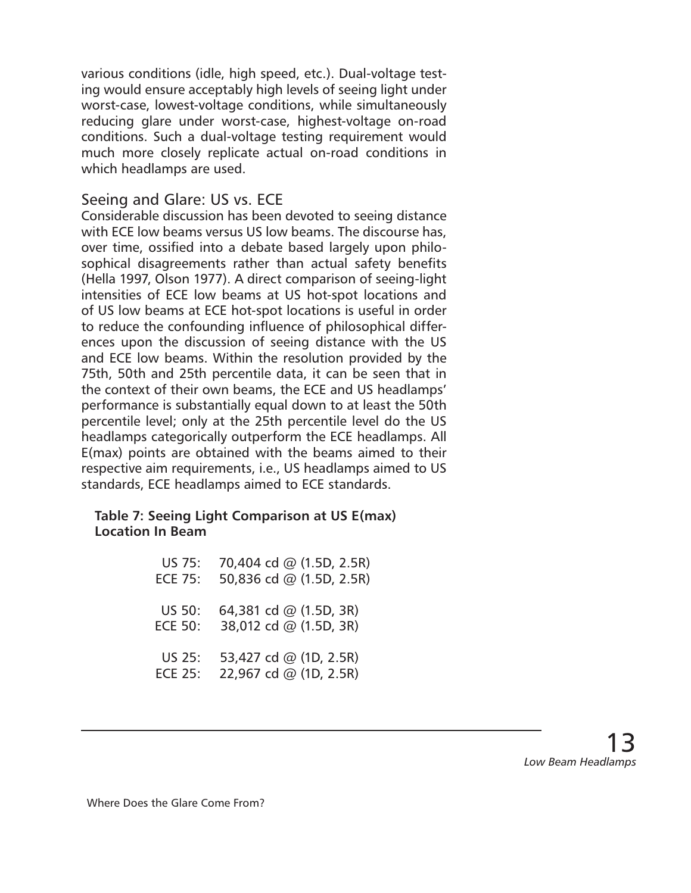various conditions (idle, high speed, etc.). Dual-voltage testing would ensure acceptably high levels of seeing light under worst-case, lowest-voltage conditions, while simultaneously reducing glare under worst-case, highest-voltage on-road conditions. Such a dual-voltage testing requirement would much more closely replicate actual on-road conditions in which headlamps are used.

## Seeing and Glare: US vs. ECE

Considerable discussion has been devoted to seeing distance with ECE low beams versus US low beams. The discourse has, over time, ossified into a debate based largely upon philosophical disagreements rather than actual safety benefits (Hella 1997, Olson 1977). A direct comparison of seeing-light intensities of ECE low beams at US hot-spot locations and of US low beams at ECE hot-spot locations is useful in order to reduce the confounding influence of philosophical differences upon the discussion of seeing distance with the US and ECE low beams. Within the resolution provided by the 75th, 50th and 25th percentile data, it can be seen that in the context of their own beams, the ECE and US headlamps' performance is substantially equal down to at least the 50th percentile level; only at the 25th percentile level do the US headlamps categorically outperform the ECE headlamps. All E(max) points are obtained with the beams aimed to their respective aim requirements, i.e., US headlamps aimed to US standards, ECE headlamps aimed to ECE standards.

**Table 7: Seeing Light Comparison at US E(max) Location In Beam**

| | |
|---|---|
| US 75: | 70,404 cd @ (1.5D, 2.5R) |
| ECE 75: | 50,836 cd @ (1.5D, 2.5R) |
| US 50: | 64,381 cd @ (1.5D, 3R) |
| ECE 50: | 38,012 cd @ (1.5D, 3R) |
| US 25: | 53,427 cd @ (1D, 2.5R) |
| ECE 25: | 22,967 cd @ (1D, 2.5R) |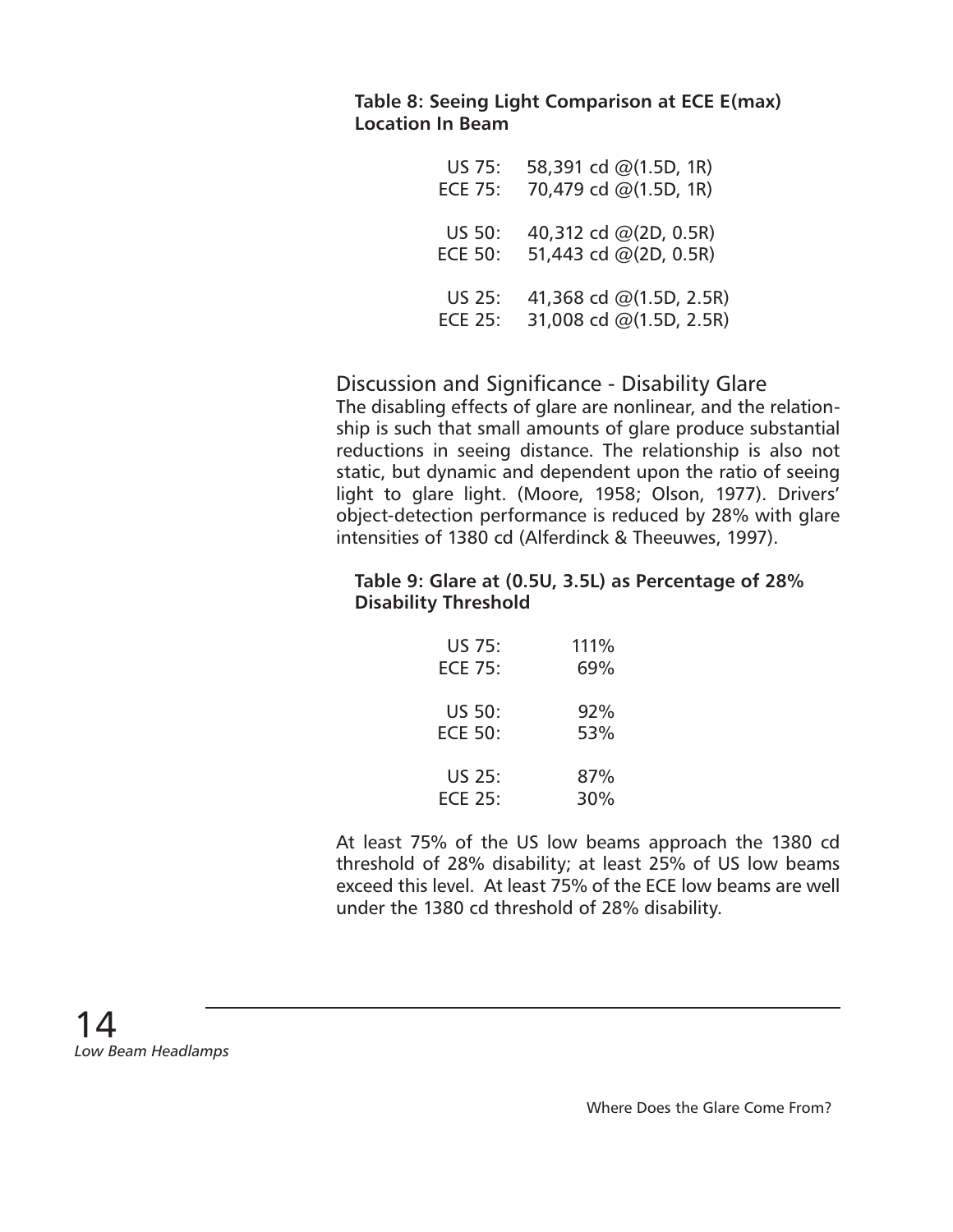**Table 8: Seeing Light Comparison at ECE E(max) Location In Beam**

| | |
|---|---|
| US 75: | 58,391 cd @(1.5D, 1R) |
| ECE 75: | 70,479 cd @(1.5D, 1R) |
| US 50: | 40,312 cd @(2D, 0.5R) |
| ECE 50: | 51,443 cd @(2D, 0.5R) |
| US 25: | 41,368 cd @(1.5D, 2.5R) |
| ECE 25: | 31,008 cd @(1.5D, 2.5R) |

## Discussion and Significance - Disability Glare

The disabling effects of glare are nonlinear, and the relationship is such that small amounts of glare produce substantial reductions in seeing distance. The relationship is also not static, but dynamic and dependent upon the ratio of seeing light to glare light. (Moore, 1958; Olson, 1977). Drivers' object-detection performance is reduced by 28% with glare intensities of 1380 cd (Alferdinck & Theeuwes, 1997).

**Table 9: Glare at (0.5U, 3.5L) as Percentage of 28% Disability Threshold**

| | |
|---|---|
| US 75: | 111% |
| ECE 75: | 69% |
| US 50: | 92% |
| ECE 50: | 53% |
| US 25: | 87% |
| ECE 25: | 30% |

At least 75% of the US low beams approach the 1380 cd threshold of 28% disability; at least 25% of US low beams exceed this level. At least 75% of the ECE low beams are well under the 1380 cd threshold of 28% disability.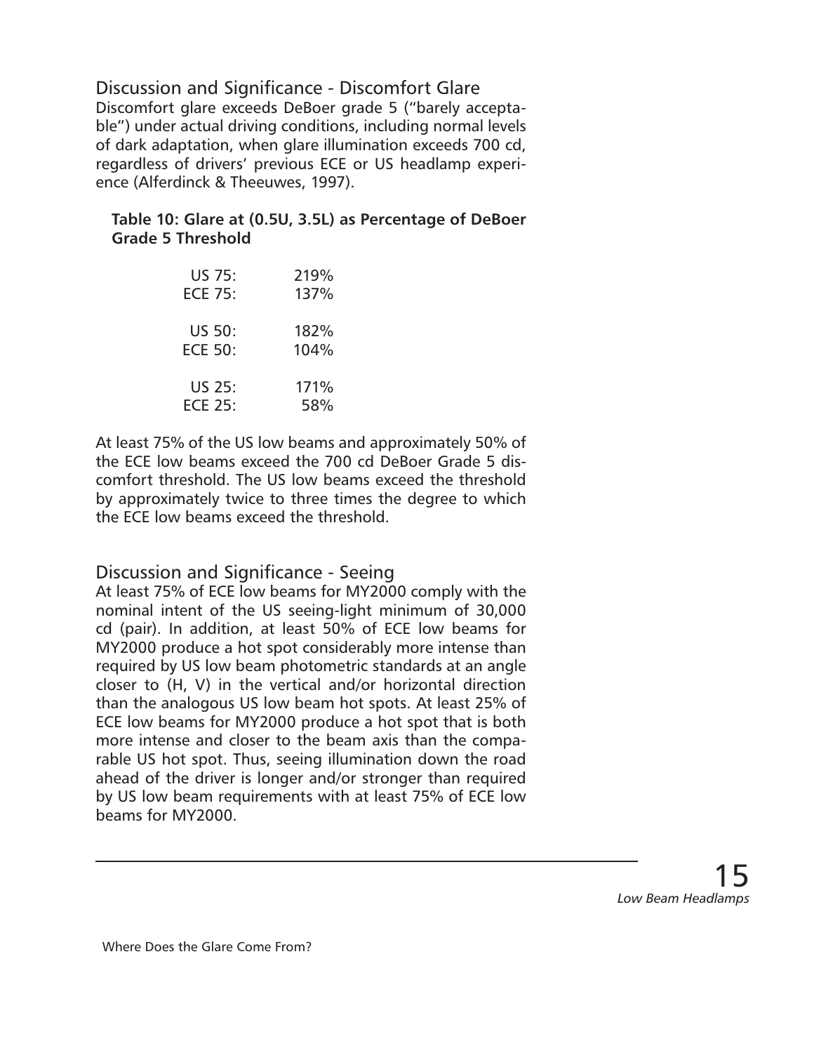## Discussion and Significance - Discomfort Glare

Discomfort glare exceeds DeBoer grade 5 ("barely acceptable") under actual driving conditions, including normal levels of dark adaptation, when glare illumination exceeds 700 cd, regardless of drivers' previous ECE or US headlamp experience (Alferdinck & Theeuwes, 1997).

**Table 10: Glare at (0.5U, 3.5L) as Percentage of DeBoer Grade 5 Threshold**

| | |
|---|---|
| US 75: | 219% |
| ECE 75: | 137% |
| US 50: | 182% |
| ECE 50: | 104% |
| US 25: | 171% |
| ECE 25: | 58% |

At least 75% of the US low beams and approximately 50% of the ECE low beams exceed the 700 cd DeBoer Grade 5 discomfort threshold. The US low beams exceed the threshold by approximately twice to three times the degree to which the ECE low beams exceed the threshold.

## Discussion and Significance - Seeing

At least 75% of ECE low beams for MY2000 comply with the nominal intent of the US seeing-light minimum of 30,000 cd (pair). In addition, at least 50% of ECE low beams for MY2000 produce a hot spot considerably more intense than required by US low beam photometric standards at an angle closer to (H, V) in the vertical and/or horizontal direction than the analogous US low beam hot spots. At least 25% of ECE low beams for MY2000 produce a hot spot that is both more intense and closer to the beam axis than the comparable US hot spot. Thus, seeing illumination down the road ahead of the driver is longer and/or stronger than required by US low beam requirements with at least 75% of ECE low beams for MY2000.

Where Does the Glare Come From?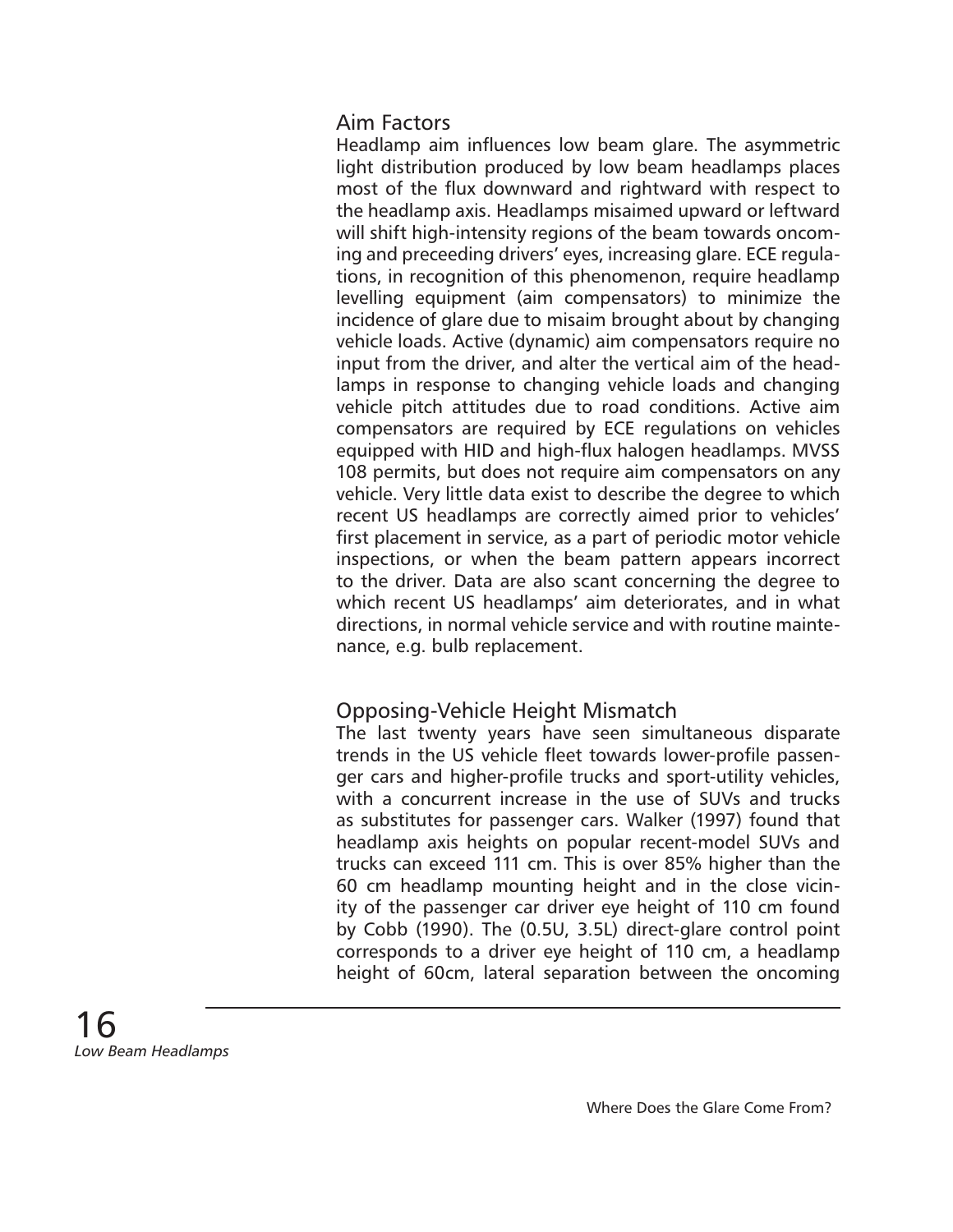## Aim Factors

Headlamp aim influences low beam glare. The asymmetric light distribution produced by low beam headlamps places most of the flux downward and rightward with respect to the headlamp axis. Headlamps misaimed upward or leftward will shift high-intensity regions of the beam towards oncoming and preceeding drivers' eyes, increasing glare. ECE regulations, in recognition of this phenomenon, require headlamp levelling equipment (aim compensators) to minimize the incidence of glare due to misaim brought about by changing vehicle loads. Active (dynamic) aim compensators require no input from the driver, and alter the vertical aim of the headlamps in response to changing vehicle loads and changing vehicle pitch attitudes due to road conditions. Active aim compensators are required by ECE regulations on vehicles equipped with HID and high-flux halogen headlamps. MVSS 108 permits, but does not require aim compensators on any vehicle. Very little data exist to describe the degree to which recent US headlamps are correctly aimed prior to vehicles' first placement in service, as a part of periodic motor vehicle inspections, or when the beam pattern appears incorrect to the driver. Data are also scant concerning the degree to which recent US headlamps' aim deteriorates, and in what directions, in normal vehicle service and with routine maintenance, e.g. bulb replacement.

## Opposing-Vehicle Height Mismatch

The last twenty years have seen simultaneous disparate trends in the US vehicle fleet towards lower-profile passenger cars and higher-profile trucks and sport-utility vehicles, with a concurrent increase in the use of SUVs and trucks as substitutes for passenger cars. Walker (1997) found that headlamp axis heights on popular recent-model SUVs and trucks can exceed 111 cm. This is over 85% higher than the 60 cm headlamp mounting height and in the close vicinity of the passenger car driver eye height of 110 cm found by Cobb (1990). The (0.5U, 3.5L) direct-glare control point corresponds to a driver eye height of 110 cm, a headlamp height of 60cm, lateral separation between the oncoming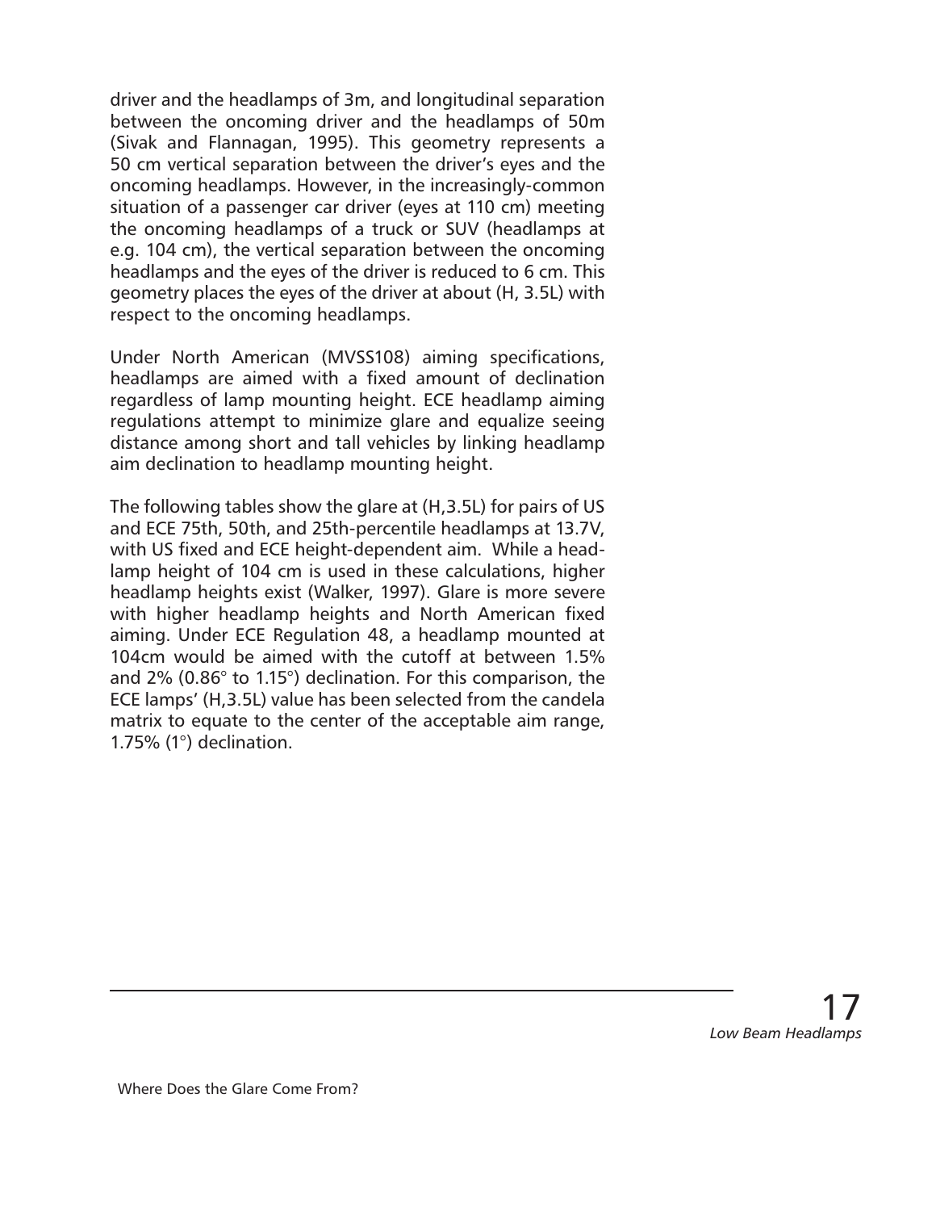driver and the headlamps of 3m, and longitudinal separation between the oncoming driver and the headlamps of 50m (Sivak and Flannagan, 1995). This geometry represents a 50 cm vertical separation between the driver's eyes and the oncoming headlamps. However, in the increasingly-common situation of a passenger car driver (eyes at 110 cm) meeting the oncoming headlamps of a truck or SUV (headlamps at e.g. 104 cm), the vertical separation between the oncoming headlamps and the eyes of the driver is reduced to 6 cm. This geometry places the eyes of the driver at about (H, 3.5L) with respect to the oncoming headlamps.

Under North American (MVSS108) aiming specifications, headlamps are aimed with a fixed amount of declination regardless of lamp mounting height. ECE headlamp aiming regulations attempt to minimize glare and equalize seeing distance among short and tall vehicles by linking headlamp aim declination to headlamp mounting height.

The following tables show the glare at (H,3.5L) for pairs of US and ECE 75th, 50th, and 25th-percentile headlamps at 13.7V, with US fixed and ECE height-dependent aim. While a headlamp height of 104 cm is used in these calculations, higher headlamp heights exist (Walker, 1997). Glare is more severe with higher headlamp heights and North American fixed aiming. Under ECE Regulation 48, a headlamp mounted at 104cm would be aimed with the cutoff at between 1.5% and 2% (0.86° to 1.15°) declination. For this comparison, the ECE lamps' (H,3.5L) value has been selected from the candela matrix to equate to the center of the acceptable aim range, 1.75% (1°) declination.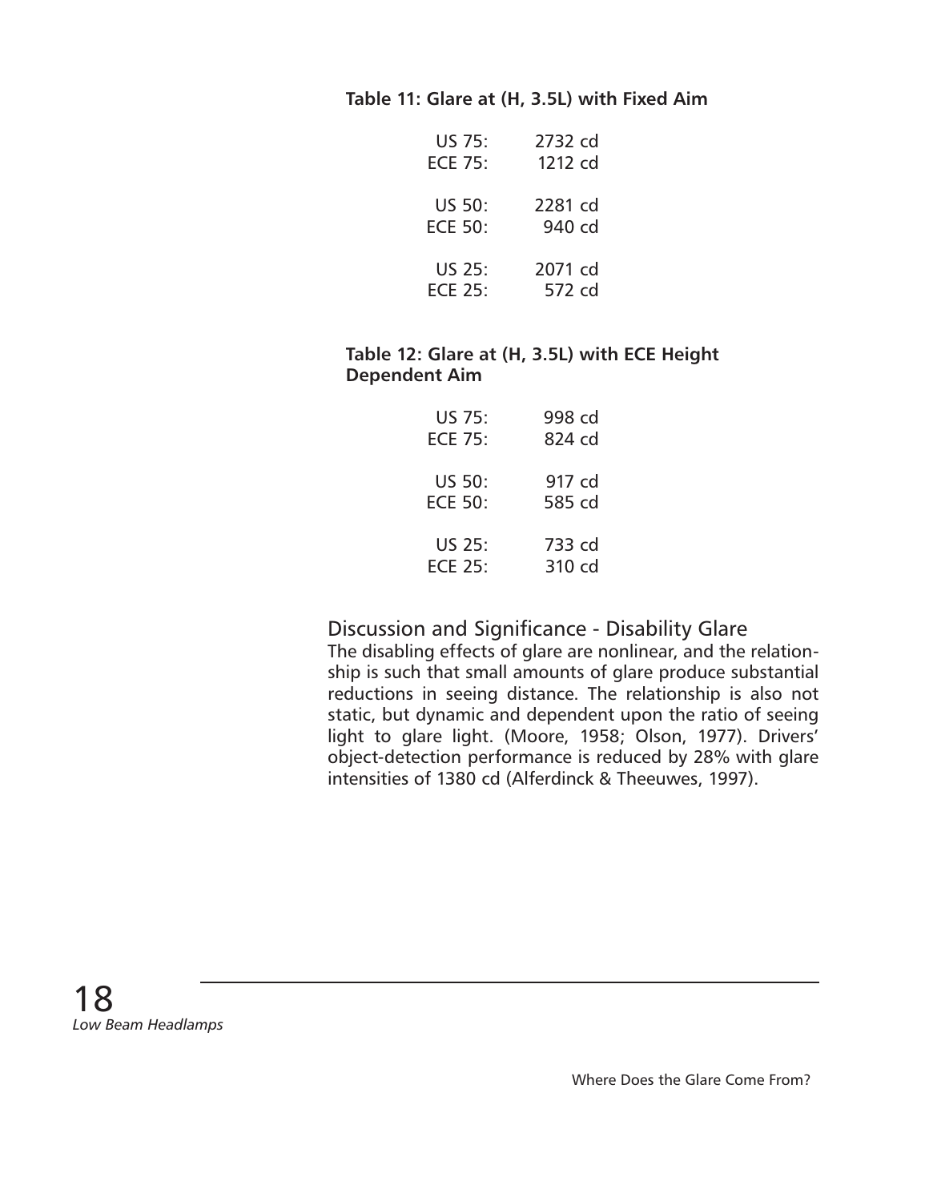**Table 11: Glare at (H, 3.5L) with Fixed Aim**

| | |
|---|---|
| US 75: | 2732 cd |
| ECE 75: | 1212 cd |
| US 50: | 2281 cd |
| ECE 50: | 940 cd |
| US 25: | 2071 cd |
| ECE 25: | 572 cd |

**Table 12: Glare at (H, 3.5L) with ECE Height Dependent Aim**

| | |
|---|---|
| US 75: | 998 cd |
| ECE 75: | 824 cd |
| US 50: | 917 cd |
| ECE 50: | 585 cd |
| US 25: | 733 cd |
| ECE 25: | 310 cd |

## Discussion and Significance - Disability Glare

The disabling effects of glare are nonlinear, and the relationship is such that small amounts of glare produce substantial reductions in seeing distance. The relationship is also not static, but dynamic and dependent upon the ratio of seeing light to glare light. (Moore, 1958; Olson, 1977). Drivers' object-detection performance is reduced by 28% with glare intensities of 1380 cd (Alferdinck & Theeuwes, 1997).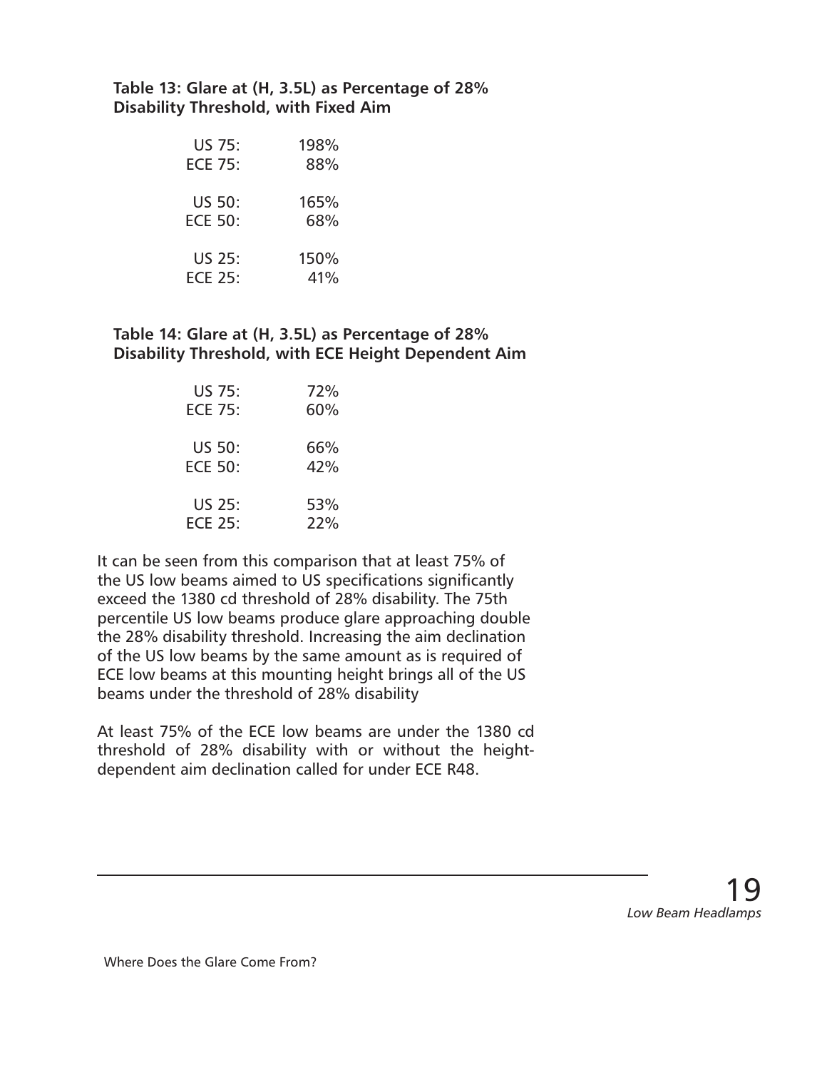**Table 13: Glare at (H, 3.5L) as Percentage of 28% Disability Threshold, with Fixed Aim**

| | |
|---|---|
| US 75: | 198% |
| ECE 75: | 88% |
| US 50: | 165% |
| ECE 50: | 68% |
| US 25: | 150% |
| ECE 25: | 41% |

**Table 14: Glare at (H, 3.5L) as Percentage of 28% Disability Threshold, with ECE Height Dependent Aim**

| | |
|---|---|
| US 75: | 72% |
| ECE 75: | 60% |
| US 50: | 66% |
| ECE 50: | 42% |
| US 25: | 53% |
| ECE 25: | 22% |

It can be seen from this comparison that at least 75% of the US low beams aimed to US specifications significantly exceed the 1380 cd threshold of 28% disability. The 75th percentile US low beams produce glare approaching double the 28% disability threshold. Increasing the aim declination of the US low beams by the same amount as is required of ECE low beams at this mounting height brings all of the US beams under the threshold of 28% disability

At least 75% of the ECE low beams are under the 1380 cd threshold of 28% disability with or without the height-dependent aim declination called for under ECE R48.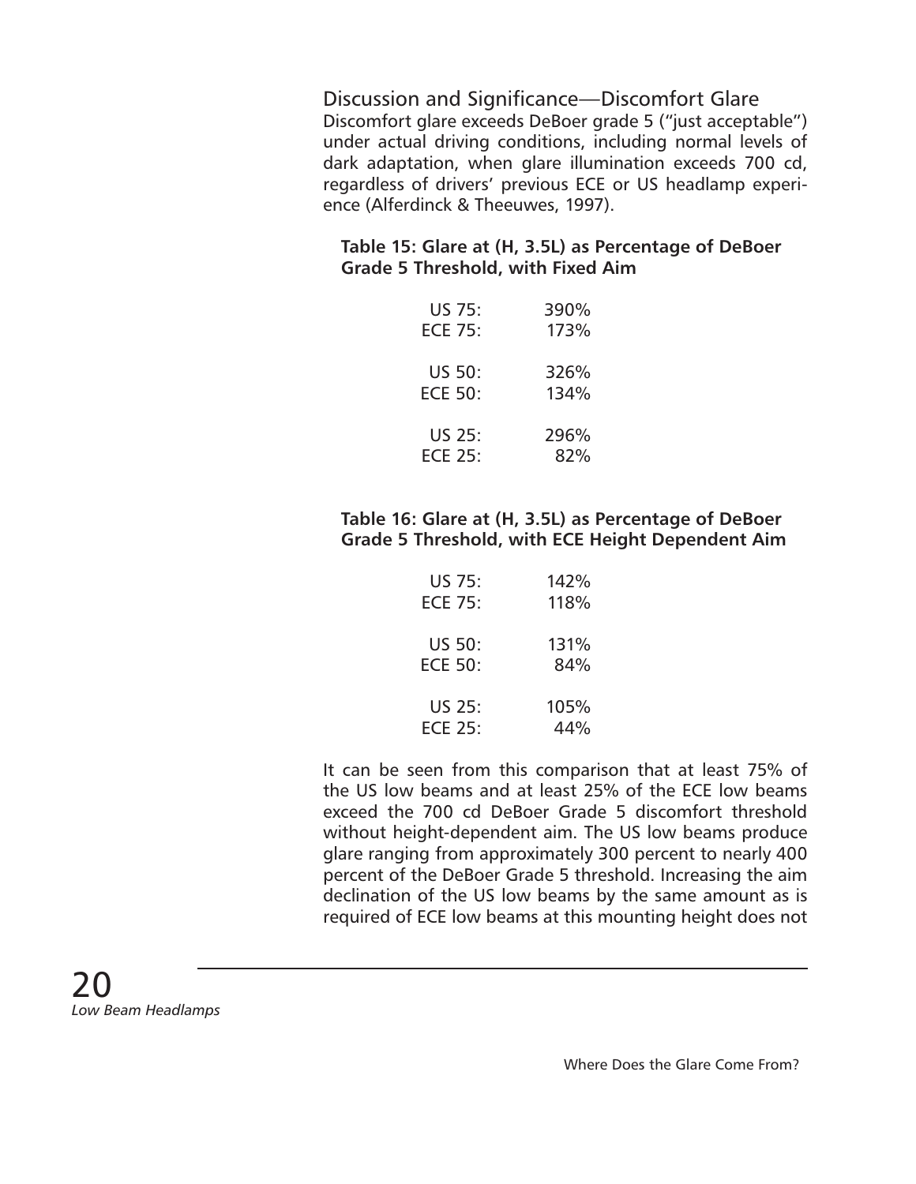## Discussion and Significance—Discomfort Glare

Discomfort glare exceeds DeBoer grade 5 ("just acceptable") under actual driving conditions, including normal levels of dark adaptation, when glare illumination exceeds 700 cd, regardless of drivers' previous ECE or US headlamp experience (Alferdinck & Theeuwes, 1997).

**Table 15: Glare at (H, 3.5L) as Percentage of DeBoer Grade 5 Threshold, with Fixed Aim**

| | |
|---|---|
| US 75: | 390% |
| ECE 75: | 173% |
| US 50: | 326% |
| ECE 50: | 134% |
| US 25: | 296% |
| ECE 25: | 82% |

**Table 16: Glare at (H, 3.5L) as Percentage of DeBoer Grade 5 Threshold, with ECE Height Dependent Aim**

| | |
|---|---|
| US 75: | 142% |
| ECE 75: | 118% |
| US 50: | 131% |
| ECE 50: | 84% |
| US 25: | 105% |
| ECE 25: | 44% |

It can be seen from this comparison that at least 75% of the US low beams and at least 25% of the ECE low beams exceed the 700 cd DeBoer Grade 5 discomfort threshold without height-dependent aim. The US low beams produce glare ranging from approximately 300 percent to nearly 400 percent of the DeBoer Grade 5 threshold. Increasing the aim declination of the US low beams by the same amount as is required of ECE low beams at this mounting height does not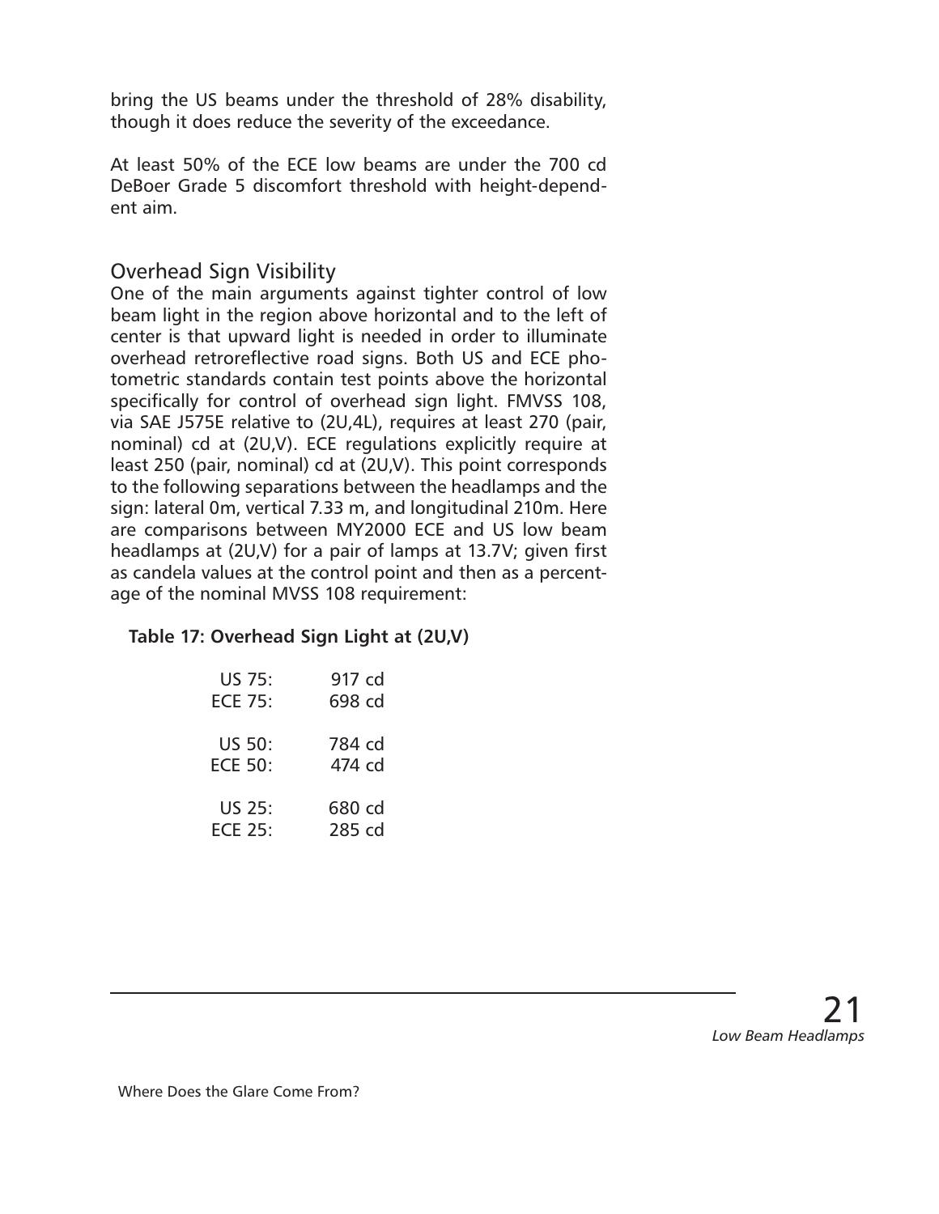bring the US beams under the threshold of 28% disability, though it does reduce the severity of the exceedance.

At least 50% of the ECE low beams are under the 700 cd DeBoer Grade 5 discomfort threshold with height-dependent aim.

## Overhead Sign Visibility

One of the main arguments against tighter control of low beam light in the region above horizontal and to the left of center is that upward light is needed in order to illuminate overhead retroreflective road signs. Both US and ECE photometric standards contain test points above the horizontal specifically for control of overhead sign light. FMVSS 108, via SAE J575E relative to (2U,4L), requires at least 270 (pair, nominal) cd at (2U,V). ECE regulations explicitly require at least 250 (pair, nominal) cd at (2U,V). This point corresponds to the following separations between the headlamps and the sign: lateral 0m, vertical 7.33 m, and longitudinal 210m. Here are comparisons between MY2000 ECE and US low beam headlamps at (2U,V) for a pair of lamps at 13.7V; given first as candela values at the control point and then as a percentage of the nominal MVSS 108 requirement:

**Table 17: Overhead Sign Light at (2U,V)**

| | |
|---|---|
| US 75: | 917 cd |
| ECE 75: | 698 cd |
| US 50: | 784 cd |
| ECE 50: | 474 cd |
| US 25: | 680 cd |
| ECE 25: | 285 cd |

Where Does the Glare Come From?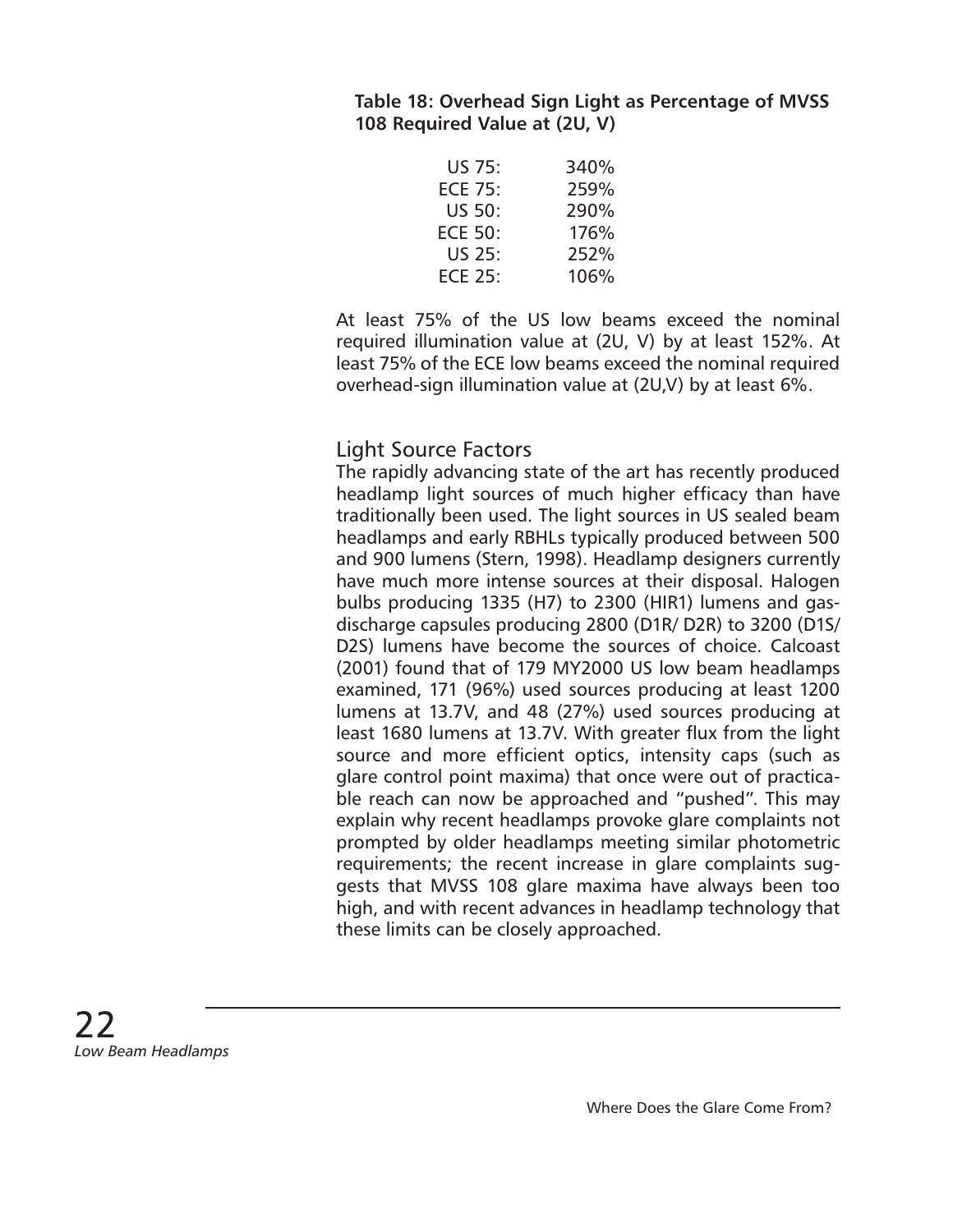**Table 18: Overhead Sign Light as Percentage of MVSS 108 Required Value at (2U, V)**

| | |
|---|---|
| US 75: | 340% |
| ECE 75: | 259% |
| US 50: | 290% |
| ECE 50: | 176% |
| US 25: | 252% |
| ECE 25: | 106% |

At least 75% of the US low beams exceed the nominal required illumination value at (2U, V) by at least 152%. At least 75% of the ECE low beams exceed the nominal required overhead-sign illumination value at (2U,V) by at least 6%.

## Light Source Factors

The rapidly advancing state of the art has recently produced headlamp light sources of much higher efficacy than have traditionally been used. The light sources in US sealed beam headlamps and early RBHLs typically produced between 500 and 900 lumens (Stern, 1998). Headlamp designers currently have much more intense sources at their disposal. Halogen bulbs producing 1335 (H7) to 2300 (HIR1) lumens and gas-discharge capsules producing 2800 (D1R/ D2R) to 3200 (D1S/ D2S) lumens have become the sources of choice. Calcoast (2001) found that of 179 MY2000 US low beam headlamps examined, 171 (96%) used sources producing at least 1200 lumens at 13.7V, and 48 (27%) used sources producing at least 1680 lumens at 13.7V. With greater flux from the light source and more efficient optics, intensity caps (such as glare control point maxima) that once were out of practicable reach can now be approached and "pushed". This may explain why recent headlamps provoke glare complaints not prompted by older headlamps meeting similar photometric requirements; the recent increase in glare complaints suggests that MVSS 108 glare maxima have always been too high, and with recent advances in headlamp technology that these limits can be closely approached.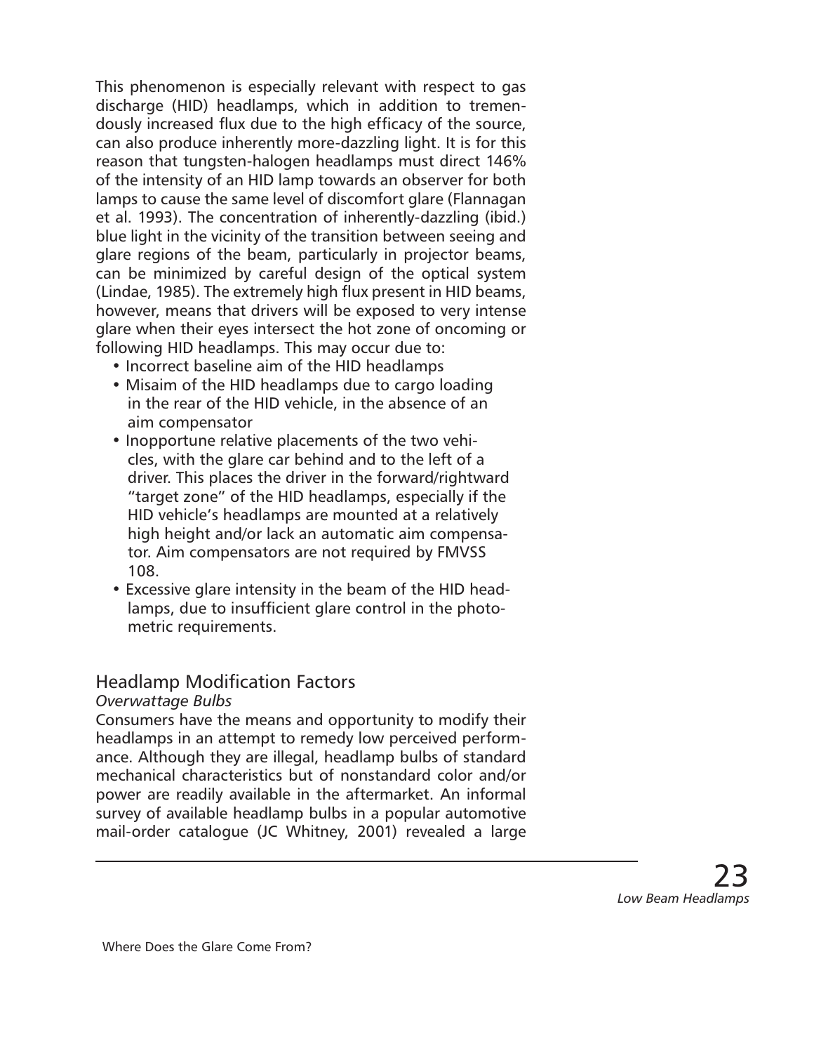This phenomenon is especially relevant with respect to gas discharge (HID) headlamps, which in addition to tremendously increased flux due to the high efficacy of the source, can also produce inherently more-dazzling light. It is for this reason that tungsten-halogen headlamps must direct 146% of the intensity of an HID lamp towards an observer for both lamps to cause the same level of discomfort glare (Flannagan et al. 1993). The concentration of inherently-dazzling (ibid.) blue light in the vicinity of the transition between seeing and glare regions of the beam, particularly in projector beams, can be minimized by careful design of the optical system (Lindae, 1985). The extremely high flux present in HID beams, however, means that drivers will be exposed to very intense glare when their eyes intersect the hot zone of oncoming or following HID headlamps. This may occur due to:

- Incorrect baseline aim of the HID headlamps
- Misaim of the HID headlamps due to cargo loading in the rear of the HID vehicle, in the absence of an aim compensator
- Inopportune relative placements of the two vehicles, with the glare car behind and to the left of a driver. This places the driver in the forward/rightward "target zone" of the HID headlamps, especially if the HID vehicle's headlamps are mounted at a relatively high height and/or lack an automatic aim compensator. Aim compensators are not required by FMVSS 108.
- Excessive glare intensity in the beam of the HID headlamps, due to insufficient glare control in the photometric requirements.

## Headlamp Modification Factors

### *Overwattage Bulbs*

Consumers have the means and opportunity to modify their headlamps in an attempt to remedy low perceived performance. Although they are illegal, headlamp bulbs of standard mechanical characteristics but of nonstandard color and/or power are readily available in the aftermarket. An informal survey of available headlamp bulbs in a popular automotive mail-order catalogue (JC Whitney, 2001) revealed a large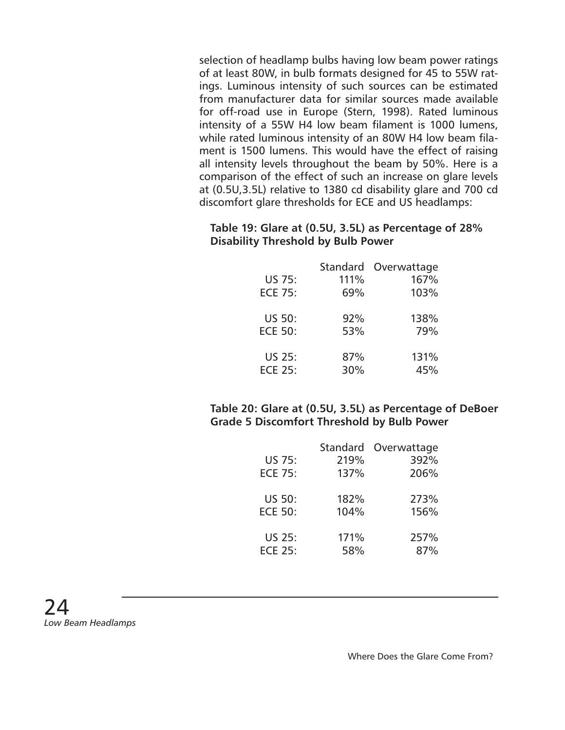selection of headlamp bulbs having low beam power ratings of at least 80W, in bulb formats designed for 45 to 55W ratings. Luminous intensity of such sources can be estimated from manufacturer data for similar sources made available for off-road use in Europe (Stern, 1998). Rated luminous intensity of a 55W H4 low beam filament is 1000 lumens, while rated luminous intensity of an 80W H4 low beam filament is 1500 lumens. This would have the effect of raising all intensity levels throughout the beam by 50%. Here is a comparison of the effect of such an increase on glare levels at (0.5U,3.5L) relative to 1380 cd disability glare and 700 cd discomfort glare thresholds for ECE and US headlamps:

**Table 19: Glare at (0.5U, 3.5L) as Percentage of 28% Disability Threshold by Bulb Power**

| | Standard | Overwattage |
|---|---|---|
| US 75: | 111% | 167% |
| ECE 75: | 69% | 103% |
| US 50: | 92% | 138% |
| ECE 50: | 53% | 79% |
| US 25: | 87% | 131% |
| ECE 25: | 30% | 45% |

**Table 20: Glare at (0.5U, 3.5L) as Percentage of DeBoer Grade 5 Discomfort Threshold by Bulb Power**

| | Standard | Overwattage |
|---|---|---|
| US 75: | 219% | 392% |
| ECE 75: | 137% | 206% |
| US 50: | 182% | 273% |
| ECE 50: | 104% | 156% |
| US 25: | 171% | 257% |
| ECE 25: | 58% | 87% |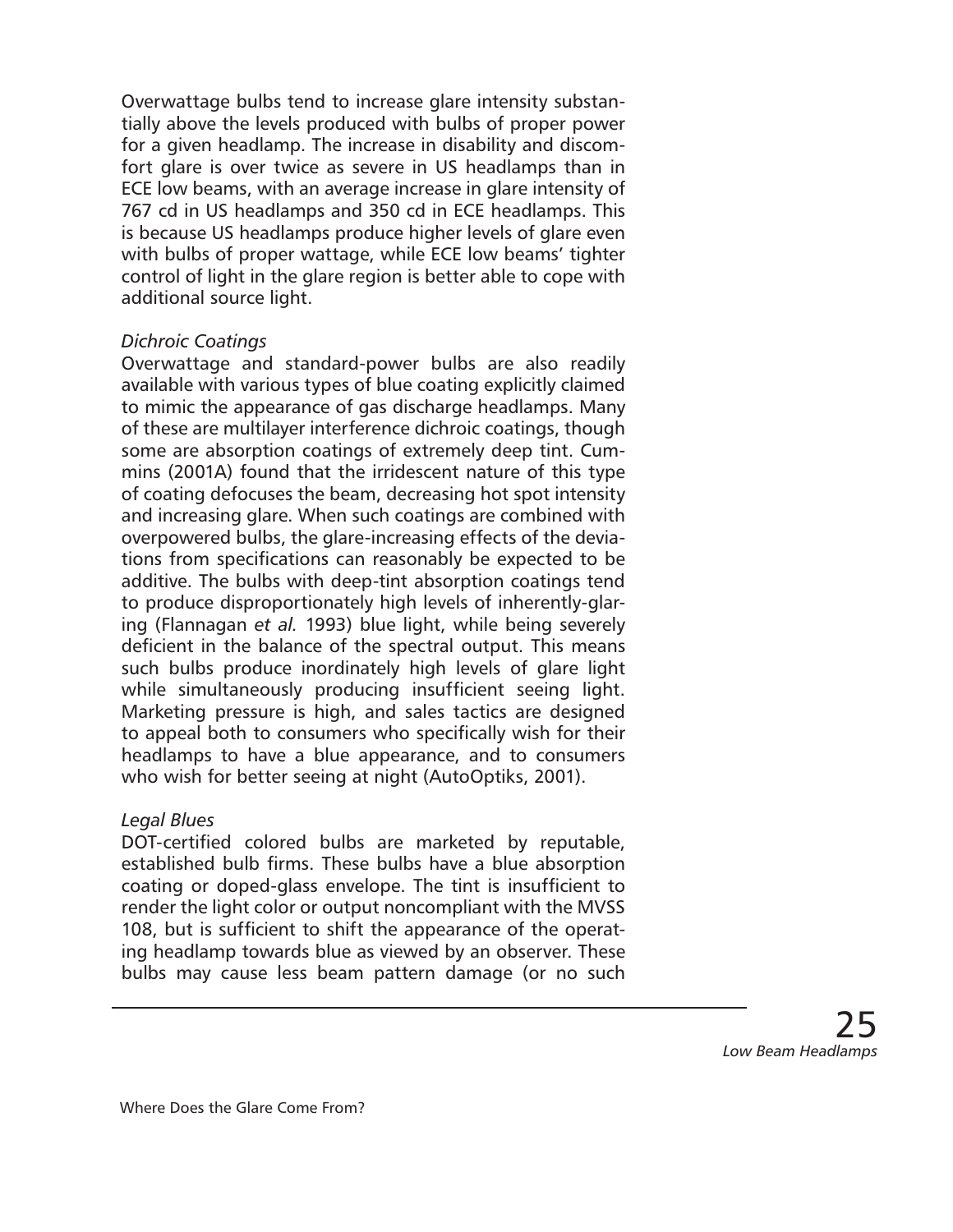Overwattage bulbs tend to increase glare intensity substantially above the levels produced with bulbs of proper power for a given headlamp. The increase in disability and discomfort glare is over twice as severe in US headlamps than in ECE low beams, with an average increase in glare intensity of 767 cd in US headlamps and 350 cd in ECE headlamps. This is because US headlamps produce higher levels of glare even with bulbs of proper wattage, while ECE low beams' tighter control of light in the glare region is better able to cope with additional source light.

*Dichroic Coatings*

Overwattage and standard-power bulbs are also readily available with various types of blue coating explicitly claimed to mimic the appearance of gas discharge headlamps. Many of these are multilayer interference dichroic coatings, though some are absorption coatings of extremely deep tint. Cummins (2001A) found that the irridescent nature of this type of coating defocuses the beam, decreasing hot spot intensity and increasing glare. When such coatings are combined with overpowered bulbs, the glare-increasing effects of the deviations from specifications can reasonably be expected to be additive. The bulbs with deep-tint absorption coatings tend to produce disproportionately high levels of inherently-glaring (Flannagan *et al.* 1993) blue light, while being severely deficient in the balance of the spectral output. This means such bulbs produce inordinately high levels of glare light while simultaneously producing insufficient seeing light. Marketing pressure is high, and sales tactics are designed to appeal both to consumers who specifically wish for their headlamps to have a blue appearance, and to consumers who wish for better seeing at night (AutoOptiks, 2001).

*Legal Blues*

DOT-certified colored bulbs are marketed by reputable, established bulb firms. These bulbs have a blue absorption coating or doped-glass envelope. The tint is insufficient to render the light color or output noncompliant with the MVSS 108, but is sufficient to shift the appearance of the operating headlamp towards blue as viewed by an observer. These bulbs may cause less beam pattern damage (or no such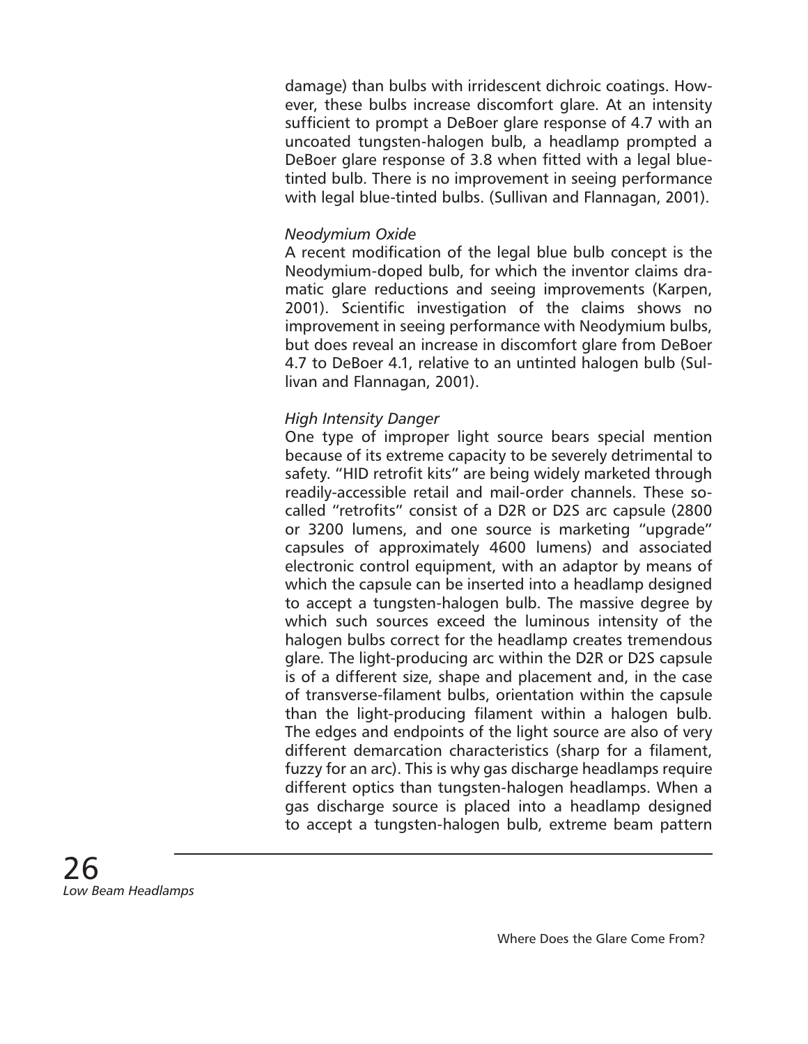damage) than bulbs with irridescent dichroic coatings. However, these bulbs increase discomfort glare. At an intensity sufficient to prompt a DeBoer glare response of 4.7 with an uncoated tungsten-halogen bulb, a headlamp prompted a DeBoer glare response of 3.8 when fitted with a legal blue-tinted bulb. There is no improvement in seeing performance with legal blue-tinted bulbs. (Sullivan and Flannagan, 2001).

*Neodymium Oxide*

A recent modification of the legal blue bulb concept is the Neodymium-doped bulb, for which the inventor claims dramatic glare reductions and seeing improvements (Karpen, 2001). Scientific investigation of the claims shows no improvement in seeing performance with Neodymium bulbs, but does reveal an increase in discomfort glare from DeBoer 4.7 to DeBoer 4.1, relative to an untinted halogen bulb (Sullivan and Flannagan, 2001).

*High Intensity Danger*

One type of improper light source bears special mention because of its extreme capacity to be severely detrimental to safety. "HID retrofit kits" are being widely marketed through readily-accessible retail and mail-order channels. These so-called "retrofits" consist of a D2R or D2S arc capsule (2800 or 3200 lumens, and one source is marketing "upgrade" capsules of approximately 4600 lumens) and associated electronic control equipment, with an adaptor by means of which the capsule can be inserted into a headlamp designed to accept a tungsten-halogen bulb. The massive degree by which such sources exceed the luminous intensity of the halogen bulbs correct for the headlamp creates tremendous glare. The light-producing arc within the D2R or D2S capsule is of a different size, shape and placement and, in the case of transverse-filament bulbs, orientation within the capsule than the light-producing filament within a halogen bulb. The edges and endpoints of the light source are also of very different demarcation characteristics (sharp for a filament, fuzzy for an arc). This is why gas discharge headlamps require different optics than tungsten-halogen headlamps. When a gas discharge source is placed into a headlamp designed to accept a tungsten-halogen bulb, extreme beam pattern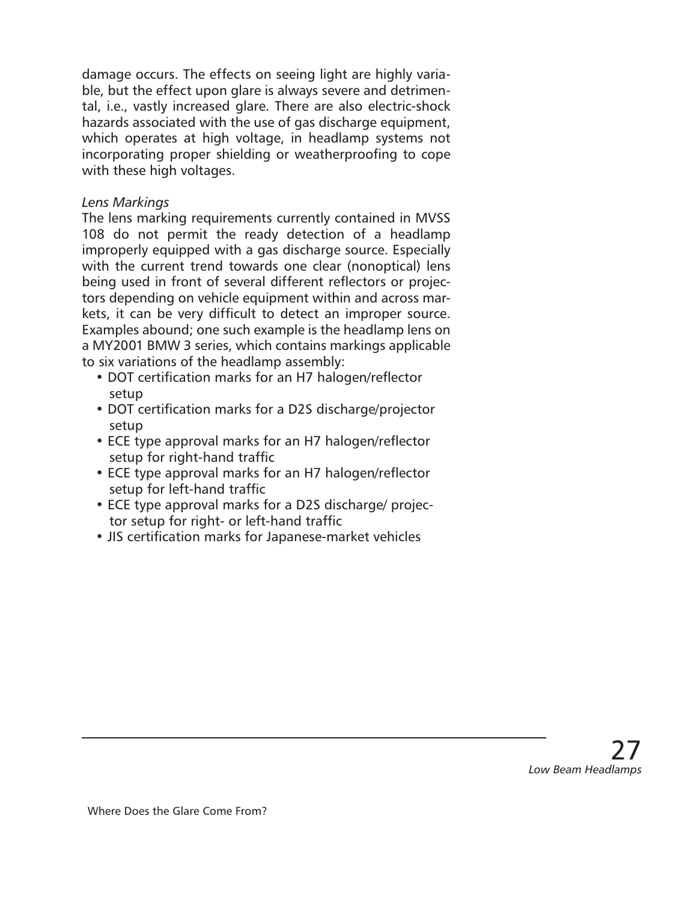damage occurs. The effects on seeing light are highly variable, but the effect upon glare is always severe and detrimental, i.e., vastly increased glare. There are also electric-shock hazards associated with the use of gas discharge equipment, which operates at high voltage, in headlamp systems not incorporating proper shielding or weatherproofing to cope with these high voltages.

*Lens Markings*

The lens marking requirements currently contained in MVSS 108 do not permit the ready detection of a headlamp improperly equipped with a gas discharge source. Especially with the current trend towards one clear (nonoptical) lens being used in front of several different reflectors or projectors depending on vehicle equipment within and across markets, it can be very difficult to detect an improper source. Examples abound; one such example is the headlamp lens on a MY2001 BMW 3 series, which contains markings applicable to six variations of the headlamp assembly:

- DOT certification marks for an H7 halogen/reflector setup
- DOT certification marks for a D2S discharge/projector setup
- ECE type approval marks for an H7 halogen/reflector setup for right-hand traffic
- ECE type approval marks for an H7 halogen/reflector setup for left-hand traffic
- ECE type approval marks for a D2S discharge/ projector setup for right- or left-hand traffic
- JIS certification marks for Japanese-market vehicles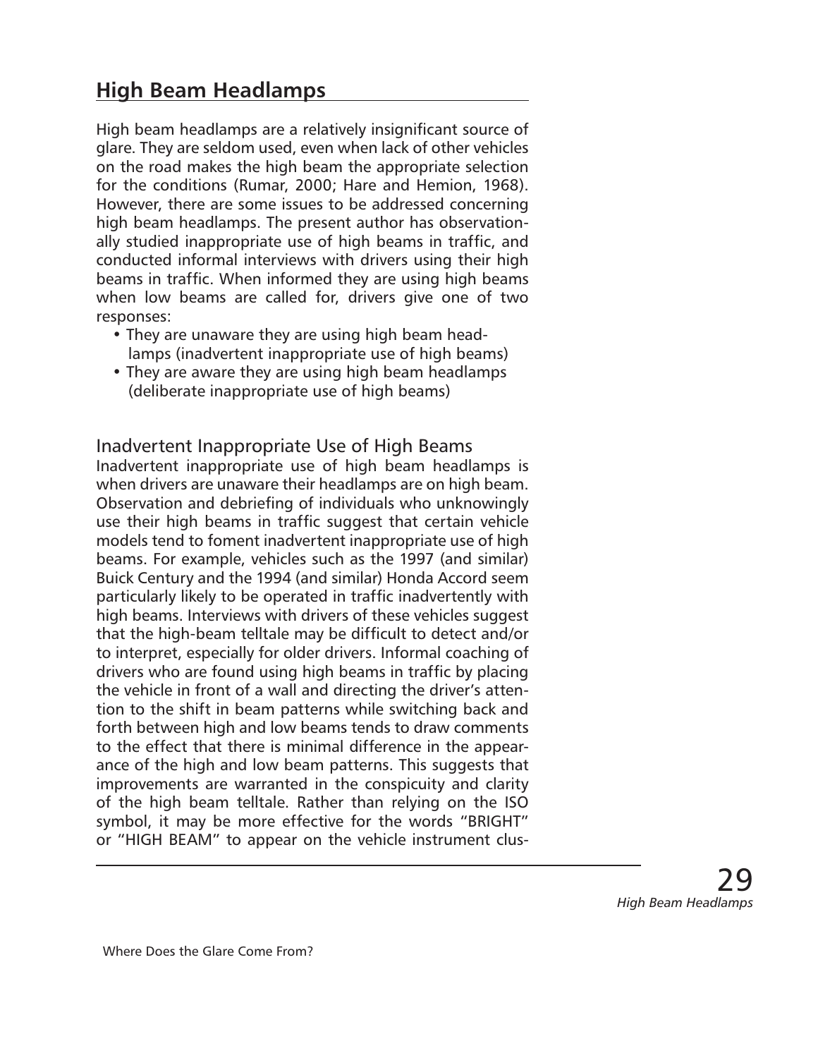## High Beam Headlamps

High beam headlamps are a relatively insignificant source of glare. They are seldom used, even when lack of other vehicles on the road makes the high beam the appropriate selection for the conditions (Rumar, 2000; Hare and Hemion, 1968). However, there are some issues to be addressed concerning high beam headlamps. The present author has observationally studied inappropriate use of high beams in traffic, and conducted informal interviews with drivers using their high beams in traffic. When informed they are using high beams when low beams are called for, drivers give one of two responses:

- They are unaware they are using high beam headlamps (inadvertent inappropriate use of high beams)
- They are aware they are using high beam headlamps (deliberate inappropriate use of high beams)

### Inadvertent Inappropriate Use of High Beams

Inadvertent inappropriate use of high beam headlamps is when drivers are unaware their headlamps are on high beam. Observation and debriefing of individuals who unknowingly use their high beams in traffic suggest that certain vehicle models tend to foment inadvertent inappropriate use of high beams. For example, vehicles such as the 1997 (and similar) Buick Century and the 1994 (and similar) Honda Accord seem particularly likely to be operated in traffic inadvertently with high beams. Interviews with drivers of these vehicles suggest that the high-beam telltale may be difficult to detect and/or to interpret, especially for older drivers. Informal coaching of drivers who are found using high beams in traffic by placing the vehicle in front of a wall and directing the driver's attention to the shift in beam patterns while switching back and forth between high and low beams tends to draw comments to the effect that there is minimal difference in the appearance of the high and low beam patterns. This suggests that improvements are warranted in the conspicuity and clarity of the high beam telltale. Rather than relying on the ISO symbol, it may be more effective for the words "BRIGHT" or "HIGH BEAM" to appear on the vehicle instrument clus-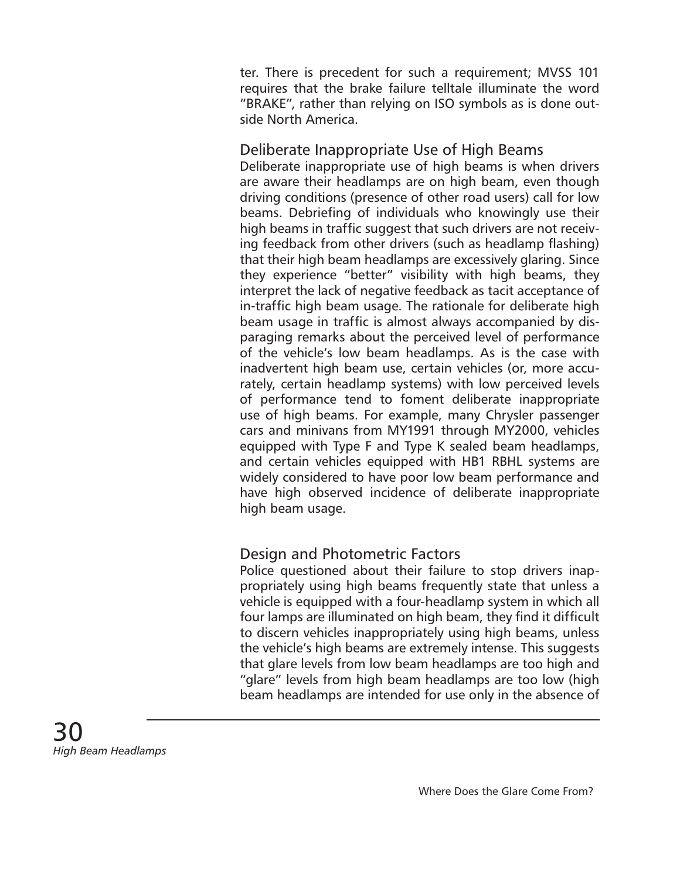ter. There is precedent for such a requirement; MVSS 101 requires that the brake failure telltale illuminate the word "BRAKE", rather than relying on ISO symbols as is done outside North America.

## Deliberate Inappropriate Use of High Beams

Deliberate inappropriate use of high beams is when drivers are aware their headlamps are on high beam, even though driving conditions (presence of other road users) call for low beams. Debriefing of individuals who knowingly use their high beams in traffic suggest that such drivers are not receiving feedback from other drivers (such as headlamp flashing) that their high beam headlamps are excessively glaring. Since they experience "better" visibility with high beams, they interpret the lack of negative feedback as tacit acceptance of in-traffic high beam usage. The rationale for deliberate high beam usage in traffic is almost always accompanied by disparaging remarks about the perceived level of performance of the vehicle's low beam headlamps. As is the case with inadvertent high beam use, certain vehicles (or, more accurately, certain headlamp systems) with low perceived levels of performance tend to foment deliberate inappropriate use of high beams. For example, many Chrysler passenger cars and minivans from MY1991 through MY2000, vehicles equipped with Type F and Type K sealed beam headlamps, and certain vehicles equipped with HB1 RBHL systems are widely considered to have poor low beam performance and have high observed incidence of deliberate inappropriate high beam usage.

## Design and Photometric Factors

Police questioned about their failure to stop drivers inappropriately using high beams frequently state that unless a vehicle is equipped with a four-headlamp system in which all four lamps are illuminated on high beam, they find it difficult to discern vehicles inappropriately using high beams, unless the vehicle's high beams are extremely intense. This suggests that glare levels from low beam headlamps are too high and "glare" levels from high beam headlamps are too low (high beam headlamps are intended for use only in the absence of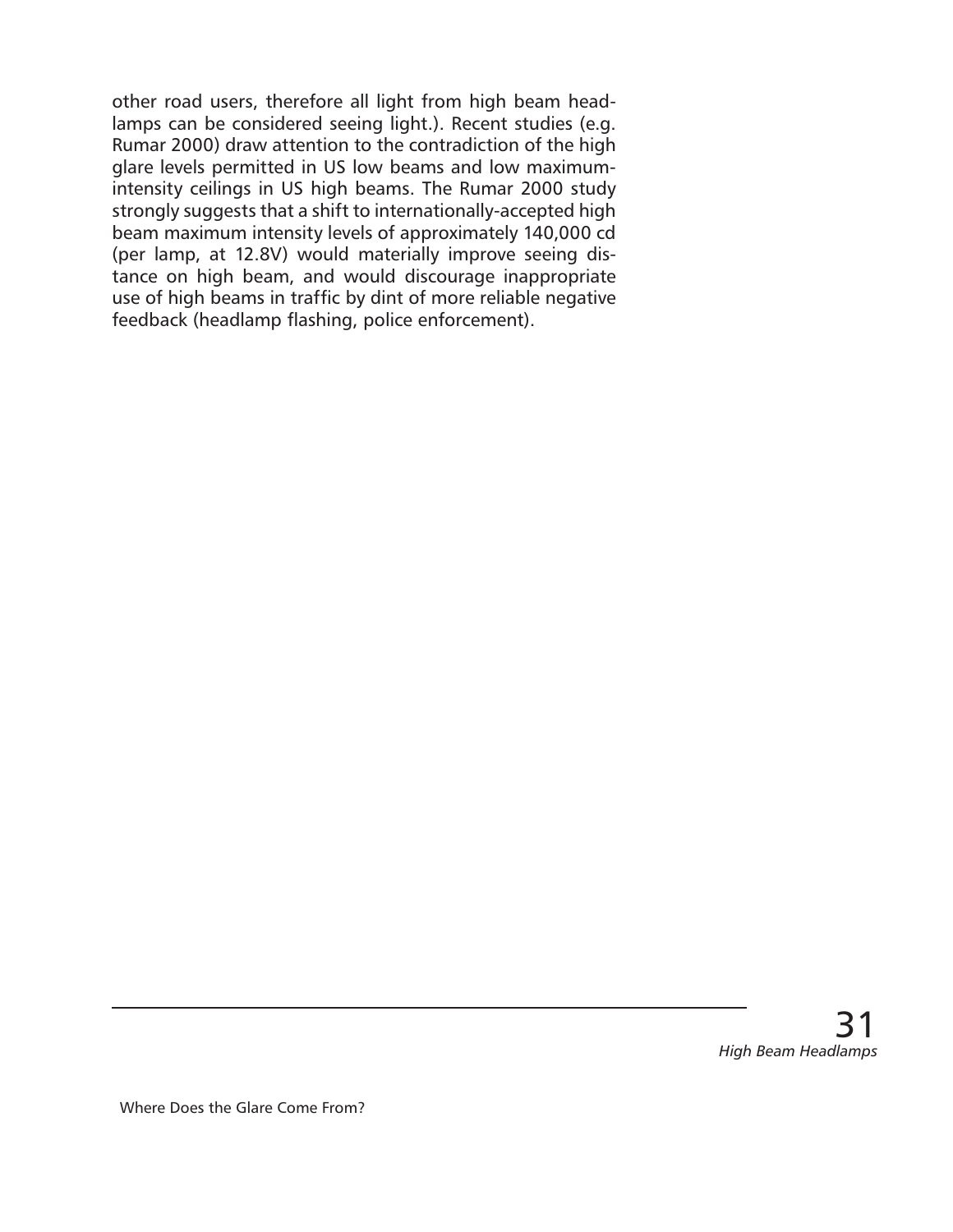other road users, therefore all light from high beam headlamps can be considered seeing light.). Recent studies (e.g. Rumar 2000) draw attention to the contradiction of the high glare levels permitted in US low beams and low maximum-intensity ceilings in US high beams. The Rumar 2000 study strongly suggests that a shift to internationally-accepted high beam maximum intensity levels of approximately 140,000 cd (per lamp, at 12.8V) would materially improve seeing distance on high beam, and would discourage inappropriate use of high beams in traffic by dint of more reliable negative feedback (headlamp flashing, police enforcement).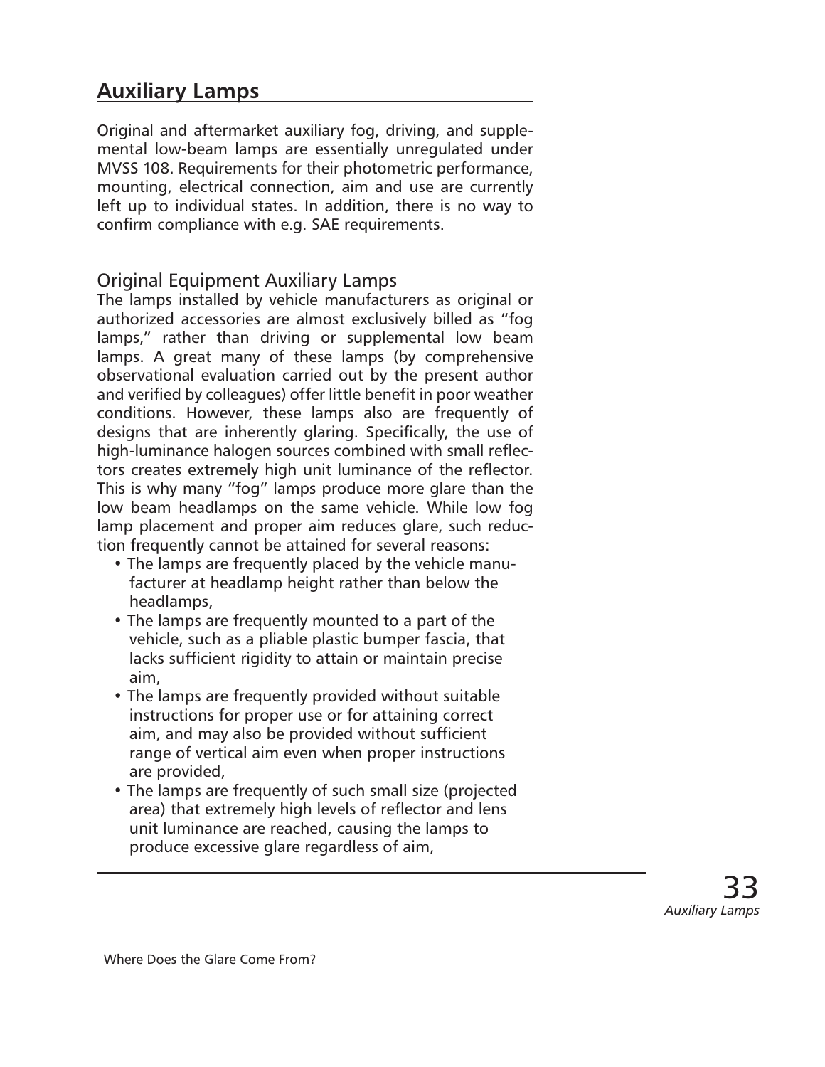## Auxiliary Lamps

Original and aftermarket auxiliary fog, driving, and supplemental low-beam lamps are essentially unregulated under MVSS 108. Requirements for their photometric performance, mounting, electrical connection, aim and use are currently left up to individual states. In addition, there is no way to confirm compliance with e.g. SAE requirements.

### Original Equipment Auxiliary Lamps

The lamps installed by vehicle manufacturers as original or authorized accessories are almost exclusively billed as "fog lamps," rather than driving or supplemental low beam lamps. A great many of these lamps (by comprehensive observational evaluation carried out by the present author and verified by colleagues) offer little benefit in poor weather conditions. However, these lamps also are frequently of designs that are inherently glaring. Specifically, the use of high-luminance halogen sources combined with small reflectors creates extremely high unit luminance of the reflector. This is why many "fog" lamps produce more glare than the low beam headlamps on the same vehicle. While low fog lamp placement and proper aim reduces glare, such reduction frequently cannot be attained for several reasons:

- The lamps are frequently placed by the vehicle manufacturer at headlamp height rather than below the headlamps,
- The lamps are frequently mounted to a part of the vehicle, such as a pliable plastic bumper fascia, that lacks sufficient rigidity to attain or maintain precise aim,
- The lamps are frequently provided without suitable instructions for proper use or for attaining correct aim, and may also be provided without sufficient range of vertical aim even when proper instructions are provided,
- The lamps are frequently of such small size (projected area) that extremely high levels of reflector and lens unit luminance are reached, causing the lamps to produce excessive glare regardless of aim,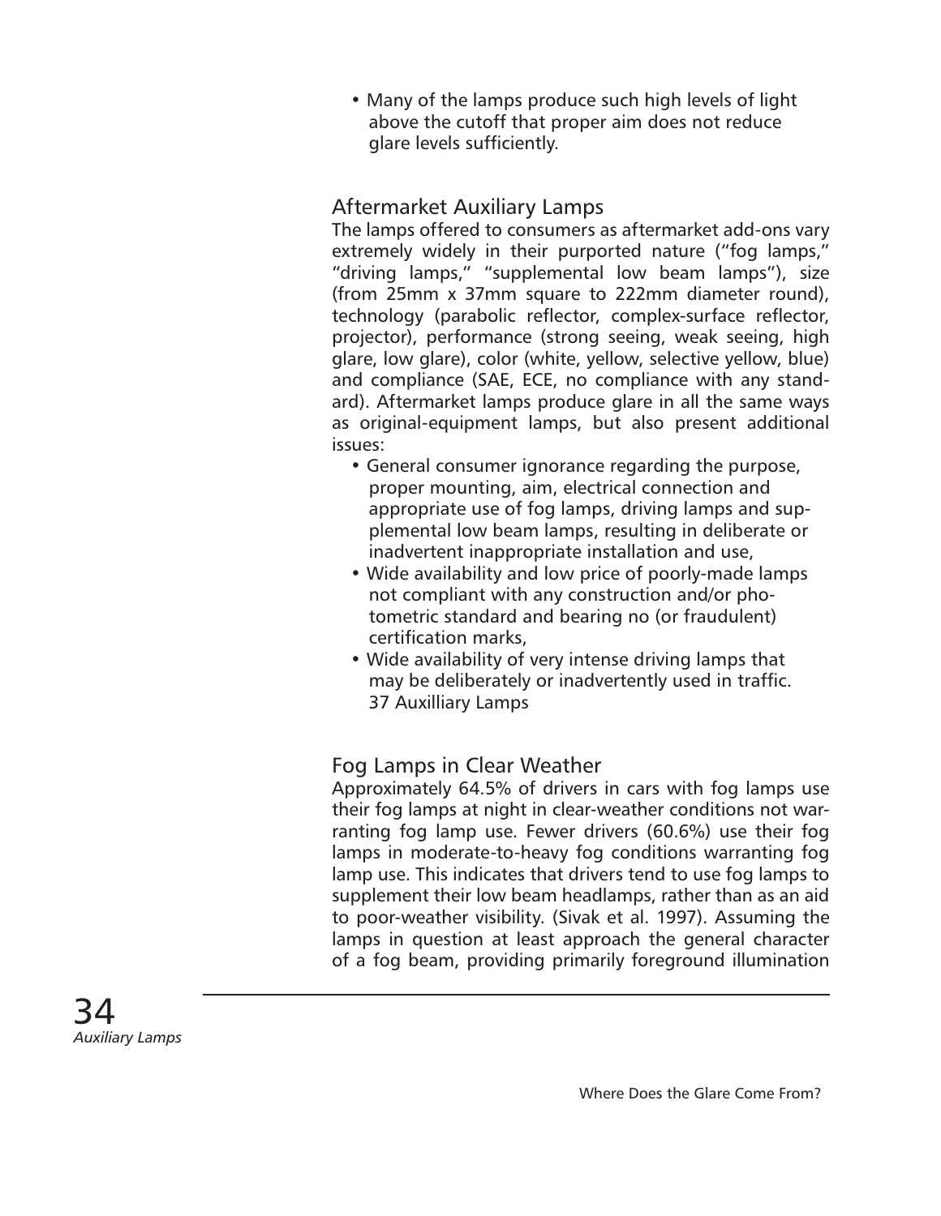- Many of the lamps produce such high levels of light above the cutoff that proper aim does not reduce glare levels sufficiently.

## Aftermarket Auxiliary Lamps

The lamps offered to consumers as aftermarket add-ons vary extremely widely in their purported nature ("fog lamps," "driving lamps," "supplemental low beam lamps"), size (from 25mm x 37mm square to 222mm diameter round), technology (parabolic reflector, complex-surface reflector, projector), performance (strong seeing, weak seeing, high glare, low glare), color (white, yellow, selective yellow, blue) and compliance (SAE, ECE, no compliance with any standard). Aftermarket lamps produce glare in all the same ways as original-equipment lamps, but also present additional issues:

- General consumer ignorance regarding the purpose, proper mounting, aim, electrical connection and appropriate use of fog lamps, driving lamps and supplemental low beam lamps, resulting in deliberate or inadvertent inappropriate installation and use,
- Wide availability and low price of poorly-made lamps not compliant with any construction and/or photometric standard and bearing no (or fraudulent) certification marks,
- Wide availability of very intense driving lamps that may be deliberately or inadvertently used in traffic. 37 Auxilliary Lamps

## Fog Lamps in Clear Weather

Approximately 64.5% of drivers in cars with fog lamps use their fog lamps at night in clear-weather conditions not warranting fog lamp use. Fewer drivers (60.6%) use their fog lamps in moderate-to-heavy fog conditions warranting fog lamp use. This indicates that drivers tend to use fog lamps to supplement their low beam headlamps, rather than as an aid to poor-weather visibility. (Sivak et al. 1997). Assuming the lamps in question at least approach the general character of a fog beam, providing primarily foreground illumination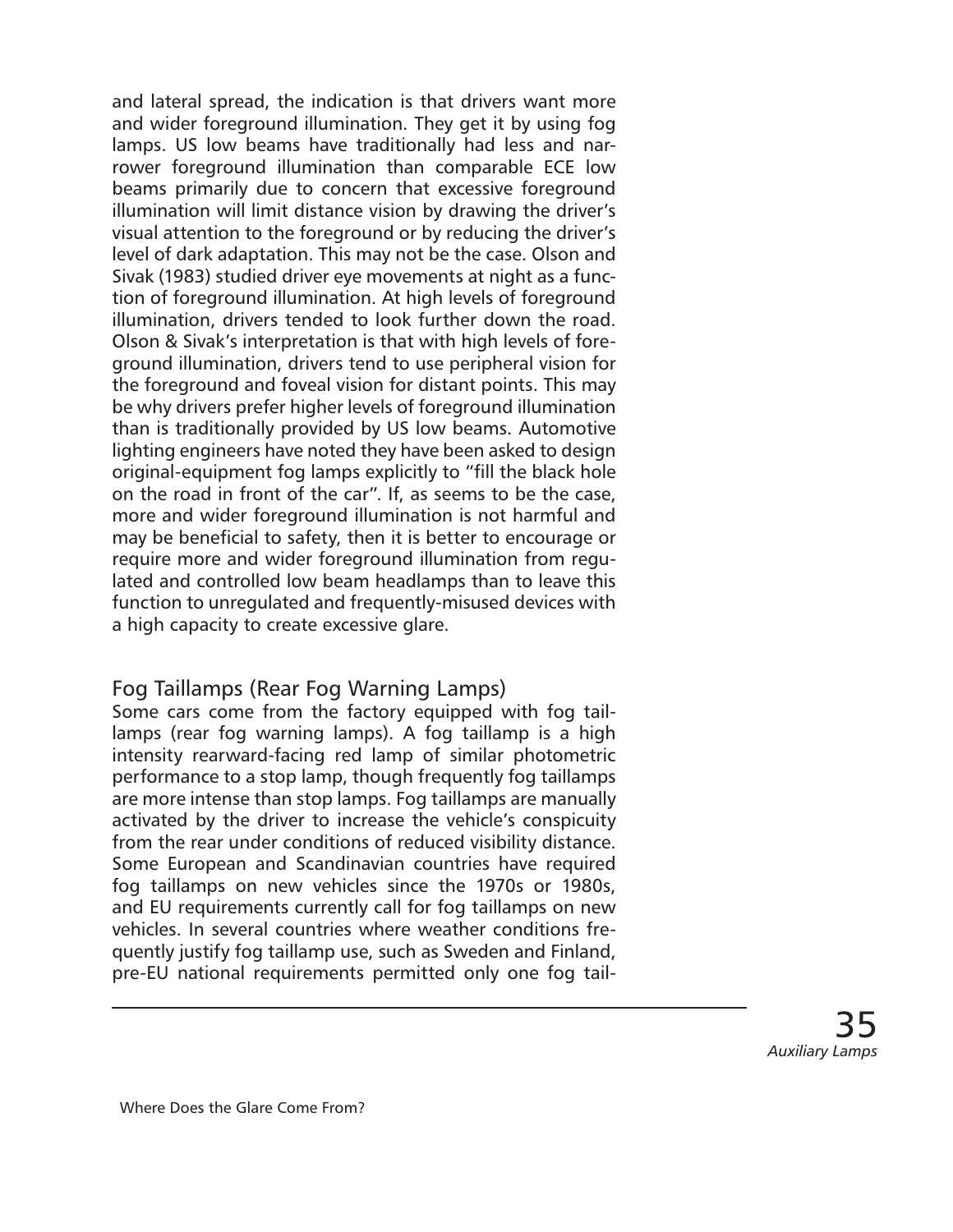and lateral spread, the indication is that drivers want more and wider foreground illumination. They get it by using fog lamps. US low beams have traditionally had less and narrower foreground illumination than comparable ECE low beams primarily due to concern that excessive foreground illumination will limit distance vision by drawing the driver's visual attention to the foreground or by reducing the driver's level of dark adaptation. This may not be the case. Olson and Sivak (1983) studied driver eye movements at night as a function of foreground illumination. At high levels of foreground illumination, drivers tended to look further down the road. Olson & Sivak's interpretation is that with high levels of foreground illumination, drivers tend to use peripheral vision for the foreground and foveal vision for distant points. This may be why drivers prefer higher levels of foreground illumination than is traditionally provided by US low beams. Automotive lighting engineers have noted they have been asked to design original-equipment fog lamps explicitly to "fill the black hole on the road in front of the car". If, as seems to be the case, more and wider foreground illumination is not harmful and may be beneficial to safety, then it is better to encourage or require more and wider foreground illumination from regulated and controlled low beam headlamps than to leave this function to unregulated and frequently-misused devices with a high capacity to create excessive glare.

## Fog Taillamps (Rear Fog Warning Lamps)

Some cars come from the factory equipped with fog taillamps (rear fog warning lamps). A fog taillamp is a high intensity rearward-facing red lamp of similar photometric performance to a stop lamp, though frequently fog taillamps are more intense than stop lamps. Fog taillamps are manually activated by the driver to increase the vehicle's conspicuity from the rear under conditions of reduced visibility distance. Some European and Scandinavian countries have required fog taillamps on new vehicles since the 1970s or 1980s, and EU requirements currently call for fog taillamps on new vehicles. In several countries where weather conditions frequently justify fog taillamp use, such as Sweden and Finland, pre-EU national requirements permitted only one fog tail-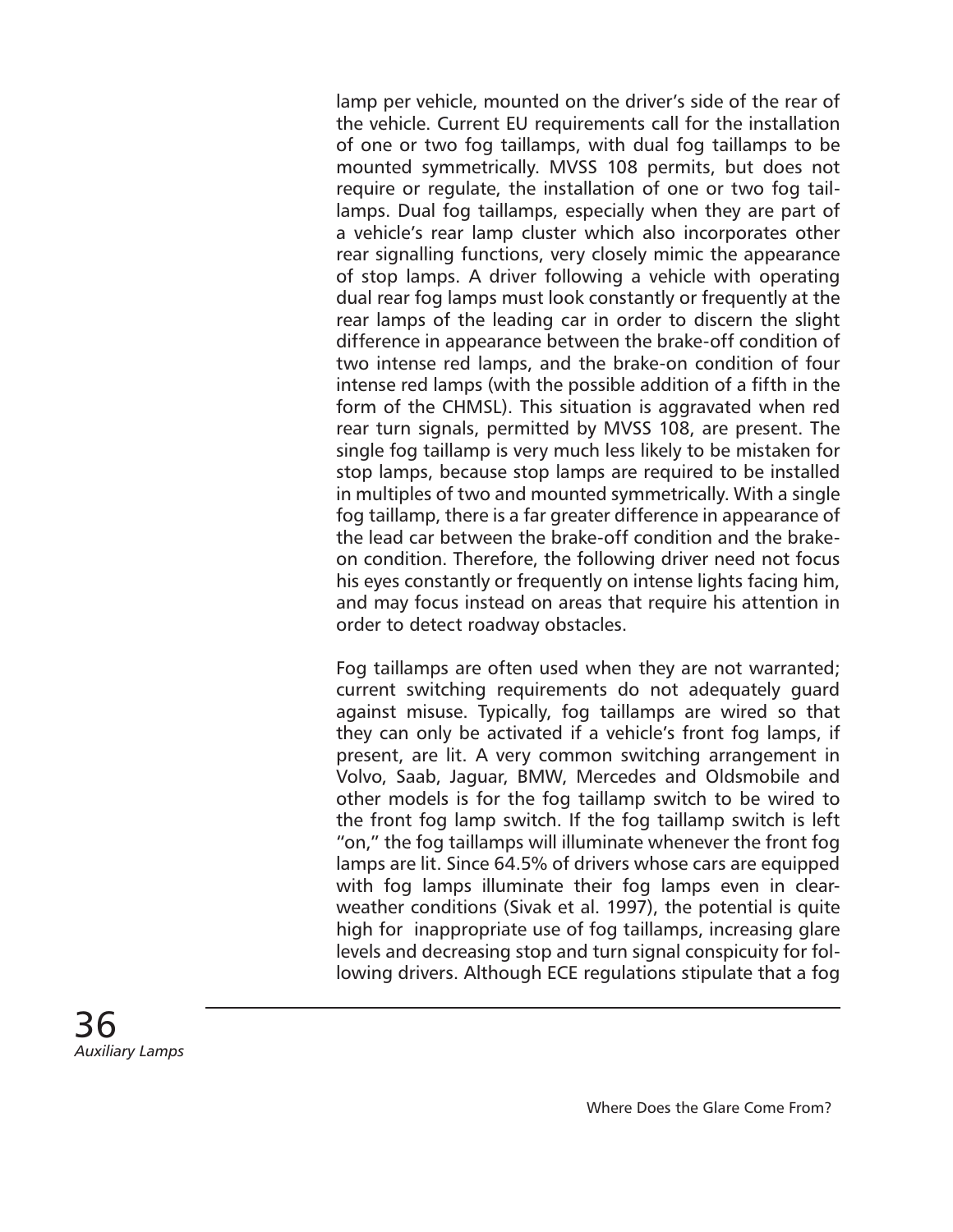lamp per vehicle, mounted on the driver's side of the rear of the vehicle. Current EU requirements call for the installation of one or two fog taillamps, with dual fog taillamps to be mounted symmetrically. MVSS 108 permits, but does not require or regulate, the installation of one or two fog taillamps. Dual fog taillamps, especially when they are part of a vehicle's rear lamp cluster which also incorporates other rear signalling functions, very closely mimic the appearance of stop lamps. A driver following a vehicle with operating dual rear fog lamps must look constantly or frequently at the rear lamps of the leading car in order to discern the slight difference in appearance between the brake-off condition of two intense red lamps, and the brake-on condition of four intense red lamps (with the possible addition of a fifth in the form of the CHMSL). This situation is aggravated when red rear turn signals, permitted by MVSS 108, are present. The single fog taillamp is very much less likely to be mistaken for stop lamps, because stop lamps are required to be installed in multiples of two and mounted symmetrically. With a single fog taillamp, there is a far greater difference in appearance of the lead car between the brake-off condition and the brake-on condition. Therefore, the following driver need not focus his eyes constantly or frequently on intense lights facing him, and may focus instead on areas that require his attention in order to detect roadway obstacles.

Fog taillamps are often used when they are not warranted; current switching requirements do not adequately guard against misuse. Typically, fog taillamps are wired so that they can only be activated if a vehicle's front fog lamps, if present, are lit. A very common switching arrangement in Volvo, Saab, Jaguar, BMW, Mercedes and Oldsmobile and other models is for the fog taillamp switch to be wired to the front fog lamp switch. If the fog taillamp switch is left "on," the fog taillamps will illuminate whenever the front fog lamps are lit. Since 64.5% of drivers whose cars are equipped with fog lamps illuminate their fog lamps even in clear-weather conditions (Sivak et al. 1997), the potential is quite high for inappropriate use of fog taillamps, increasing glare levels and decreasing stop and turn signal conspicuity for following drivers. Although ECE regulations stipulate that a fog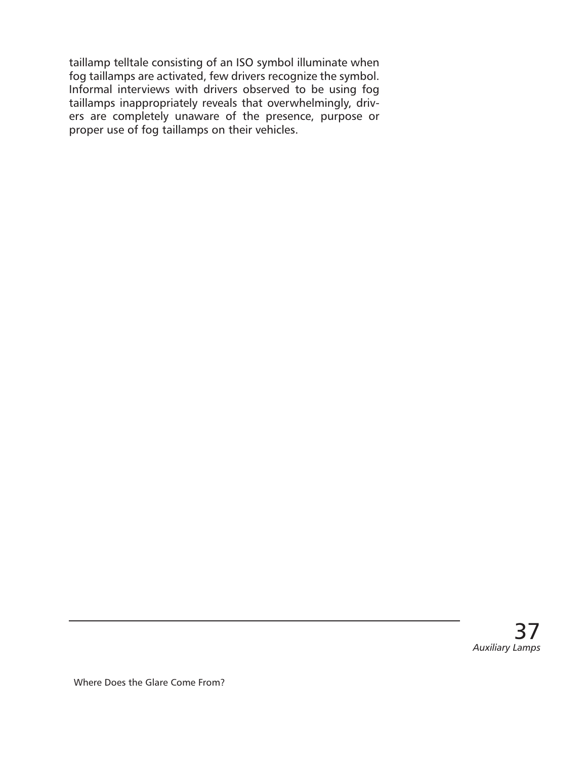taillamp telltale consisting of an ISO symbol illuminate when fog taillamps are activated, few drivers recognize the symbol. Informal interviews with drivers observed to be using fog taillamps inappropriately reveals that overwhelmingly, drivers are completely unaware of the presence, purpose or proper use of fog taillamps on their vehicles.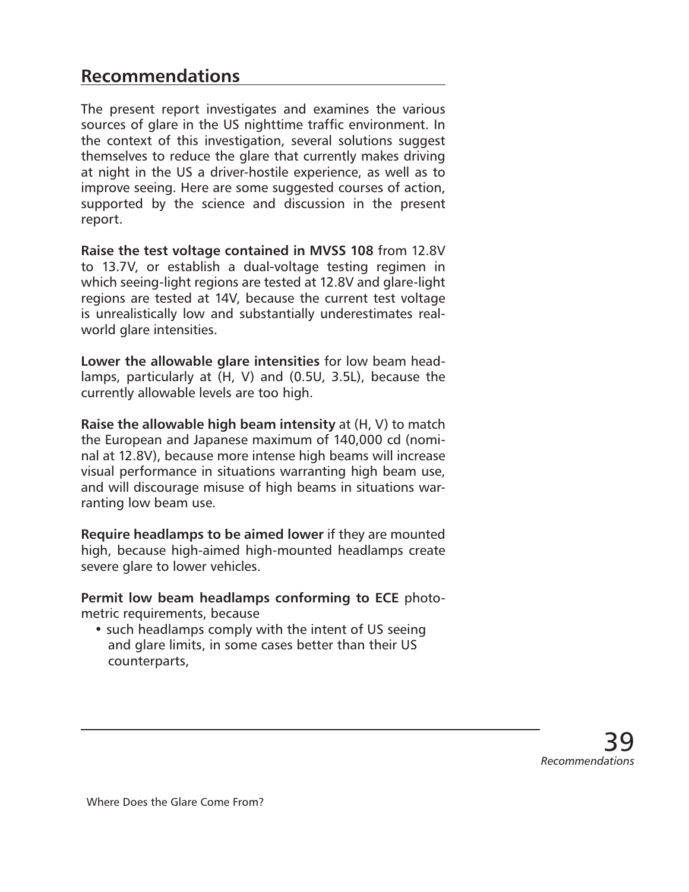## Recommendations

The present report investigates and examines the various sources of glare in the US nighttime traffic environment. In the context of this investigation, several solutions suggest themselves to reduce the glare that currently makes driving at night in the US a driver-hostile experience, as well as to improve seeing. Here are some suggested courses of action, supported by the science and discussion in the present report.

**Raise the test voltage contained in MVSS 108** from 12.8V to 13.7V, or establish a dual-voltage testing regimen in which seeing-light regions are tested at 12.8V and glare-light regions are tested at 14V, because the current test voltage is unrealistically low and substantially underestimates real-world glare intensities.

**Lower the allowable glare intensities** for low beam headlamps, particularly at (H, V) and (0.5U, 3.5L), because the currently allowable levels are too high.

**Raise the allowable high beam intensity** at (H, V) to match the European and Japanese maximum of 140,000 cd (nominal at 12.8V), because more intense high beams will increase visual performance in situations warranting high beam use, and will discourage misuse of high beams in situations warranting low beam use.

**Require headlamps to be aimed lower** if they are mounted high, because high-aimed high-mounted headlamps create severe glare to lower vehicles.

**Permit low beam headlamps conforming to ECE** photometric requirements, because

- such headlamps comply with the intent of US seeing and glare limits, in some cases better than their US counterparts,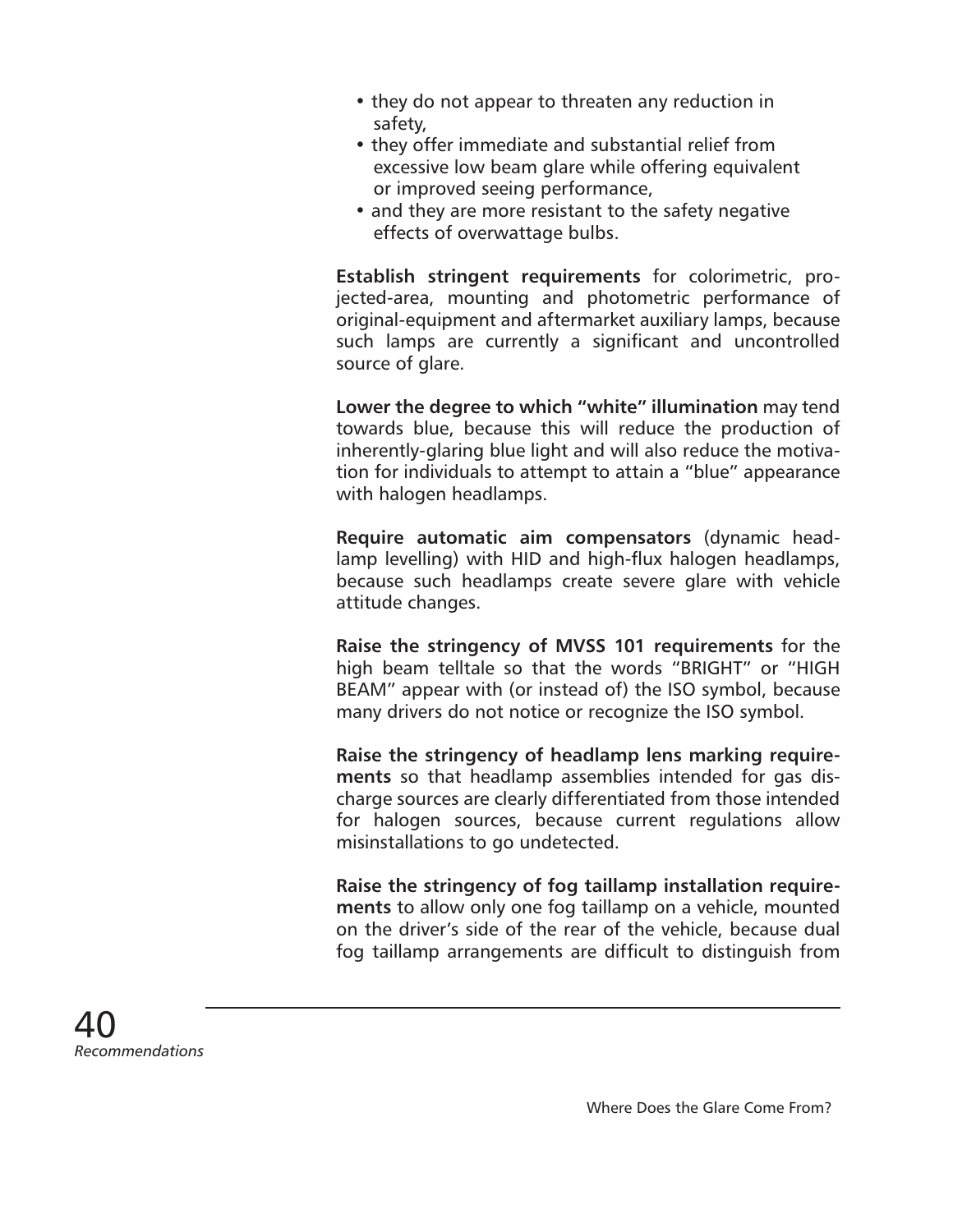- they do not appear to threaten any reduction in safety,
- they offer immediate and substantial relief from excessive low beam glare while offering equivalent or improved seeing performance,
- and they are more resistant to the safety negative effects of overwattage bulbs.

**Establish stringent requirements** for colorimetric, projected-area, mounting and photometric performance of original-equipment and aftermarket auxiliary lamps, because such lamps are currently a significant and uncontrolled source of glare.

**Lower the degree to which "white" illumination** may tend towards blue, because this will reduce the production of inherently-glaring blue light and will also reduce the motivation for individuals to attempt to attain a "blue" appearance with halogen headlamps.

**Require automatic aim compensators** (dynamic headlamp levelling) with HID and high-flux halogen headlamps, because such headlamps create severe glare with vehicle attitude changes.

**Raise the stringency of MVSS 101 requirements** for the high beam telltale so that the words "BRIGHT" or "HIGH BEAM" appear with (or instead of) the ISO symbol, because many drivers do not notice or recognize the ISO symbol.

**Raise the stringency of headlamp lens marking requirements** so that headlamp assemblies intended for gas discharge sources are clearly differentiated from those intended for halogen sources, because current regulations allow misinstallations to go undetected.

**Raise the stringency of fog taillamp installation requirements** to allow only one fog taillamp on a vehicle, mounted on the driver's side of the rear of the vehicle, because dual fog taillamp arrangements are difficult to distinguish from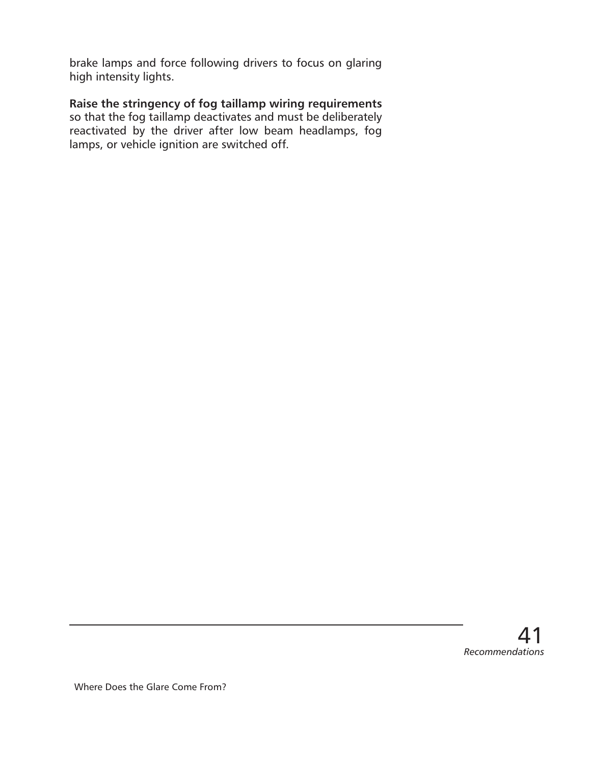brake lamps and force following drivers to focus on glaring high intensity lights.

**Raise the stringency of fog taillamp wiring requirements** so that the fog taillamp deactivates and must be deliberately reactivated by the driver after low beam headlamps, fog lamps, or vehicle ignition are switched off.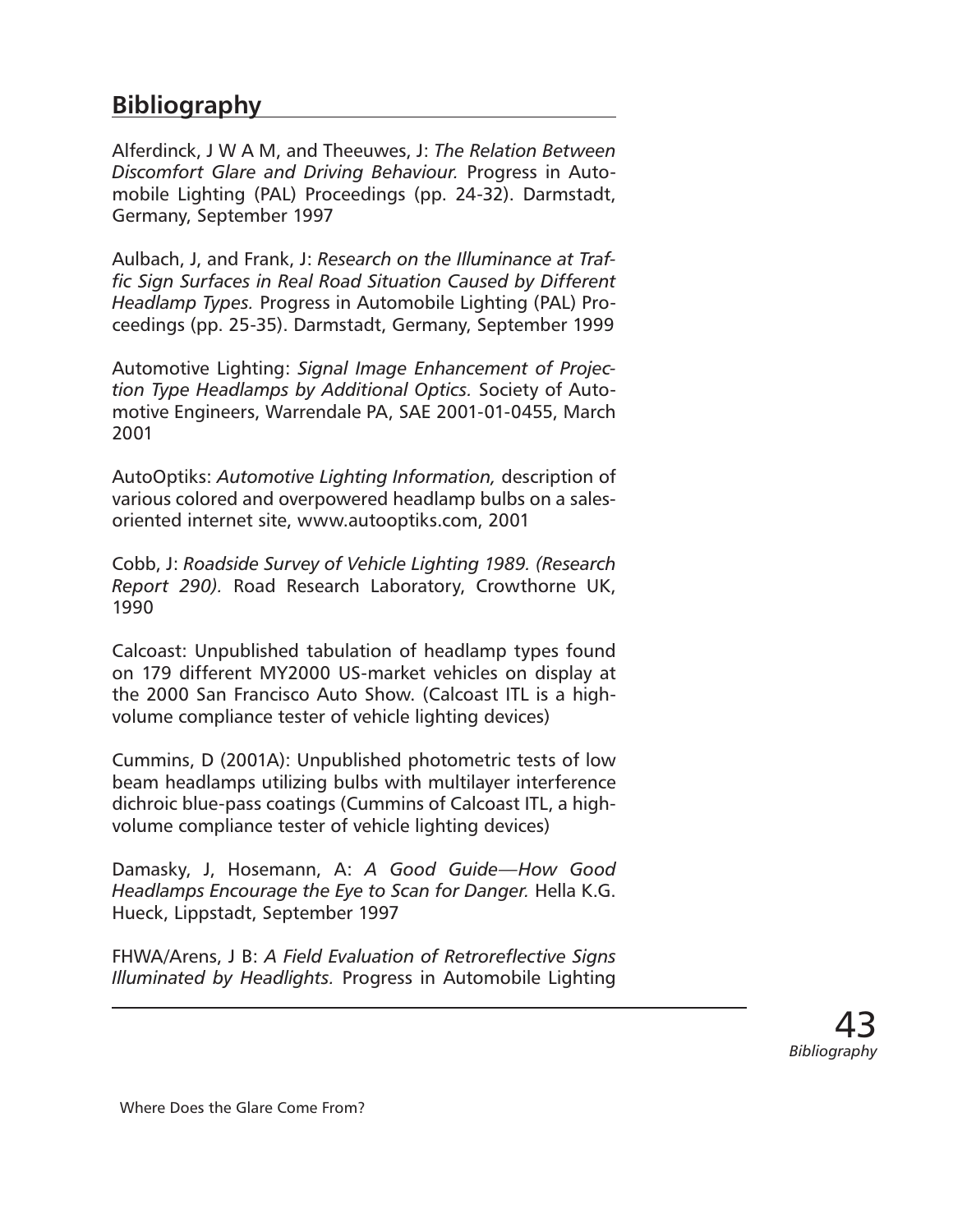## Bibliography

Alferdinck, J W A M, and Theeuwes, J: *The Relation Between Discomfort Glare and Driving Behaviour.* Progress in Automobile Lighting (PAL) Proceedings (pp. 24-32). Darmstadt, Germany, September 1997

Aulbach, J, and Frank, J: *Research on the Illuminance at Traffic Sign Surfaces in Real Road Situation Caused by Different Headlamp Types.* Progress in Automobile Lighting (PAL) Proceedings (pp. 25-35). Darmstadt, Germany, September 1999

Automotive Lighting: *Signal Image Enhancement of Projection Type Headlamps by Additional Optics.* Society of Automotive Engineers, Warrendale PA, SAE 2001-01-0455, March 2001

AutoOptiks: *Automotive Lighting Information,* description of various colored and overpowered headlamp bulbs on a sales-oriented internet site, www.autooptiks.com, 2001

Cobb, J: *Roadside Survey of Vehicle Lighting 1989. (Research Report 290).* Road Research Laboratory, Crowthorne UK, 1990

Calcoast: Unpublished tabulation of headlamp types found on 179 different MY2000 US-market vehicles on display at the 2000 San Francisco Auto Show. (Calcoast ITL is a high-volume compliance tester of vehicle lighting devices)

Cummins, D (2001A): Unpublished photometric tests of low beam headlamps utilizing bulbs with multilayer interference dichroic blue-pass coatings (Cummins of Calcoast ITL, a high-volume compliance tester of vehicle lighting devices)

Damasky, J, Hosemann, A: *A Good Guide—How Good Headlamps Encourage the Eye to Scan for Danger.* Hella K.G. Hueck, Lippstadt, September 1997

FHWA/Arens, J B: *A Field Evaluation of Retroreflective Signs Illuminated by Headlights.* Progress in Automobile Lighting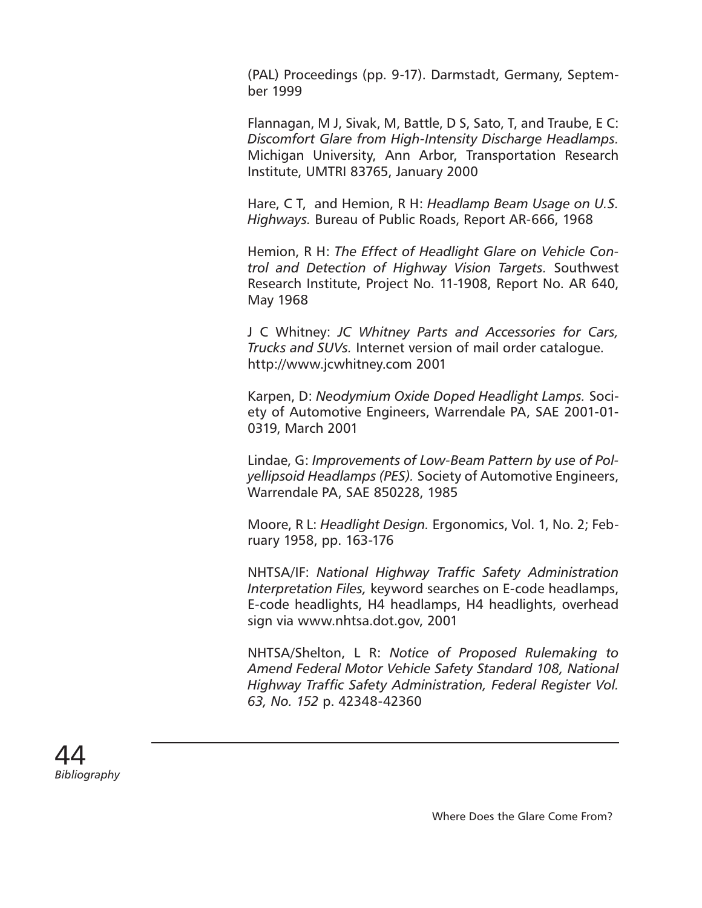(PAL) Proceedings (pp. 9-17). Darmstadt, Germany, September 1999

Flannagan, M J, Sivak, M, Battle, D S, Sato, T, and Traube, E C: *Discomfort Glare from High-Intensity Discharge Headlamps.* Michigan University, Ann Arbor, Transportation Research Institute, UMTRI 83765, January 2000

Hare, C T, and Hemion, R H: *Headlamp Beam Usage on U.S. Highways.* Bureau of Public Roads, Report AR-666, 1968

Hemion, R H: *The Effect of Headlight Glare on Vehicle Control and Detection of Highway Vision Targets.* Southwest Research Institute, Project No. 11-1908, Report No. AR 640, May 1968

J C Whitney: *JC Whitney Parts and Accessories for Cars, Trucks and SUVs.* Internet version of mail order catalogue. http://www.jcwhitney.com 2001

Karpen, D: *Neodymium Oxide Doped Headlight Lamps.* Society of Automotive Engineers, Warrendale PA, SAE 2001-01-0319, March 2001

Lindae, G: *Improvements of Low-Beam Pattern by use of Polyellipsoid Headlamps (PES).* Society of Automotive Engineers, Warrendale PA, SAE 850228, 1985

Moore, R L: *Headlight Design.* Ergonomics, Vol. 1, No. 2; February 1958, pp. 163-176

NHTSA/IF: *National Highway Traffic Safety Administration Interpretation Files,* keyword searches on E-code headlamps, E-code headlights, H4 headlamps, H4 headlights, overhead sign via www.nhtsa.dot.gov, 2001

NHTSA/Shelton, L R: *Notice of Proposed Rulemaking to Amend Federal Motor Vehicle Safety Standard 108, National Highway Traffic Safety Administration, Federal Register Vol. 63, No. 152* p. 42348-42360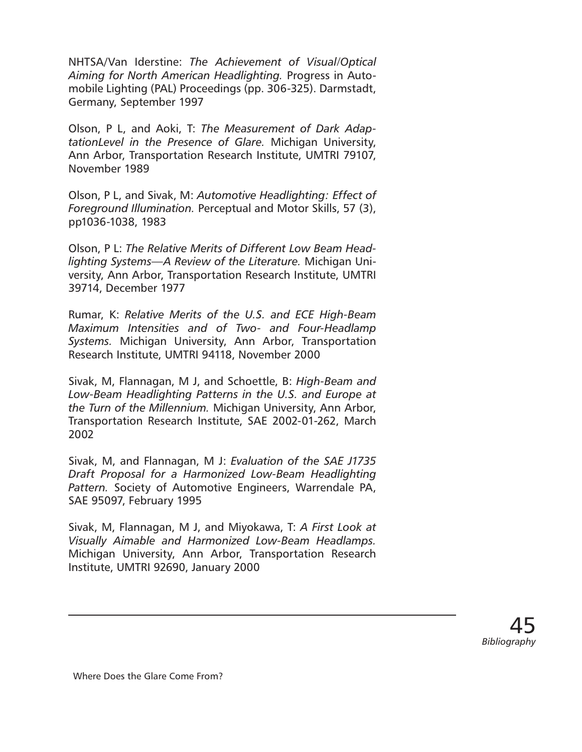NHTSA/Van Iderstine: *The Achievement of Visual/Optical Aiming for North American Headlighting.* Progress in Automobile Lighting (PAL) Proceedings (pp. 306-325). Darmstadt, Germany, September 1997

Olson, P L, and Aoki, T: *The Measurement of Dark AdaptationLevel in the Presence of Glare.* Michigan University, Ann Arbor, Transportation Research Institute, UMTRI 79107, November 1989

Olson, P L, and Sivak, M: *Automotive Headlighting: Effect of Foreground Illumination.* Perceptual and Motor Skills, 57 (3), pp1036-1038, 1983

Olson, P L: *The Relative Merits of Different Low Beam Headlighting Systems—A Review of the Literature.* Michigan University, Ann Arbor, Transportation Research Institute, UMTRI 39714, December 1977

Rumar, K: *Relative Merits of the U.S. and ECE High-Beam Maximum Intensities and of Two- and Four-Headlamp Systems.* Michigan University, Ann Arbor, Transportation Research Institute, UMTRI 94118, November 2000

Sivak, M, Flannagan, M J, and Schoettle, B: *High-Beam and Low-Beam Headlighting Patterns in the U.S. and Europe at the Turn of the Millennium.* Michigan University, Ann Arbor, Transportation Research Institute, SAE 2002-01-262, March 2002

Sivak, M, and Flannagan, M J: *Evaluation of the SAE J1735 Draft Proposal for a Harmonized Low-Beam Headlighting Pattern.* Society of Automotive Engineers, Warrendale PA, SAE 95097, February 1995

Sivak, M, Flannagan, M J, and Miyokawa, T: *A First Look at Visually Aimable and Harmonized Low-Beam Headlamps.* Michigan University, Ann Arbor, Transportation Research Institute, UMTRI 92690, January 2000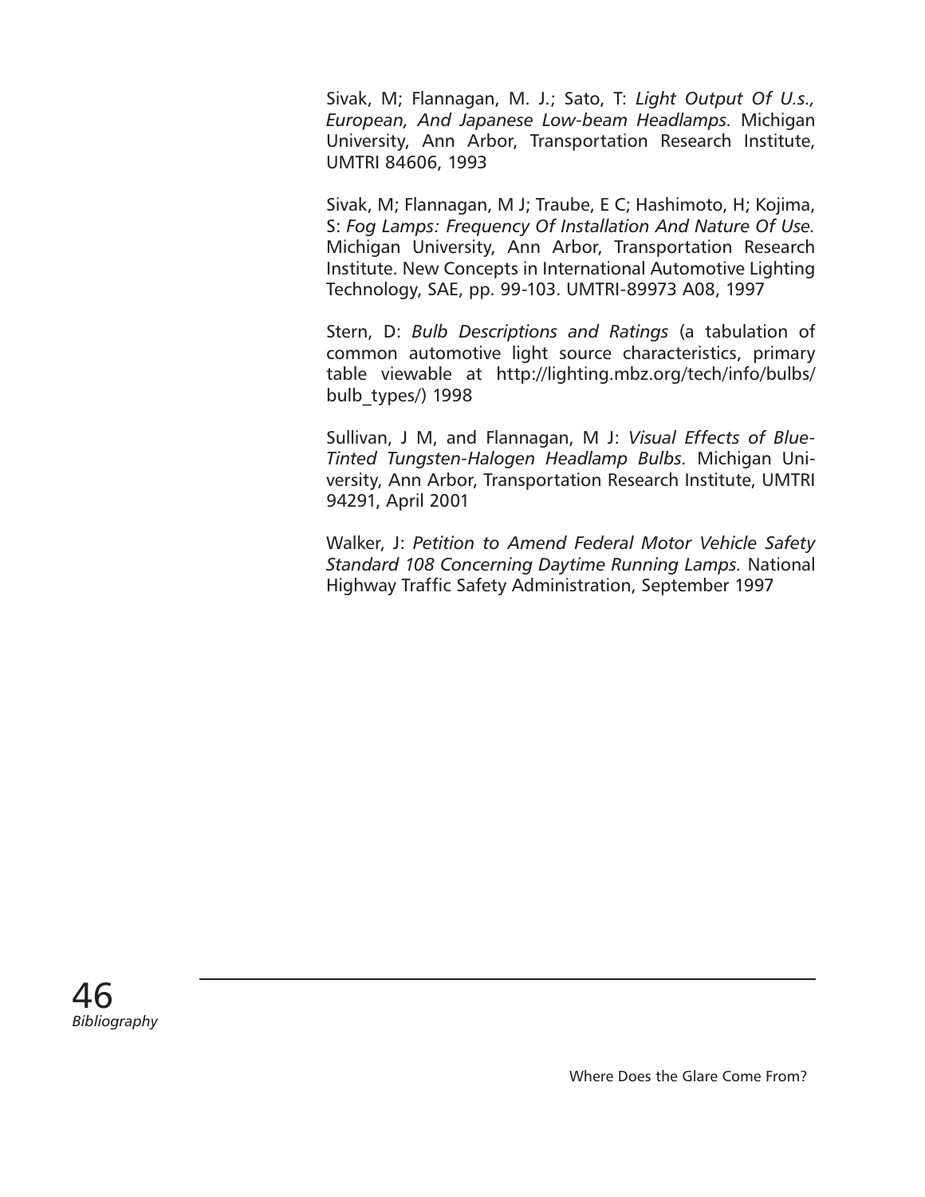Sivak, M; Flannagan, M. J.; Sato, T: *Light Output Of U.s., European, And Japanese Low-beam Headlamps.* Michigan University, Ann Arbor, Transportation Research Institute, UMTRI 84606, 1993

Sivak, M; Flannagan, M J; Traube, E C; Hashimoto, H; Kojima, S: *Fog Lamps: Frequency Of Installation And Nature Of Use.* Michigan University, Ann Arbor, Transportation Research Institute. New Concepts in International Automotive Lighting Technology, SAE, pp. 99-103. UMTRI-89973 A08, 1997

Stern, D: *Bulb Descriptions and Ratings* (a tabulation of common automotive light source characteristics, primary table viewable at http://lighting.mbz.org/tech/info/bulbs/bulb_types/) 1998

Sullivan, J M, and Flannagan, M J: *Visual Effects of Blue-Tinted Tungsten-Halogen Headlamp Bulbs.* Michigan University, Ann Arbor, Transportation Research Institute, UMTRI 94291, April 2001

Walker, J: *Petition to Amend Federal Motor Vehicle Safety Standard 108 Concerning Daytime Running Lamps.* National Highway Traffic Safety Administration, September 1997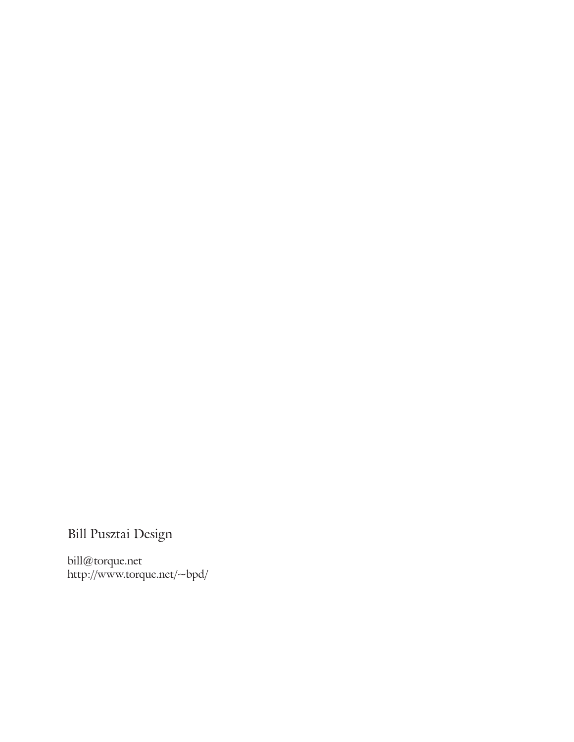Bill Pusztai Design

bill@torque.net
http://www.torque.net/~bpd/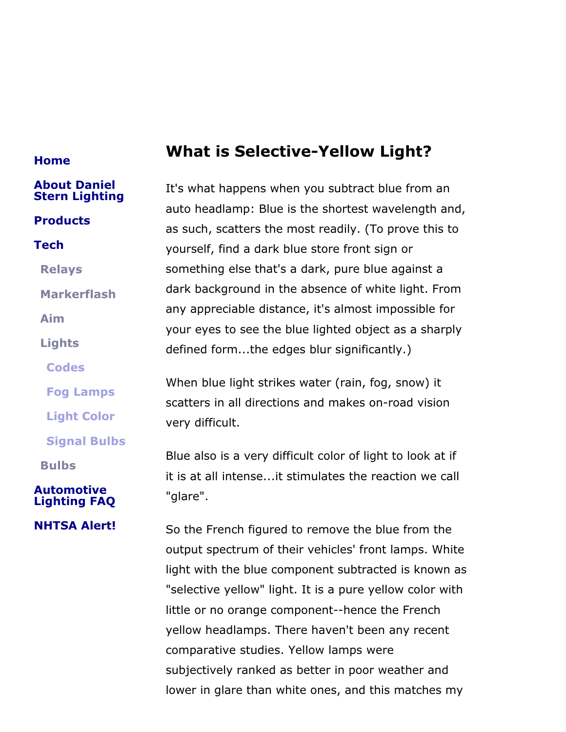Home

About Daniel Stern Lighting

Products

Tech

Relays

Markerflash

Aim

Lights

Codes

Fog Lamps

Light Color

Signal Bulbs

Bulbs

Automotive Lighting FAQ

NHTSA Alert!

# What is Selective-Yellow Light?

It's what happens when you subtract blue from an auto headlamp: Blue is the shortest wavelength and, as such, scatters the most readily. (To prove this to yourself, find a dark blue store front sign or something else that's a dark, pure blue against a dark background in the absence of white light. From any appreciable distance, it's almost impossible for your eyes to see the blue lighted object as a sharply defined form...the edges blur significantly.)

When blue light strikes water (rain, fog, snow) it scatters in all directions and makes on-road vision very difficult.

Blue also is a very difficult color of light to look at if it is at all intense...it stimulates the reaction we call "glare".

So the French figured to remove the blue from the output spectrum of their vehicles' front lamps. White light with the blue component subtracted is known as "selective yellow" light. It is a pure yellow color with little or no orange component--hence the French yellow headlamps. There haven't been any recent comparative studies. Yellow lamps were subjectively ranked as better in poor weather and lower in glare than white ones, and this matches my